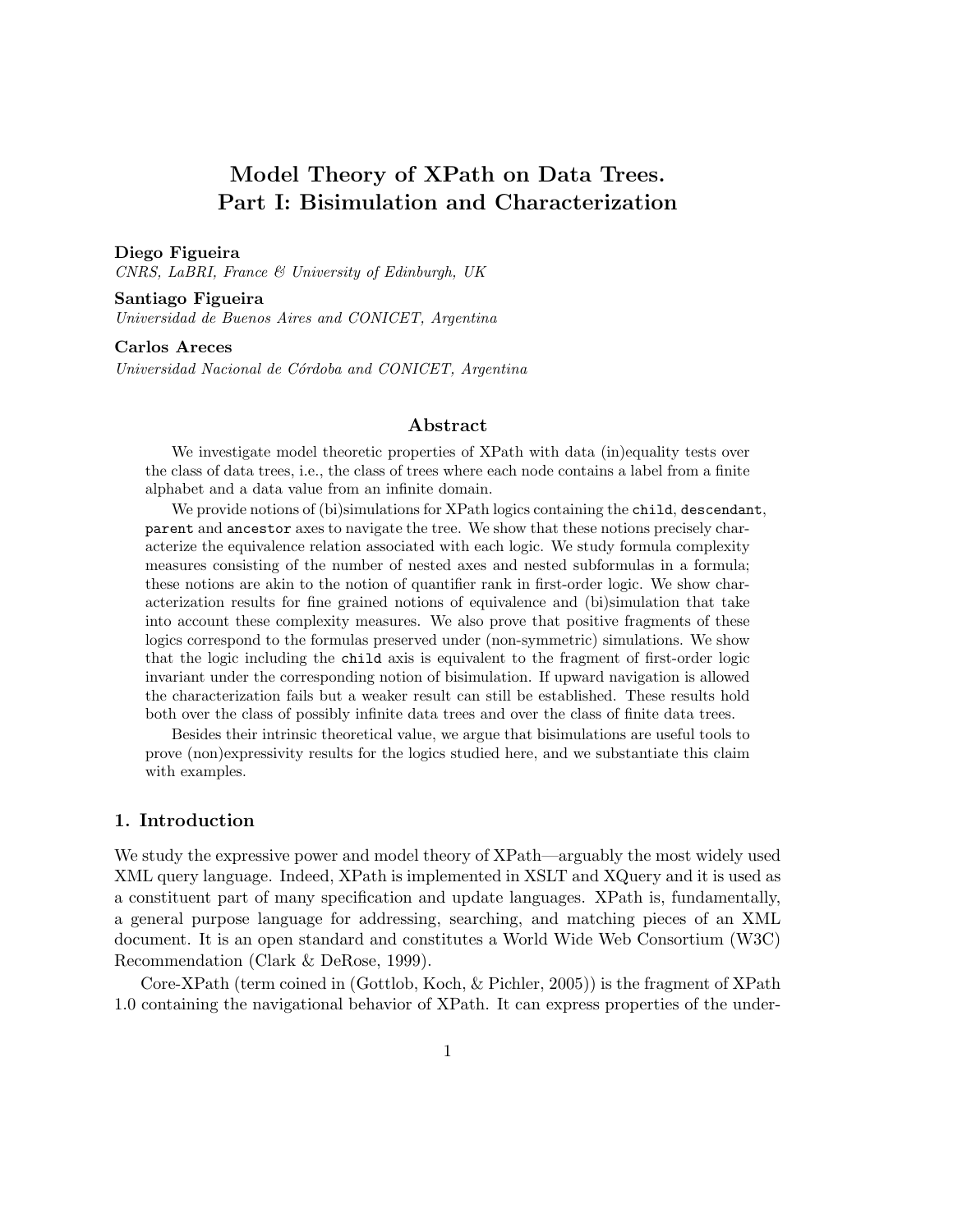# Model Theory of XPath on Data Trees.
# Part I: Bisimulation and Characterization

**Diego Figueira**
*CNRS, LaBRI, France & University of Edinburgh, UK*

**Santiago Figueira**
*Universidad de Buenos Aires and CONICET, Argentina*

**Carlos Areces**
*Universidad Nacional de Córdoba and CONICET, Argentina*

## Abstract

We investigate model theoretic properties of XPath with data (in)equality tests over the class of data trees, i.e., the class of trees where each node contains a label from a finite alphabet and a data value from an infinite domain.

We provide notions of (bi)simulations for XPath logics containing the `child`, `descendant`, `parent` and `ancestor` axes to navigate the tree. We show that these notions precisely characterize the equivalence relation associated with each logic. We study formula complexity measures consisting of the number of nested axes and nested subformulas in a formula; these notions are akin to the notion of quantifier rank in first-order logic. We show characterization results for fine grained notions of equivalence and (bi)simulation that take into account these complexity measures. We also prove that positive fragments of these logics correspond to the formulas preserved under (non-symmetric) simulations. We show that the logic including the `child` axis is equivalent to the fragment of first-order logic invariant under the corresponding notion of bisimulation. If upward navigation is allowed the characterization fails but a weaker result can still be established. These results hold both over the class of possibly infinite data trees and over the class of finite data trees.

Besides their intrinsic theoretical value, we argue that bisimulations are useful tools to prove (non)expressivity results for the logics studied here, and we substantiate this claim with examples.

## 1. Introduction

We study the expressive power and model theory of XPath—arguably the most widely used XML query language. Indeed, XPath is implemented in XSLT and XQuery and it is used as a constituent part of many specification and update languages. XPath is, fundamentally, a general purpose language for addressing, searching, and matching pieces of an XML document. It is an open standard and constitutes a World Wide Web Consortium (W3C) Recommendation (Clark & DeRose, 1999).

Core-XPath (term coined in (Gottlob, Koch, & Pichler, 2005)) is the fragment of XPath 1.0 containing the navigational behavior of XPath. It can express properties of the under-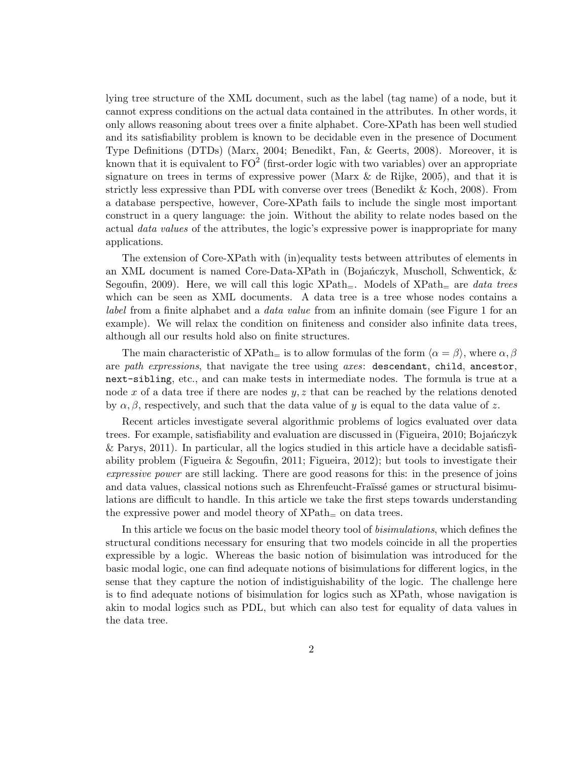lying tree structure of the XML document, such as the label (tag name) of a node, but it cannot express conditions on the actual data contained in the attributes. In other words, it only allows reasoning about trees over a finite alphabet. Core-XPath has been well studied and its satisfiability problem is known to be decidable even in the presence of Document Type Definitions (DTDs) (Marx, 2004; Benedikt, Fan, & Geerts, 2008). Moreover, it is known that it is equivalent to $\mathrm{FO}^2$ (first-order logic with two variables) over an appropriate signature on trees in terms of expressive power (Marx & de Rijke, 2005), and that it is strictly less expressive than PDL with converse over trees (Benedikt & Koch, 2008). From a database perspective, however, Core-XPath fails to include the single most important construct in a query language: the join. Without the ability to relate nodes based on the actual *data values* of the attributes, the logic's expressive power is inappropriate for many applications.

The extension of Core-XPath with (in)equality tests between attributes of elements in an XML document is named Core-Data-XPath in (Bojańczyk, Muscholl, Schwentick, & Segoufin, 2009). Here, we will call this logic $\mathrm{XPath}_=$. Models of $\mathrm{XPath}_=$ are *data trees* which can be seen as XML documents. A data tree is a tree whose nodes contains a *label* from a finite alphabet and a *data value* from an infinite domain (see Figure 1 for an example). We will relax the condition on finiteness and consider also infinite data trees, although all our results hold also on finite structures.

The main characteristic of $\mathrm{XPath}_=$ is to allow formulas of the form $\langle \alpha = \beta \rangle$, where $\alpha, \beta$ are *path expressions*, that navigate the tree using *axes*: `descendant`, `child`, `ancestor`, `next-sibling`, etc., and can make tests in intermediate nodes. The formula is true at a node $x$ of a data tree if there are nodes $y, z$ that can be reached by the relations denoted by $\alpha, \beta$, respectively, and such that the data value of $y$ is equal to the data value of $z$.

Recent articles investigate several algorithmic problems of logics evaluated over data trees. For example, satisfiability and evaluation are discussed in (Figueira, 2010; Bojańczyk & Parys, 2011). In particular, all the logics studied in this article have a decidable satisfiability problem (Figueira & Segoufin, 2011; Figueira, 2012); but tools to investigate their *expressive power* are still lacking. There are good reasons for this: in the presence of joins and data values, classical notions such as Ehrenfeucht-Fraïssé games or structural bisimulations are difficult to handle. In this article we take the first steps towards understanding the expressive power and model theory of $\mathrm{XPath}_=$ on data trees.

In this article we focus on the basic model theory tool of *bisimulations*, which defines the structural conditions necessary for ensuring that two models coincide in all the properties expressible by a logic. Whereas the basic notion of bisimulation was introduced for the basic modal logic, one can find adequate notions of bisimulations for different logics, in the sense that they capture the notion of indistiguishability of the logic. The challenge here is to find adequate notions of bisimulation for logics such as XPath, whose navigation is akin to modal logics such as PDL, but which can also test for equality of data values in the data tree.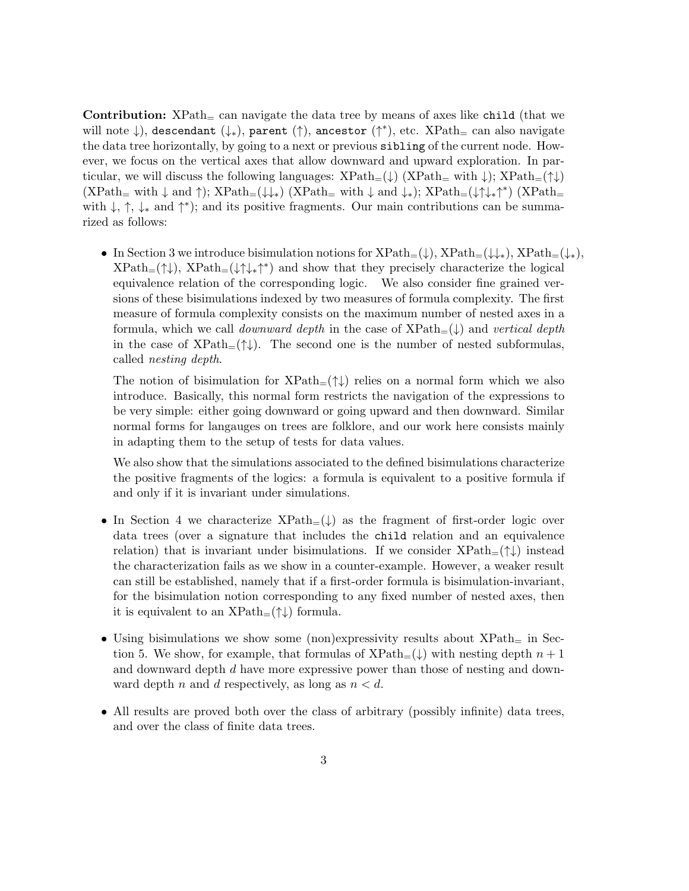**Contribution:** $\text{XPath}_=$ can navigate the data tree by means of axes like `child` (that we will note $\downarrow$), `descendant` ($\downarrow_*$), `parent` ($\uparrow$), `ancestor` ($\uparrow^*$), etc. $\text{XPath}_=$ can also navigate the data tree horizontally, by going to a next or previous `sibling` of the current node. However, we focus on the vertical axes that allow downward and upward exploration. In particular, we will discuss the following languages: $\text{XPath}_=(\downarrow)$ ($\text{XPath}_=$ with $\downarrow$); $\text{XPath}_=(\uparrow\downarrow)$ ($\text{XPath}_=$ with $\downarrow$ and $\uparrow$); $\text{XPath}_=(\downarrow\downarrow_*)$ ($\text{XPath}_=$ with $\downarrow$ and $\downarrow_*$); $\text{XPath}_=(\downarrow\uparrow\downarrow_*\uparrow^*)$ ($\text{XPath}_=$ with $\downarrow$, $\uparrow$, $\downarrow_*$ and $\uparrow^*$); and its positive fragments. Our main contributions can be summarized as follows:

- In Section 3 we introduce bisimulation notions for $\text{XPath}_=(\downarrow)$, $\text{XPath}_=(\downarrow\downarrow_*)$, $\text{XPath}_=(\downarrow_*)$, $\text{XPath}_=(\uparrow\downarrow)$, $\text{XPath}_=(\downarrow\uparrow\downarrow_*\uparrow^*)$ and show that they precisely characterize the logical equivalence relation of the corresponding logic. We also consider fine grained versions of these bisimulations indexed by two measures of formula complexity. The first measure of formula complexity consists on the maximum number of nested axes in a formula, which we call *downward depth* in the case of $\text{XPath}_=(\downarrow)$ and *vertical depth* in the case of $\text{XPath}_=(\uparrow\downarrow)$. The second one is the number of nested subformulas, called *nesting depth*.

  The notion of bisimulation for $\text{XPath}_=(\uparrow\downarrow)$ relies on a normal form which we also introduce. Basically, this normal form restricts the navigation of the expressions to be very simple: either going downward or going upward and then downward. Similar normal forms for langauges on trees are folklore, and our work here consists mainly in adapting them to the setup of tests for data values.

  We also show that the simulations associated to the defined bisimulations characterize the positive fragments of the logics: a formula is equivalent to a positive formula if and only if it is invariant under simulations.

- In Section 4 we characterize $\text{XPath}_=(\downarrow)$ as the fragment of first-order logic over data trees (over a signature that includes the `child` relation and an equivalence relation) that is invariant under bisimulations. If we consider $\text{XPath}_=(\uparrow\downarrow)$ instead the characterization fails as we show in a counter-example. However, a weaker result can still be established, namely that if a first-order formula is bisimulation-invariant, for the bisimulation notion corresponding to any fixed number of nested axes, then it is equivalent to an $\text{XPath}_=(\uparrow\downarrow)$ formula.

- Using bisimulations we show some (non)expressivity results about $\text{XPath}_=$ in Section 5. We show, for example, that formulas of $\text{XPath}_=(\downarrow)$ with nesting depth $n+1$ and downward depth $d$ have more expressive power than those of nesting and downward depth $n$ and $d$ respectively, as long as $n < d$.

- All results are proved both over the class of arbitrary (possibly infinite) data trees, and over the class of finite data trees.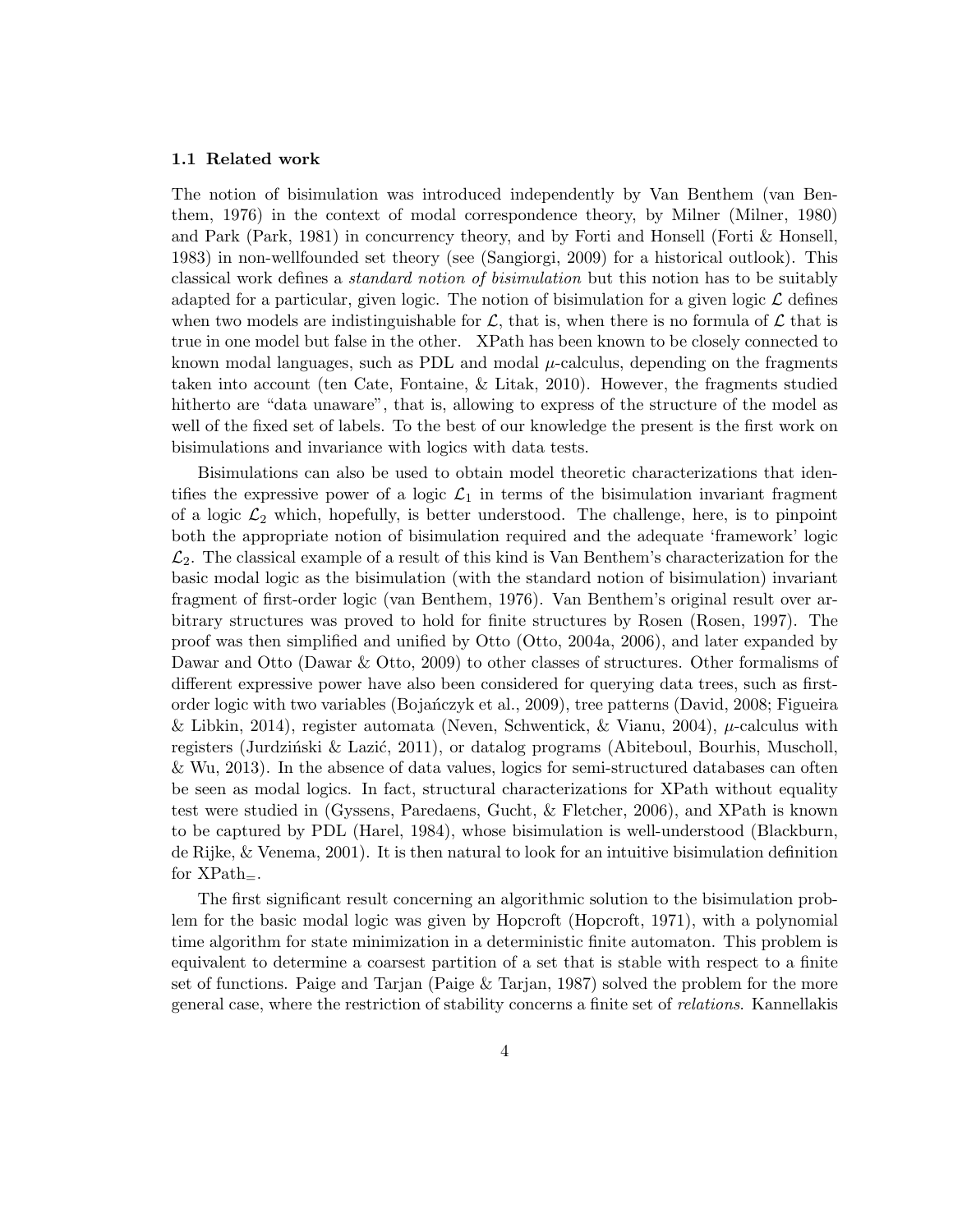### 1.1 Related work

The notion of bisimulation was introduced independently by Van Benthem (van Benthem, 1976) in the context of modal correspondence theory, by Milner (Milner, 1980) and Park (Park, 1981) in concurrency theory, and by Forti and Honsell (Forti & Honsell, 1983) in non-wellfounded set theory (see (Sangiorgi, 2009) for a historical outlook). This classical work defines a *standard notion of bisimulation* but this notion has to be suitably adapted for a particular, given logic. The notion of bisimulation for a given logic $\mathcal{L}$ defines when two models are indistinguishable for $\mathcal{L}$, that is, when there is no formula of $\mathcal{L}$ that is true in one model but false in the other. XPath has been known to be closely connected to known modal languages, such as PDL and modal $\mu$-calculus, depending on the fragments taken into account (ten Cate, Fontaine, & Litak, 2010). However, the fragments studied hitherto are "data unaware", that is, allowing to express of the structure of the model as well of the fixed set of labels. To the best of our knowledge the present is the first work on bisimulations and invariance with logics with data tests.

Bisimulations can also be used to obtain model theoretic characterizations that identifies the expressive power of a logic $\mathcal{L}_1$ in terms of the bisimulation invariant fragment of a logic $\mathcal{L}_2$ which, hopefully, is better understood. The challenge, here, is to pinpoint both the appropriate notion of bisimulation required and the adequate 'framework' logic $\mathcal{L}_2$. The classical example of a result of this kind is Van Benthem's characterization for the basic modal logic as the bisimulation (with the standard notion of bisimulation) invariant fragment of first-order logic (van Benthem, 1976). Van Benthem's original result over arbitrary structures was proved to hold for finite structures by Rosen (Rosen, 1997). The proof was then simplified and unified by Otto (Otto, 2004a, 2006), and later expanded by Dawar and Otto (Dawar & Otto, 2009) to other classes of structures. Other formalisms of different expressive power have also been considered for querying data trees, such as first-order logic with two variables (Bojańczyk et al., 2009), tree patterns (David, 2008; Figueira & Libkin, 2014), register automata (Neven, Schwentick, & Vianu, 2004), $\mu$-calculus with registers (Jurdziński & Lazić, 2011), or datalog programs (Abiteboul, Bourhis, Muscholl, & Wu, 2013). In the absence of data values, logics for semi-structured databases can often be seen as modal logics. In fact, structural characterizations for XPath without equality test were studied in (Gyssens, Paredaens, Gucht, & Fletcher, 2006), and XPath is known to be captured by PDL (Harel, 1984), whose bisimulation is well-understood (Blackburn, de Rijke, & Venema, 2001). It is then natural to look for an intuitive bisimulation definition for $\text{XPath}_=$.

The first significant result concerning an algorithmic solution to the bisimulation problem for the basic modal logic was given by Hopcroft (Hopcroft, 1971), with a polynomial time algorithm for state minimization in a deterministic finite automaton. This problem is equivalent to determine a coarsest partition of a set that is stable with respect to a finite set of functions. Paige and Tarjan (Paige & Tarjan, 1987) solved the problem for the more general case, where the restriction of stability concerns a finite set of *relations*. Kannellakis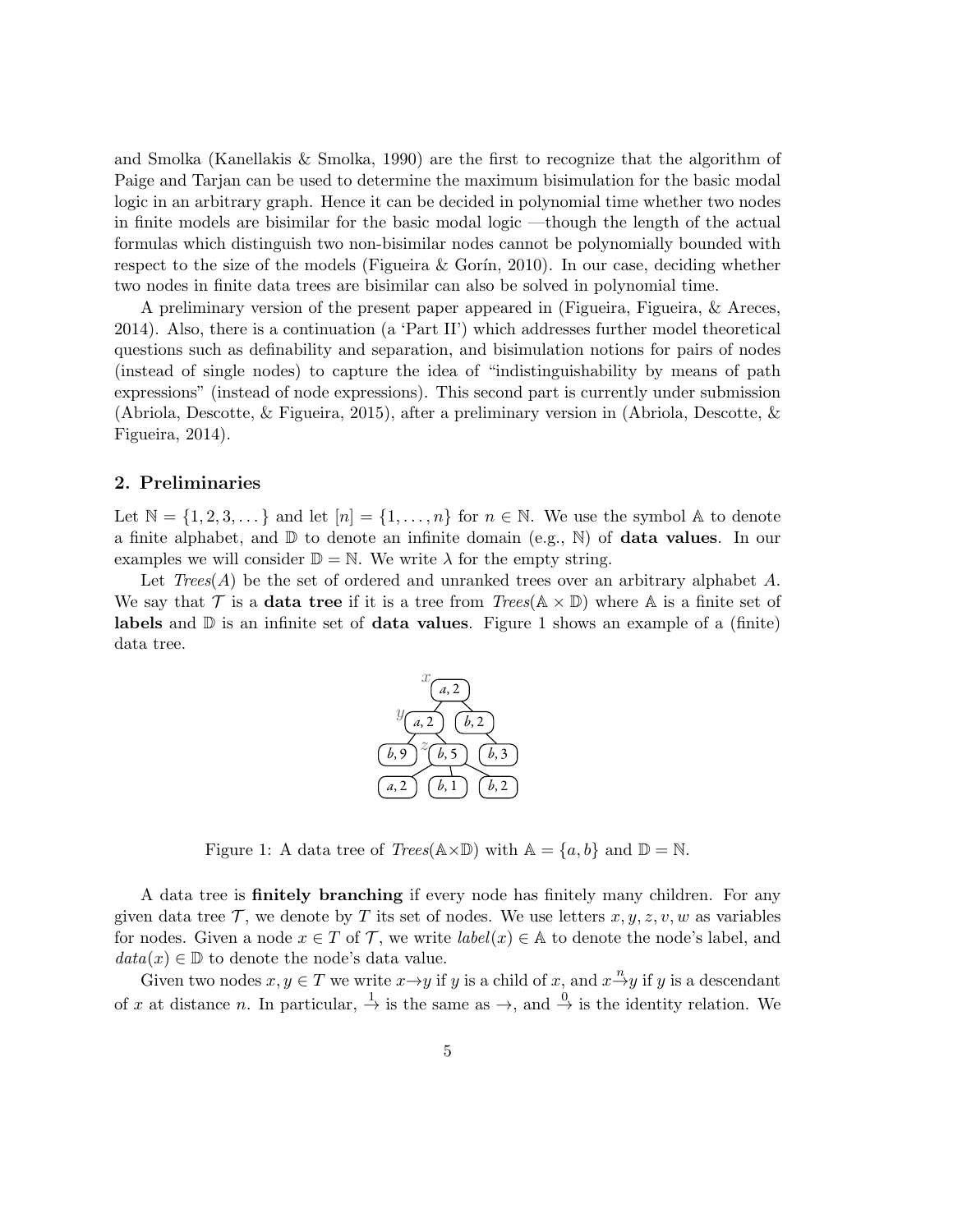and Smolka (Kanellakis & Smolka, 1990) are the first to recognize that the algorithm of Paige and Tarjan can be used to determine the maximum bisimulation for the basic modal logic in an arbitrary graph. Hence it can be decided in polynomial time whether two nodes in finite models are bisimilar for the basic modal logic —though the length of the actual formulas which distinguish two non-bisimilar nodes cannot be polynomially bounded with respect to the size of the models (Figueira & Gorín, 2010). In our case, deciding whether two nodes in finite data trees are bisimilar can also be solved in polynomial time.

A preliminary version of the present paper appeared in (Figueira, Figueira, & Areces, 2014). Also, there is a continuation (a 'Part II') which addresses further model theoretical questions such as definability and separation, and bisimulation notions for pairs of nodes (instead of single nodes) to capture the idea of "indistinguishability by means of path expressions" (instead of node expressions). This second part is currently under submission (Abriola, Descotte, & Figueira, 2015), after a preliminary version in (Abriola, Descotte, & Figueira, 2014).

## 2. Preliminaries

Let $\mathbb{N} = \{1, 2, 3, \dots\}$ and let $[n] = \{1, \dots, n\}$ for $n \in \mathbb{N}$. We use the symbol $\mathbb{A}$ to denote a finite alphabet, and $\mathbb{D}$ to denote an infinite domain (e.g., $\mathbb{N}$) of **data values**. In our examples we will consider $\mathbb{D} = \mathbb{N}$. We write $\lambda$ for the empty string.

Let *Trees*$(A)$ be the set of ordered and unranked trees over an arbitrary alphabet $A$. We say that $\mathcal{T}$ is a **data tree** if it is a tree from *Trees*$(\mathbb{A} \times \mathbb{D})$ where $\mathbb{A}$ is a finite set of **labels** and $\mathbb{D}$ is an infinite set of **data values**. Figure 1 shows an example of a (finite) data tree.

Figure 1: A data tree of *Trees*$(\mathbb{A}\times\mathbb{D})$ with $\mathbb{A} = \{a, b\}$ and $\mathbb{D} = \mathbb{N}$.

A data tree is **finitely branching** if every node has finitely many children. For any given data tree $\mathcal{T}$, we denote by $T$ its set of nodes. We use letters $x, y, z, v, w$ as variables for nodes. Given a node $x \in T$ of $\mathcal{T}$, we write *label*$(x) \in \mathbb{A}$ to denote the node's label, and *data*$(x) \in \mathbb{D}$ to denote the node's data value.

Given two nodes $x, y \in T$ we write $x{\to}y$ if $y$ is a child of $x$, and $x\overset{n}{\to}y$ if $y$ is a descendant of $x$ at distance $n$. In particular, $\overset{1}{\to}$ is the same as $\to$, and $\overset{0}{\to}$ is the identity relation. We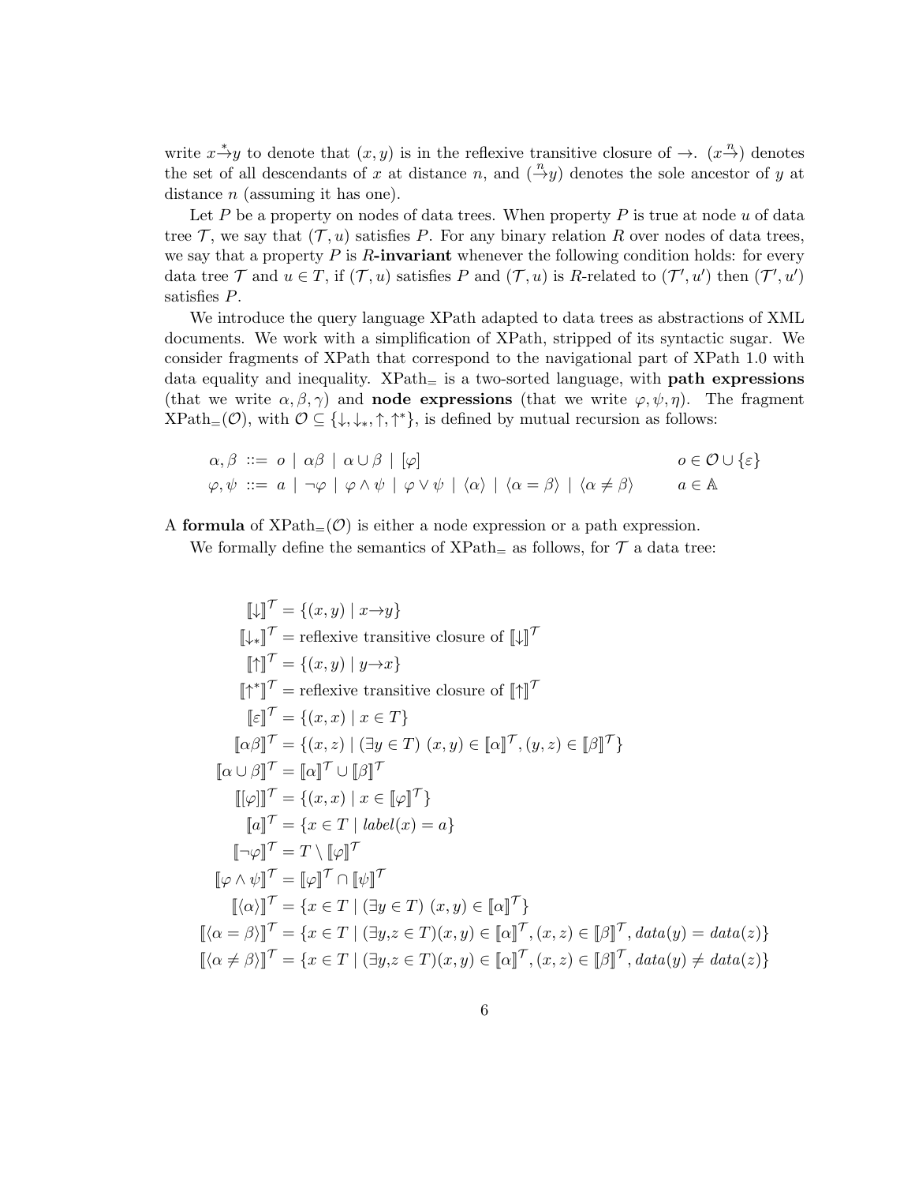write $x \xrightarrow{*} y$ to denote that $(x, y)$ is in the reflexive transitive closure of $\rightarrow$. $(x \xrightarrow{n})$ denotes the set of all descendants of $x$ at distance $n$, and $(\xrightarrow{n} y)$ denotes the sole ancestor of $y$ at distance $n$ (assuming it has one).

Let $P$ be a property on nodes of data trees. When property $P$ is true at node $u$ of data tree $\mathcal{T}$, we say that $(\mathcal{T}, u)$ satisfies $P$. For any binary relation $R$ over nodes of data trees, we say that a property $P$ is **$R$-invariant** whenever the following condition holds: for every data tree $\mathcal{T}$ and $u \in T$, if $(\mathcal{T}, u)$ satisfies $P$ and $(\mathcal{T}, u)$ is $R$-related to $(\mathcal{T}', u')$ then $(\mathcal{T}', u')$ satisfies $P$.

We introduce the query language XPath adapted to data trees as abstractions of XML documents. We work with a simplification of XPath, stripped of its syntactic sugar. We consider fragments of XPath that correspond to the navigational part of XPath 1.0 with data equality and inequality. $\text{XPath}_=$ is a two-sorted language, with **path expressions** (that we write $\alpha, \beta, \gamma$) and **node expressions** (that we write $\varphi, \psi, \eta$). The fragment $\text{XPath}_=(\mathcal{O})$, with $\mathcal{O} \subseteq \{\downarrow, \downarrow_*, \uparrow, \uparrow^*\}$, is defined by mutual recursion as follows:

$$\alpha, \beta ::= o \mid \alpha\beta \mid \alpha \cup \beta \mid [\varphi] \qquad\qquad o \in \mathcal{O} \cup \{\varepsilon\}$$

$$\varphi, \psi ::= a \mid \neg\varphi \mid \varphi \wedge \psi \mid \varphi \vee \psi \mid \langle\alpha\rangle \mid \langle\alpha = \beta\rangle \mid \langle\alpha \neq \beta\rangle \qquad a \in \mathbb{A}$$

A **formula** of $\text{XPath}_=(\mathcal{O})$ is either a node expression or a path expression.

We formally define the semantics of $\text{XPath}_=$ as follows, for $\mathcal{T}$ a data tree:

$$
\begin{aligned}
[\![\downarrow]\!]^{\mathcal{T}} &= \{(x, y) \mid x \rightarrow y\} \\
[\![\downarrow_*]\!]^{\mathcal{T}} &= \text{reflexive transitive closure of } [\![\downarrow]\!]^{\mathcal{T}} \\
[\![\uparrow]\!]^{\mathcal{T}} &= \{(x, y) \mid y \rightarrow x\} \\
[\![\uparrow^*]\!]^{\mathcal{T}} &= \text{reflexive transitive closure of } [\![\uparrow]\!]^{\mathcal{T}} \\
[\![\varepsilon]\!]^{\mathcal{T}} &= \{(x, x) \mid x \in T\} \\
[\![\alpha\beta]\!]^{\mathcal{T}} &= \{(x, z) \mid (\exists y \in T)\ (x, y) \in [\![\alpha]\!]^{\mathcal{T}}, (y, z) \in [\![\beta]\!]^{\mathcal{T}}\} \\
[\![\alpha \cup \beta]\!]^{\mathcal{T}} &= [\![\alpha]\!]^{\mathcal{T}} \cup [\![\beta]\!]^{\mathcal{T}} \\
[\![[\varphi]]\!]^{\mathcal{T}} &= \{(x, x) \mid x \in [\![\varphi]\!]^{\mathcal{T}}\} \\
[\![a]\!]^{\mathcal{T}} &= \{x \in T \mid \mathit{label}(x) = a\} \\
[\![\neg\varphi]\!]^{\mathcal{T}} &= T \setminus [\![\varphi]\!]^{\mathcal{T}} \\
[\![\varphi \wedge \psi]\!]^{\mathcal{T}} &= [\![\varphi]\!]^{\mathcal{T}} \cap [\![\psi]\!]^{\mathcal{T}} \\
[\![\langle\alpha\rangle]\!]^{\mathcal{T}} &= \{x \in T \mid (\exists y \in T)\ (x, y) \in [\![\alpha]\!]^{\mathcal{T}}\} \\
[\![\langle\alpha = \beta\rangle]\!]^{\mathcal{T}} &= \{x \in T \mid (\exists y, z \in T)(x, y) \in [\![\alpha]\!]^{\mathcal{T}}, (x, z) \in [\![\beta]\!]^{\mathcal{T}}, \mathit{data}(y) = \mathit{data}(z)\} \\
[\![\langle\alpha \neq \beta\rangle]\!]^{\mathcal{T}} &= \{x \in T \mid (\exists y, z \in T)(x, y) \in [\![\alpha]\!]^{\mathcal{T}}, (x, z) \in [\![\beta]\!]^{\mathcal{T}}, \mathit{data}(y) \neq \mathit{data}(z)\}
\end{aligned}
$$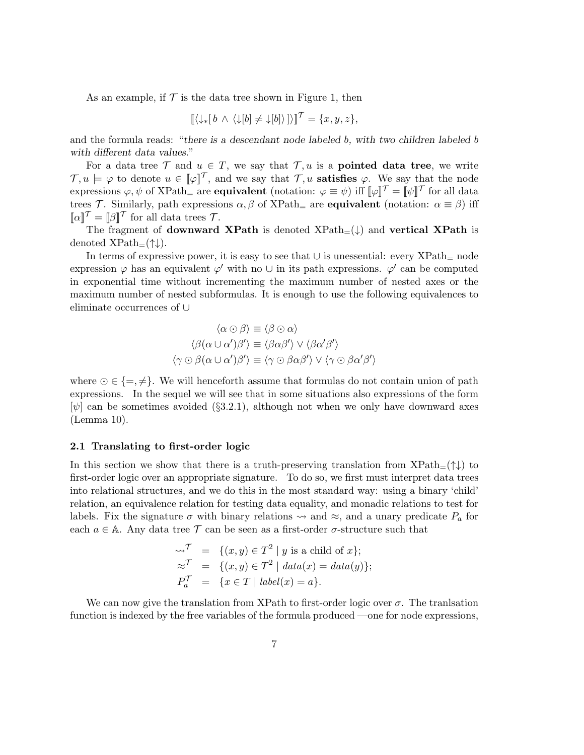As an example, if $\mathcal{T}$ is the data tree shown in Figure 1, then

$$[\![\langle \downarrow_*[\, b \wedge \langle \downarrow[b] \neq \downarrow[b] \rangle \,] \rangle ]\!]^{\mathcal{T}} = \{x, y, z\},$$

and the formula reads: "*there is a descendant node labeled b, with two children labeled b with different data values.*"

For a data tree $\mathcal{T}$ and $u \in T$, we say that $\mathcal{T}, u$ is a **pointed data tree**, we write $\mathcal{T}, u \models \varphi$ to denote $u \in [\![\varphi]\!]^{\mathcal{T}}$, and we say that $\mathcal{T}, u$ **satisfies** $\varphi$. We say that the node expressions $\varphi, \psi$ of XPath$_=$ are **equivalent** (notation: $\varphi \equiv \psi$) iff $[\![\varphi]\!]^{\mathcal{T}} = [\![\psi]\!]^{\mathcal{T}}$ for all data trees $\mathcal{T}$. Similarly, path expressions $\alpha, \beta$ of XPath$_=$ are **equivalent** (notation: $\alpha \equiv \beta$) iff $[\![\alpha]\!]^{\mathcal{T}} = [\![\beta]\!]^{\mathcal{T}}$ for all data trees $\mathcal{T}$.

The fragment of **downward XPath** is denoted XPath$_=(\downarrow)$ and **vertical XPath** is denoted XPath$_=(\uparrow\downarrow)$.

In terms of expressive power, it is easy to see that $\cup$ is unessential: every XPath$_=$ node expression $\varphi$ has an equivalent $\varphi'$ with no $\cup$ in its path expressions. $\varphi'$ can be computed in exponential time without incrementing the maximum number of nested axes or the maximum number of nested subformulas. It is enough to use the following equivalences to eliminate occurrences of $\cup$

$$\langle \alpha \odot \beta \rangle \equiv \langle \beta \odot \alpha \rangle$$
$$\langle \beta(\alpha \cup \alpha')\beta' \rangle \equiv \langle \beta\alpha\beta' \rangle \vee \langle \beta\alpha'\beta' \rangle$$
$$\langle \gamma \odot \beta(\alpha \cup \alpha')\beta' \rangle \equiv \langle \gamma \odot \beta\alpha\beta' \rangle \vee \langle \gamma \odot \beta\alpha'\beta' \rangle$$

where $\odot \in \{=, \neq\}$. We will henceforth assume that formulas do not contain union of path expressions. In the sequel we will see that in some situations also expressions of the form $[\psi]$ can be sometimes avoided (§3.2.1), although not when we only have downward axes (Lemma 10).

### 2.1 Translating to first-order logic

In this section we show that there is a truth-preserving translation from XPath$_=(\uparrow\downarrow)$ to first-order logic over an appropriate signature. To do so, we first must interpret data trees into relational structures, and we do this in the most standard way: using a binary 'child' relation, an equivalence relation for testing data equality, and monadic relations to test for labels. Fix the signature $\sigma$ with binary relations $\rightsquigarrow$ and $\approx$, and a unary predicate $P_a$ for each $a \in \mathbb{A}$. Any data tree $\mathcal{T}$ can be seen as a first-order $\sigma$-structure such that

$$\begin{aligned}
\rightsquigarrow^{\mathcal{T}} &= \{(x, y) \in T^2 \mid y \text{ is a child of } x\}; \\
\approx^{\mathcal{T}} &= \{(x, y) \in T^2 \mid \mathit{data}(x) = \mathit{data}(y)\}; \\
P_a^{\mathcal{T}} &= \{x \in T \mid \mathit{label}(x) = a\}.
\end{aligned}$$

We can now give the translation from XPath to first-order logic over $\sigma$. The tranlsation function is indexed by the free variables of the formula produced —one for node expressions,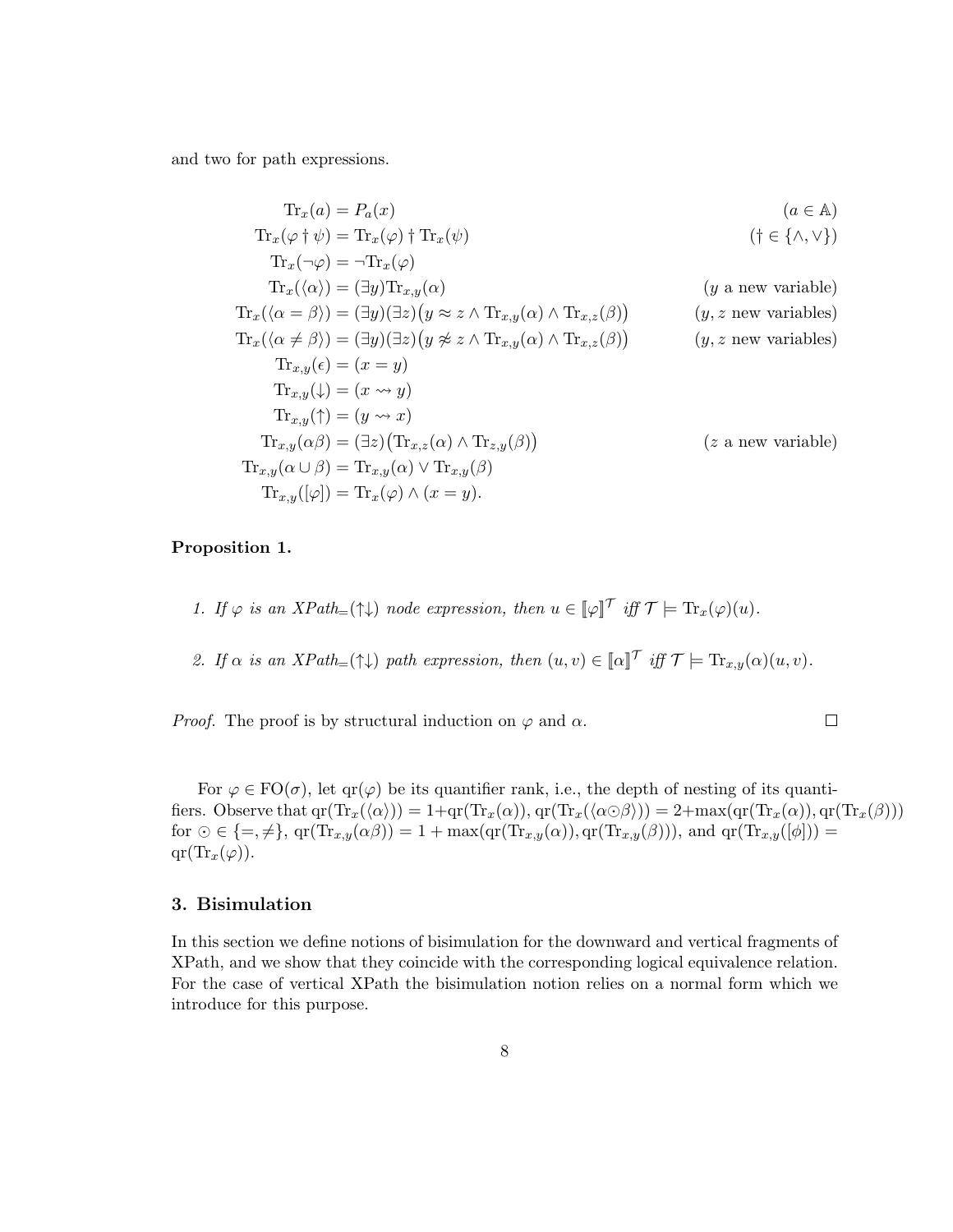and two for path expressions.

$$
\begin{aligned}
\mathrm{Tr}_x(a) &= P_a(x) && (a \in \mathbb{A})\\
\mathrm{Tr}_x(\varphi \dagger \psi) &= \mathrm{Tr}_x(\varphi) \dagger \mathrm{Tr}_x(\psi) && (\dagger \in \{\wedge, \vee\})\\
\mathrm{Tr}_x(\neg\varphi) &= \neg \mathrm{Tr}_x(\varphi)\\
\mathrm{Tr}_x(\langle\alpha\rangle) &= (\exists y)\mathrm{Tr}_{x,y}(\alpha) && (y \text{ a new variable})\\
\mathrm{Tr}_x(\langle\alpha = \beta\rangle) &= (\exists y)(\exists z)\big(y \approx z \wedge \mathrm{Tr}_{x,y}(\alpha) \wedge \mathrm{Tr}_{x,z}(\beta)\big) && (y, z \text{ new variables})\\
\mathrm{Tr}_x(\langle\alpha \neq \beta\rangle) &= (\exists y)(\exists z)\big(y \not\approx z \wedge \mathrm{Tr}_{x,y}(\alpha) \wedge \mathrm{Tr}_{x,z}(\beta)\big) && (y, z \text{ new variables})\\
\mathrm{Tr}_{x,y}(\epsilon) &= (x = y)\\
\mathrm{Tr}_{x,y}(\downarrow) &= (x \rightsquigarrow y)\\
\mathrm{Tr}_{x,y}(\uparrow) &= (y \rightsquigarrow x)\\
\mathrm{Tr}_{x,y}(\alpha\beta) &= (\exists z)\big(\mathrm{Tr}_{x,z}(\alpha) \wedge \mathrm{Tr}_{z,y}(\beta)\big) && (z \text{ a new variable})\\
\mathrm{Tr}_{x,y}(\alpha \cup \beta) &= \mathrm{Tr}_{x,y}(\alpha) \vee \mathrm{Tr}_{x,y}(\beta)\\
\mathrm{Tr}_{x,y}([\varphi]) &= \mathrm{Tr}_x(\varphi) \wedge (x = y).
\end{aligned}
$$

**Proposition 1.**

1. *If $\varphi$ is an XPath$_=(\uparrow\downarrow)$ node expression, then $u \in [\![\varphi]\!]^{\mathcal{T}}$ iff $\mathcal{T} \models \mathrm{Tr}_x(\varphi)(u)$.*

2. *If $\alpha$ is an XPath$_=(\uparrow\downarrow)$ path expression, then $(u, v) \in [\![\alpha]\!]^{\mathcal{T}}$ iff $\mathcal{T} \models \mathrm{Tr}_{x,y}(\alpha)(u, v)$.*

*Proof.* The proof is by structural induction on $\varphi$ and $\alpha$. $\square$

For $\varphi \in \mathrm{FO}(\sigma)$, let $\mathrm{qr}(\varphi)$ be its quantifier rank, i.e., the depth of nesting of its quantifiers. Observe that $\mathrm{qr}(\mathrm{Tr}_x(\langle\alpha\rangle)) = 1+\mathrm{qr}(\mathrm{Tr}_x(\alpha))$, $\mathrm{qr}(\mathrm{Tr}_x(\langle\alpha \odot \beta\rangle)) = 2+\max(\mathrm{qr}(\mathrm{Tr}_x(\alpha)), \mathrm{qr}(\mathrm{Tr}_x(\beta)))$ for $\odot \in \{=, \neq\}$, $\mathrm{qr}(\mathrm{Tr}_{x,y}(\alpha\beta)) = 1 + \max(\mathrm{qr}(\mathrm{Tr}_{x,y}(\alpha)), \mathrm{qr}(\mathrm{Tr}_{x,y}(\beta)))$, and $\mathrm{qr}(\mathrm{Tr}_{x,y}([\phi])) = \mathrm{qr}(\mathrm{Tr}_x(\varphi))$.

## 3. Bisimulation

In this section we define notions of bisimulation for the downward and vertical fragments of XPath, and we show that they coincide with the corresponding logical equivalence relation. For the case of vertical XPath the bisimulation notion relies on a normal form which we introduce for this purpose.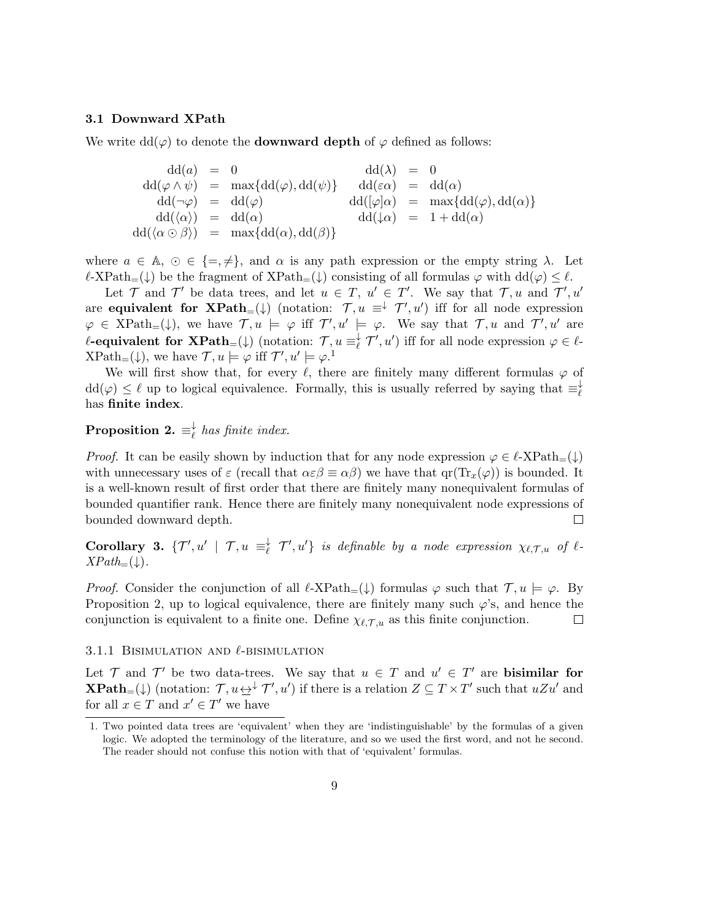### 3.1 Downward XPath

We write $\mathrm{dd}(\varphi)$ to denote the **downward depth** of $\varphi$ defined as follows:

$$
\begin{array}{rclrcl}
\mathrm{dd}(a) & = & 0 & \mathrm{dd}(\lambda) & = & 0 \\
\mathrm{dd}(\varphi \wedge \psi) & = & \max\{\mathrm{dd}(\varphi), \mathrm{dd}(\psi)\} & \mathrm{dd}(\varepsilon\alpha) & = & \mathrm{dd}(\alpha) \\
\mathrm{dd}(\neg\varphi) & = & \mathrm{dd}(\varphi) & \mathrm{dd}([\varphi]\alpha) & = & \max\{\mathrm{dd}(\varphi), \mathrm{dd}(\alpha)\} \\
\mathrm{dd}(\langle\alpha\rangle) & = & \mathrm{dd}(\alpha) & \mathrm{dd}(\downarrow\alpha) & = & 1 + \mathrm{dd}(\alpha) \\
\mathrm{dd}(\langle\alpha \odot \beta\rangle) & = & \max\{\mathrm{dd}(\alpha), \mathrm{dd}(\beta)\} & & &
\end{array}
$$

where $a \in \mathbb{A}$, $\odot \in \{=, \neq\}$, and $\alpha$ is any path expression or the empty string $\lambda$. Let $\ell$-XPath$_=(\downarrow)$ be the fragment of XPath$_=(\downarrow)$ consisting of all formulas $\varphi$ with $\mathrm{dd}(\varphi) \leq \ell$.

Let $\mathcal{T}$ and $\mathcal{T}'$ be data trees, and let $u \in T$, $u' \in T'$. We say that $\mathcal{T}, u$ and $\mathcal{T}', u'$ are **equivalent for XPath$_=(\downarrow)$** (notation: $\mathcal{T}, u \equiv^{\downarrow} \mathcal{T}', u'$) iff for all node expression $\varphi \in$ XPath$_=(\downarrow)$, we have $\mathcal{T}, u \models \varphi$ iff $\mathcal{T}', u' \models \varphi$. We say that $\mathcal{T}, u$ and $\mathcal{T}', u'$ are **$\ell$-equivalent for XPath$_=(\downarrow)$** (notation: $\mathcal{T}, u \equiv^{\downarrow}_{\ell} \mathcal{T}', u'$) iff for all node expression $\varphi \in \ell$-XPath$_=(\downarrow)$, we have $\mathcal{T}, u \models \varphi$ iff $\mathcal{T}', u' \models \varphi$.[1]

We will first show that, for every $\ell$, there are finitely many different formulas $\varphi$ of $\mathrm{dd}(\varphi) \leq \ell$ up to logical equivalence. Formally, this is usually referred by saying that $\equiv^{\downarrow}_{\ell}$ has **finite index**.

**Proposition 2.** *$\equiv^{\downarrow}_{\ell}$ has finite index.*

*Proof.* It can be easily shown by induction that for any node expression $\varphi \in \ell$-XPath$_=(\downarrow)$ with unnecessary uses of $\varepsilon$ (recall that $\alpha\varepsilon\beta \equiv \alpha\beta$) we have that $\mathrm{qr}(\mathrm{Tr}_x(\varphi))$ is bounded. It is a well-known result of first order that there are finitely many nonequivalent formulas of bounded quantifier rank. Hence there are finitely many nonequivalent node expressions of bounded downward depth. □

**Corollary 3.** *$\{\mathcal{T}', u' \mid \mathcal{T}, u \equiv^{\downarrow}_{\ell} \mathcal{T}', u'\}$ is definable by a node expression $\chi_{\ell,\mathcal{T},u}$ of $\ell$-XPath$_=(\downarrow)$.*

*Proof.* Consider the conjunction of all $\ell$-XPath$_=(\downarrow)$ formulas $\varphi$ such that $\mathcal{T}, u \models \varphi$. By Proposition 2, up to logical equivalence, there are finitely many such $\varphi$'s, and hence the conjunction is equivalent to a finite one. Define $\chi_{\ell,\mathcal{T},u}$ as this finite conjunction. □

#### 3.1.1 Bisimulation and $\ell$-bisimulation

Let $\mathcal{T}$ and $\mathcal{T}'$ be two data-trees. We say that $u \in T$ and $u' \in T'$ are **bisimilar for XPath$_=(\downarrow)$** (notation: $\mathcal{T}, u \leftrightarrow^{\downarrow} \mathcal{T}', u'$) if there is a relation $Z \subseteq T \times T'$ such that $uZu'$ and for all $x \in T$ and $x' \in T'$ we have

[1] Two pointed data trees are 'equivalent' when they are 'indistinguishable' by the formulas of a given logic. We adopted the terminology of the literature, and so we used the first word, and not he second. The reader should not confuse this notion with that of 'equivalent' formulas.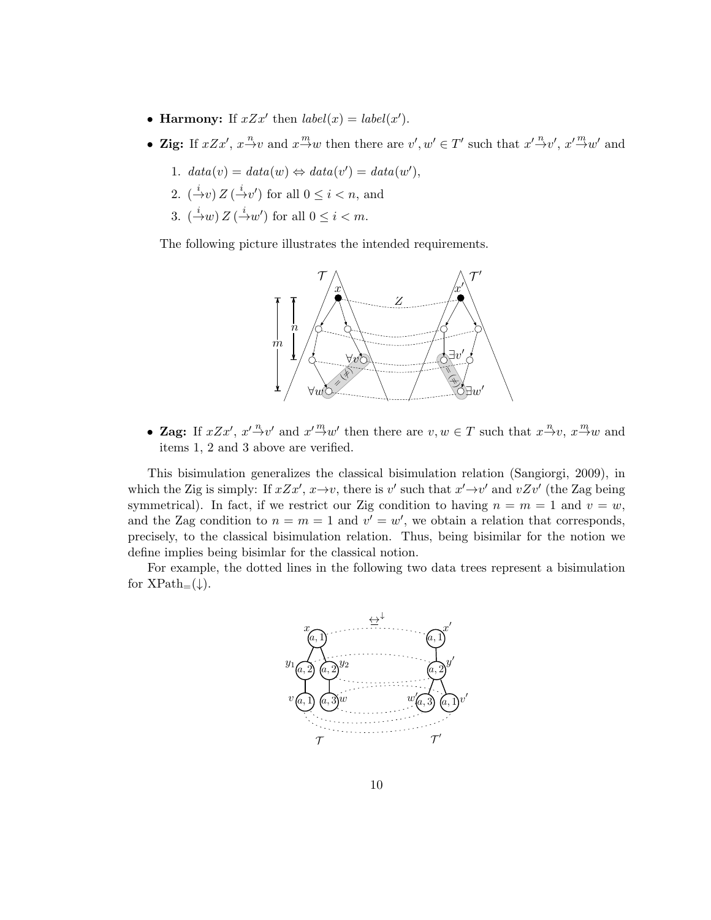- **Harmony:** If $xZx'$ then $label(x) = label(x')$.
- **Zig:** If $xZx'$, $x \xrightarrow{n} v$ and $x \xrightarrow{m} w$ then there are $v', w' \in T'$ such that $x' \xrightarrow{n} v'$, $x' \xrightarrow{m} w'$ and
  1. $data(v) = data(w) \Leftrightarrow data(v') = data(w')$,
  2. $(\xrightarrow{i} v)\, Z\, (\xrightarrow{i} v')$ for all $0 \leq i < n$, and
  3. $(\xrightarrow{i} w)\, Z\, (\xrightarrow{i} w')$ for all $0 \leq i < m$.

  The following picture illustrates the intended requirements.

- **Zag:** If $xZx'$, $x' \xrightarrow{n} v'$ and $x' \xrightarrow{m} w'$ then there are $v, w \in T$ such that $x \xrightarrow{n} v$, $x \xrightarrow{m} w$ and items 1, 2 and 3 above are verified.

This bisimulation generalizes the classical bisimulation relation (Sangiorgi, 2009), in which the Zig is simply: If $xZx'$, $x \to v$, there is $v'$ such that $x' \to v'$ and $vZv'$ (the Zag being symmetrical). In fact, if we restrict our Zig condition to having $n = m = 1$ and $v = w$, and the Zag condition to $n = m = 1$ and $v' = w'$, we obtain a relation that corresponds, precisely, to the classical bisimulation relation. Thus, being bisimilar for the notion we define implies being bisimlar for the classical notion.

For example, the dotted lines in the following two data trees represent a bisimulation for $\text{XPath}_=(\downarrow)$.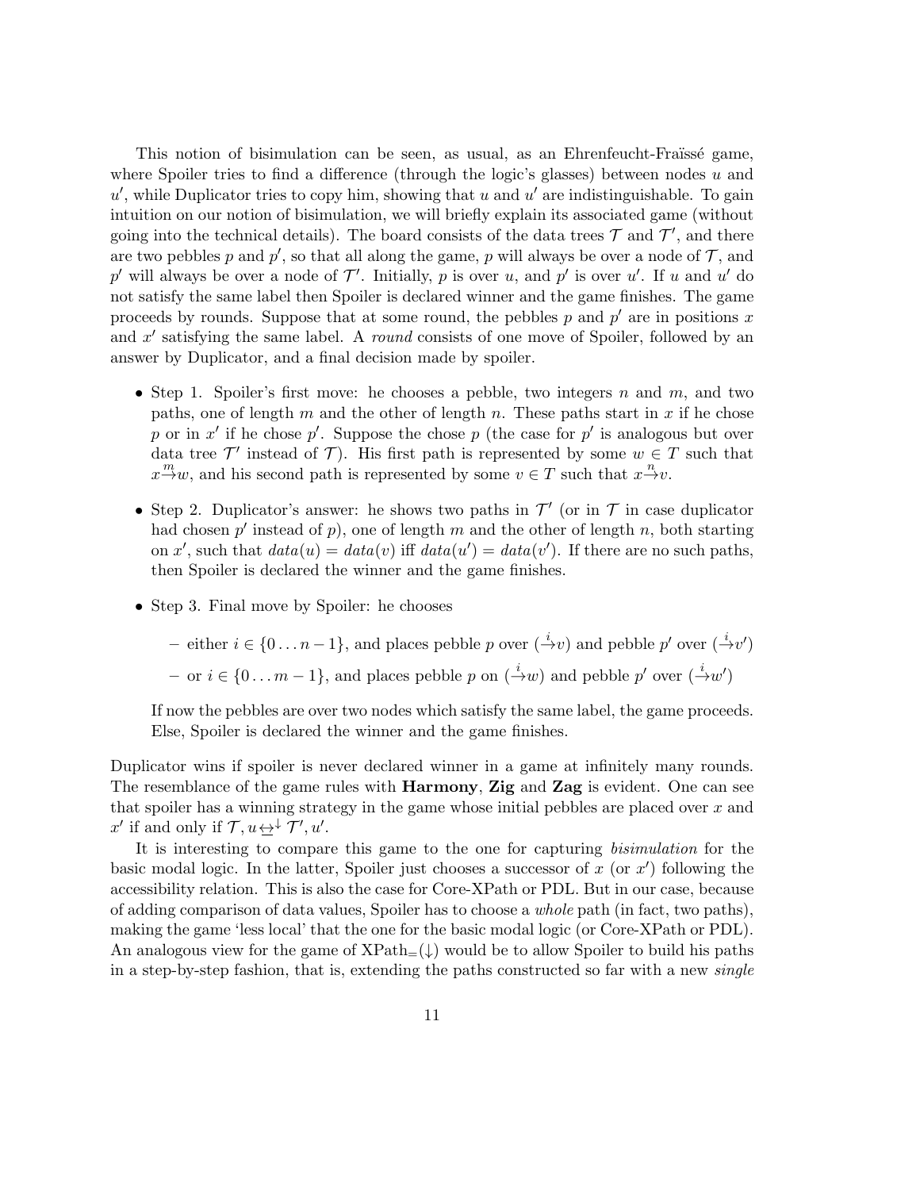This notion of bisimulation can be seen, as usual, as an Ehrenfeucht-Fraïssé game, where Spoiler tries to find a difference (through the logic's glasses) between nodes $u$ and $u'$, while Duplicator tries to copy him, showing that $u$ and $u'$ are indistinguishable. To gain intuition on our notion of bisimulation, we will briefly explain its associated game (without going into the technical details). The board consists of the data trees $\mathcal{T}$ and $\mathcal{T}'$, and there are two pebbles $p$ and $p'$, so that all along the game, $p$ will always be over a node of $\mathcal{T}$, and $p'$ will always be over a node of $\mathcal{T}'$. Initially, $p$ is over $u$, and $p'$ is over $u'$. If $u$ and $u'$ do not satisfy the same label then Spoiler is declared winner and the game finishes. The game proceeds by rounds. Suppose that at some round, the pebbles $p$ and $p'$ are in positions $x$ and $x'$ satisfying the same label. A *round* consists of one move of Spoiler, followed by an answer by Duplicator, and a final decision made by spoiler.

- Step 1. Spoiler's first move: he chooses a pebble, two integers $n$ and $m$, and two paths, one of length $m$ and the other of length $n$. These paths start in $x$ if he chose $p$ or in $x'$ if he chose $p'$. Suppose the chose $p$ (the case for $p'$ is analogous but over data tree $\mathcal{T}'$ instead of $\mathcal{T}$). His first path is represented by some $w \in T$ such that $x \overset{m}{\to} w$, and his second path is represented by some $v \in T$ such that $x \overset{n}{\to} v$.

- Step 2. Duplicator's answer: he shows two paths in $\mathcal{T}'$ (or in $\mathcal{T}$ in case duplicator had chosen $p'$ instead of $p$), one of length $m$ and the other of length $n$, both starting on $x'$, such that $data(u) = data(v)$ iff $data(u') = data(v')$. If there are no such paths, then Spoiler is declared the winner and the game finishes.

- Step 3. Final move by Spoiler: he chooses
  - either $i \in \{0 \dots n-1\}$, and places pebble $p$ over $(\overset{i}{\to} v)$ and pebble $p'$ over $(\overset{i}{\to} v')$
  - or $i \in \{0 \dots m-1\}$, and places pebble $p$ on $(\overset{i}{\to} w)$ and pebble $p'$ over $(\overset{i}{\to} w')$

  If now the pebbles are over two nodes which satisfy the same label, the game proceeds. Else, Spoiler is declared the winner and the game finishes.

Duplicator wins if spoiler is never declared winner in a game at infinitely many rounds. The resemblance of the game rules with **Harmony**, **Zig** and **Zag** is evident. One can see that spoiler has a winning strategy in the game whose initial pebbles are placed over $x$ and $x'$ if and only if $\mathcal{T}, u \underline{\leftrightarrow}^{\downarrow} \mathcal{T}', u'$.

It is interesting to compare this game to the one for capturing *bisimulation* for the basic modal logic. In the latter, Spoiler just chooses a successor of $x$ (or $x'$) following the accessibility relation. This is also the case for Core-XPath or PDL. But in our case, because of adding comparison of data values, Spoiler has to choose a *whole* path (in fact, two paths), making the game 'less local' that the one for the basic modal logic (or Core-XPath or PDL). An analogous view for the game of $\text{XPath}_=(\downarrow)$ would be to allow Spoiler to build his paths in a step-by-step fashion, that is, extending the paths constructed so far with a new *single*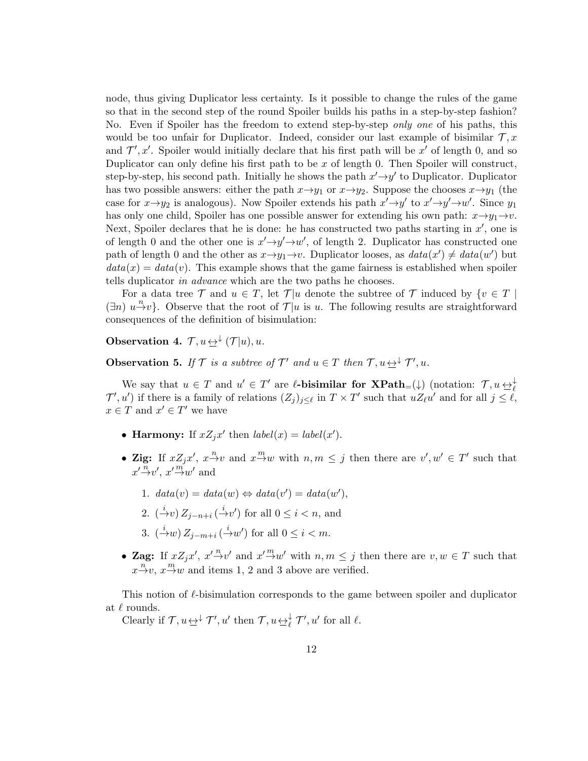node, thus giving Duplicator less certainty. Is it possible to change the rules of the game so that in the second step of the round Spoiler builds his paths in a step-by-step fashion? No. Even if Spoiler has the freedom to extend step-by-step *only one* of his paths, this would be too unfair for Duplicator. Indeed, consider our last example of bisimilar $\mathcal{T}, x$ and $\mathcal{T}', x'$. Spoiler would initially declare that his first path will be $x'$ of length 0, and so Duplicator can only define his first path to be $x$ of length 0. Then Spoiler will construct, step-by-step, his second path. Initially he shows the path $x' \to y'$ to Duplicator. Duplicator has two possible answers: either the path $x \to y_1$ or $x \to y_2$. Suppose the chooses $x \to y_1$ (the case for $x \to y_2$ is analogous). Now Spoiler extends his path $x' \to y'$ to $x' \to y' \to w'$. Since $y_1$ has only one child, Spoiler has one possible answer for extending his own path: $x \to y_1 \to v$. Next, Spoiler declares that he is done: he has constructed two paths starting in $x'$, one is of length 0 and the other one is $x' \to y' \to w'$, of length 2. Duplicator has constructed one path of length 0 and the other as $x \to y_1 \to v$. Duplicator looses, as $data(x') \neq data(w')$ but $data(x) = data(v)$. This example shows that the game fairness is established when spoiler tells duplicator *in advance* which are the two paths he chooses.

For a data tree $\mathcal{T}$ and $u \in T$, let $\mathcal{T}|u$ denote the subtree of $\mathcal{T}$ induced by $\{v \in T \mid (\exists n)\ u \overset{n}{\to} v\}$. Observe that the root of $\mathcal{T}|u$ is $u$. The following results are straightforward consequences of the definition of bisimulation:

**Observation 4.** $\mathcal{T}, u \,\underline{\leftrightarrow}^{\downarrow}\, (\mathcal{T}|u), u$.

**Observation 5.** *If $\mathcal{T}$ is a subtree of $\mathcal{T}'$ and $u \in T$ then $\mathcal{T}, u \,\underline{\leftrightarrow}^{\downarrow}\, \mathcal{T}', u$.*

We say that $u \in T$ and $u' \in T'$ are **$\ell$-bisimilar for XPath$_=(\downarrow)$** (notation: $\mathcal{T}, u \,\underline{\leftrightarrow}_{\ell}^{\downarrow}\, \mathcal{T}', u'$) if there is a family of relations $(Z_j)_{j \leq \ell}$ in $T \times T'$ such that $u Z_\ell u'$ and for all $j \leq \ell$, $x \in T$ and $x' \in T'$ we have

- **Harmony:** If $x Z_j x'$ then $label(x) = label(x')$.
- **Zig:** If $x Z_j x'$, $x \overset{n}{\to} v$ and $x \overset{m}{\to} w$ with $n, m \leq j$ then there are $v', w' \in T'$ such that $x' \overset{n}{\to} v'$, $x' \overset{m}{\to} w'$ and
  1. $data(v) = data(w) \Leftrightarrow data(v') = data(w')$,
  2. $(\overset{i}{\to} v)\, Z_{j-n+i}\, (\overset{i}{\to} v')$ for all $0 \leq i < n$, and
  3. $(\overset{i}{\to} w)\, Z_{j-m+i}\, (\overset{i}{\to} w')$ for all $0 \leq i < m$.
- **Zag:** If $x Z_j x'$, $x' \overset{n}{\to} v'$ and $x' \overset{m}{\to} w'$ with $n, m \leq j$ then there are $v, w \in T$ such that $x \overset{n}{\to} v$, $x \overset{m}{\to} w$ and items 1, 2 and 3 above are verified.

This notion of $\ell$-bisimulation corresponds to the game between spoiler and duplicator at $\ell$ rounds.

Clearly if $\mathcal{T}, u \,\underline{\leftrightarrow}^{\downarrow}\, \mathcal{T}', u'$ then $\mathcal{T}, u \,\underline{\leftrightarrow}_{\ell}^{\downarrow}\, \mathcal{T}', u'$ for all $\ell$.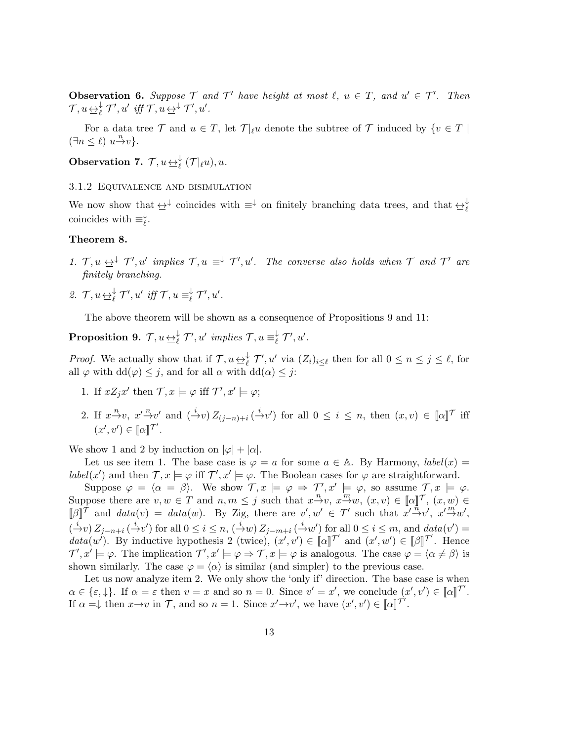**Observation 6.** *Suppose $\mathcal{T}$ and $\mathcal{T}'$ have height at most $\ell$, $u \in T$, and $u' \in \mathcal{T}'$. Then $\mathcal{T}, u \,{\underline{\leftrightarrow}}_\ell^{\downarrow}\, \mathcal{T}', u'$ iff $\mathcal{T}, u \,{\underline{\leftrightarrow}}^{\downarrow}\, \mathcal{T}', u'$.*

For a data tree $\mathcal{T}$ and $u \in T$, let $\mathcal{T}|_\ell u$ denote the subtree of $\mathcal{T}$ induced by $\{v \in T \mid (\exists n \leq \ell)\ u \overset{n}{\to} v\}$.

**Observation 7.** $\mathcal{T}, u \,{\underline{\leftrightarrow}}_\ell^{\downarrow}\, (\mathcal{T}|_\ell u), u$.

### 3.1.2 Equivalence and bisimulation

We now show that ${\underline{\leftrightarrow}}^{\downarrow}$ coincides with $\equiv^{\downarrow}$ on finitely branching data trees, and that ${\underline{\leftrightarrow}}_\ell^{\downarrow}$ coincides with $\equiv_\ell^{\downarrow}$.

**Theorem 8.**

1. *$\mathcal{T}, u \,{\underline{\leftrightarrow}}^{\downarrow}\, \mathcal{T}', u'$ implies $\mathcal{T}, u \equiv^{\downarrow} \mathcal{T}', u'$. The converse also holds when $\mathcal{T}$ and $\mathcal{T}'$ are finitely branching.*
2. *$\mathcal{T}, u \,{\underline{\leftrightarrow}}_\ell^{\downarrow}\, \mathcal{T}', u'$ iff $\mathcal{T}, u \equiv_\ell^{\downarrow} \mathcal{T}', u'$.*

The above theorem will be shown as a consequence of Propositions 9 and 11:

**Proposition 9.** *$\mathcal{T}, u \,{\underline{\leftrightarrow}}_\ell^{\downarrow}\, \mathcal{T}', u'$ implies $\mathcal{T}, u \equiv_\ell^{\downarrow} \mathcal{T}', u'$.*

*Proof.* We actually show that if $\mathcal{T}, u \,{\underline{\leftrightarrow}}_\ell^{\downarrow}\, \mathcal{T}', u'$ via $(Z_i)_{i \leq \ell}$ then for all $0 \leq n \leq j \leq \ell$, for all $\varphi$ with $\mathrm{dd}(\varphi) \leq j$, and for all $\alpha$ with $\mathrm{dd}(\alpha) \leq j$:

1. If $x Z_j x'$ then $\mathcal{T}, x \models \varphi$ iff $\mathcal{T}', x' \models \varphi$;
2. If $x \overset{n}{\to} v$, $x' \overset{n}{\to} v'$ and $(\overset{i}{\to} v)\, Z_{(j-n)+i}\, (\overset{i}{\to} v')$ for all $0 \leq i \leq n$, then $(x, v) \in [\![\alpha]\!]^{\mathcal{T}}$ iff $(x', v') \in [\![\alpha]\!]^{\mathcal{T}'}$.

We show 1 and 2 by induction on $|\varphi| + |\alpha|$.

Let us see item 1. The base case is $\varphi = a$ for some $a \in \mathbb{A}$. By Harmony, $\mathit{label}(x) = \mathit{label}(x')$ and then $\mathcal{T}, x \models \varphi$ iff $\mathcal{T}', x' \models \varphi$. The Boolean cases for $\varphi$ are straightforward.

Suppose $\varphi = \langle \alpha = \beta \rangle$. We show $\mathcal{T}, x \models \varphi \Rightarrow \mathcal{T}', x' \models \varphi$, so assume $\mathcal{T}, x \models \varphi$. Suppose there are $v, w \in T$ and $n, m \leq j$ such that $x \overset{n}{\to} v$, $x \overset{m}{\to} w$, $(x, v) \in [\![\alpha]\!]^{\mathcal{T}}$, $(x, w) \in [\![\beta]\!]^{\mathcal{T}}$ and $\mathit{data}(v) = \mathit{data}(w)$. By Zig, there are $v', w' \in T'$ such that $x' \overset{n}{\to} v'$, $x' \overset{m}{\to} w'$, $(\overset{i}{\to} v)\, Z_{j-n+i}\, (\overset{i}{\to} v')$ for all $0 \leq i \leq n$, $(\overset{i}{\to} w)\, Z_{j-m+i}\, (\overset{i}{\to} w')$ for all $0 \leq i \leq m$, and $\mathit{data}(v') = \mathit{data}(w')$. By inductive hypothesis 2 (twice), $(x', v') \in [\![\alpha]\!]^{\mathcal{T}'}$ and $(x', w') \in [\![\beta]\!]^{\mathcal{T}'}$. Hence $\mathcal{T}', x' \models \varphi$. The implication $\mathcal{T}', x' \models \varphi \Rightarrow \mathcal{T}, x \models \varphi$ is analogous. The case $\varphi = \langle \alpha \neq \beta \rangle$ is shown similarly. The case $\varphi = \langle \alpha \rangle$ is similar (and simpler) to the previous case.

Let us now analyze item 2. We only show the 'only if' direction. The base case is when $\alpha \in \{\varepsilon, \downarrow\}$. If $\alpha = \varepsilon$ then $v = x$ and so $n = 0$. Since $v' = x'$, we conclude $(x', v') \in [\![\alpha]\!]^{\mathcal{T}'}$. If $\alpha = \downarrow$ then $x \to v$ in $\mathcal{T}$, and so $n = 1$. Since $x' \to v'$, we have $(x', v') \in [\![\alpha]\!]^{\mathcal{T}'}$.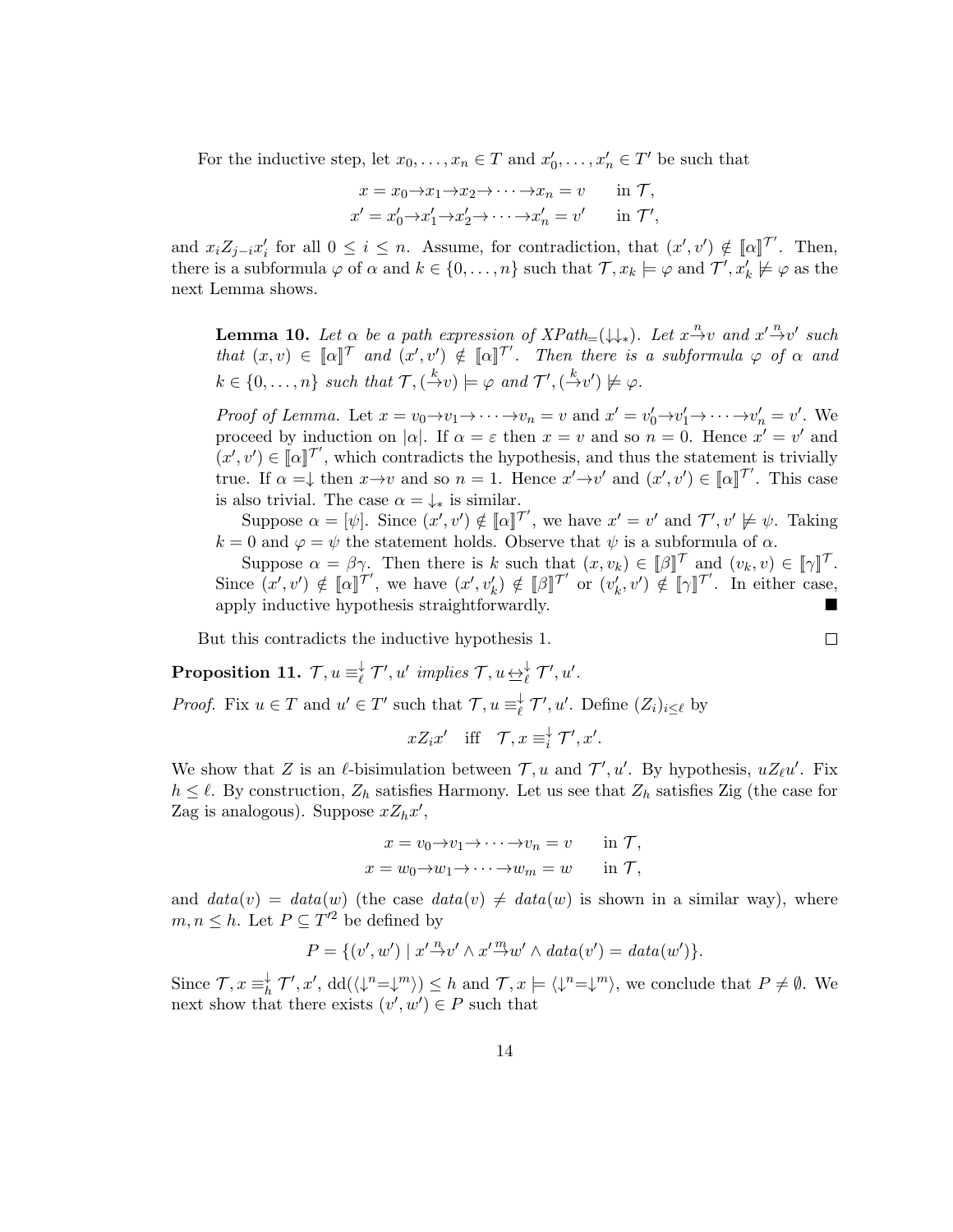For the inductive step, let $x_0, \dots, x_n \in T$ and $x'_0, \dots, x'_n \in T'$ be such that

$$x = x_0 \to x_1 \to x_2 \to \cdots \to x_n = v \qquad \text{in } \mathcal{T},$$
$$x' = x'_0 \to x'_1 \to x'_2 \to \cdots \to x'_n = v' \qquad \text{in } \mathcal{T}',$$

and $x_i Z_{j-i} x'_i$ for all $0 \leq i \leq n$. Assume, for contradiction, that $(x', v') \notin [\![\alpha]\!]^{\mathcal{T}'}$. Then, there is a subformula $\varphi$ of $\alpha$ and $k \in \{0, \dots, n\}$ such that $\mathcal{T}, x_k \models \varphi$ and $\mathcal{T}', x'_k \not\models \varphi$ as the next Lemma shows.

> **Lemma 10.** *Let $\alpha$ be a path expression of XPath$_=(\downarrow\downarrow_*)$. Let $x \xrightarrow{n} v$ and $x' \xrightarrow{n} v'$ such that $(x, v) \in [\![\alpha]\!]^{\mathcal{T}}$ and $(x', v') \notin [\![\alpha]\!]^{\mathcal{T}'}$. Then there is a subformula $\varphi$ of $\alpha$ and $k \in \{0, \dots, n\}$ such that $\mathcal{T}, (\xrightarrow{k} v) \models \varphi$ and $\mathcal{T}', (\xrightarrow{k} v') \not\models \varphi$.*
>
> *Proof of Lemma.* Let $x = v_0 \to v_1 \to \cdots \to v_n = v$ and $x' = v'_0 \to v'_1 \to \cdots \to v'_n = v'$. We proceed by induction on $|\alpha|$. If $\alpha = \varepsilon$ then $x = v$ and so $n = 0$. Hence $x' = v'$ and $(x', v') \in [\![\alpha]\!]^{\mathcal{T}'}$, which contradicts the hypothesis, and thus the statement is trivially true. If $\alpha = \downarrow$ then $x \to v$ and so $n = 1$. Hence $x' \to v'$ and $(x', v') \in [\![\alpha]\!]^{\mathcal{T}'}$. This case is also trivial. The case $\alpha = \downarrow_*$ is similar.
>
> Suppose $\alpha = [\psi]$. Since $(x', v') \notin [\![\alpha]\!]^{\mathcal{T}'}$, we have $x' = v'$ and $\mathcal{T}', v' \not\models \psi$. Taking $k = 0$ and $\varphi = \psi$ the statement holds. Observe that $\psi$ is a subformula of $\alpha$.
>
> Suppose $\alpha = \beta\gamma$. Then there is $k$ such that $(x, v_k) \in [\![\beta]\!]^{\mathcal{T}}$ and $(v_k, v) \in [\![\gamma]\!]^{\mathcal{T}}$. Since $(x', v') \notin [\![\alpha]\!]^{\mathcal{T}'}$, we have $(x', v'_k) \notin [\![\beta]\!]^{\mathcal{T}'}$ or $(v'_k, v') \notin [\![\gamma]\!]^{\mathcal{T}'}$. In either case, apply inductive hypothesis straightforwardly. ∎

But this contradicts the inductive hypothesis 1. □

**Proposition 11.** *$\mathcal{T}, u \equiv^{\downarrow}_{\ell} \mathcal{T}', u'$ implies $\mathcal{T}, u \leftrightarroweq^{\downarrow}_{\ell} \mathcal{T}', u'$.*

*Proof.* Fix $u \in T$ and $u' \in T'$ such that $\mathcal{T}, u \equiv^{\downarrow}_{\ell} \mathcal{T}', u'$. Define $(Z_i)_{i \leq \ell}$ by

$$x Z_i x' \quad \text{iff} \quad \mathcal{T}, x \equiv^{\downarrow}_{i} \mathcal{T}', x'.$$

We show that $Z$ is an $\ell$-bisimulation between $\mathcal{T}, u$ and $\mathcal{T}', u'$. By hypothesis, $u Z_\ell u'$. Fix $h \leq \ell$. By construction, $Z_h$ satisfies Harmony. Let us see that $Z_h$ satisfies Zig (the case for Zag is analogous). Suppose $x Z_h x'$,

$$x = v_0 \to v_1 \to \cdots \to v_n = v \qquad \text{in } \mathcal{T},$$
$$x = w_0 \to w_1 \to \cdots \to w_m = w \qquad \text{in } \mathcal{T},$$

and $data(v) = data(w)$ (the case $data(v) \neq data(w)$ is shown in a similar way), where $m, n \leq h$. Let $P \subseteq T'^2$ be defined by

$$P = \{(v', w') \mid x' \xrightarrow{n} v' \wedge x' \xrightarrow{m} w' \wedge data(v') = data(w')\}.$$

Since $\mathcal{T}, x \equiv^{\downarrow}_{h} \mathcal{T}', x'$, $\mathrm{dd}(\langle \downarrow^n = \downarrow^m \rangle) \leq h$ and $\mathcal{T}, x \models \langle \downarrow^n = \downarrow^m \rangle$, we conclude that $P \neq \emptyset$. We next show that there exists $(v', w') \in P$ such that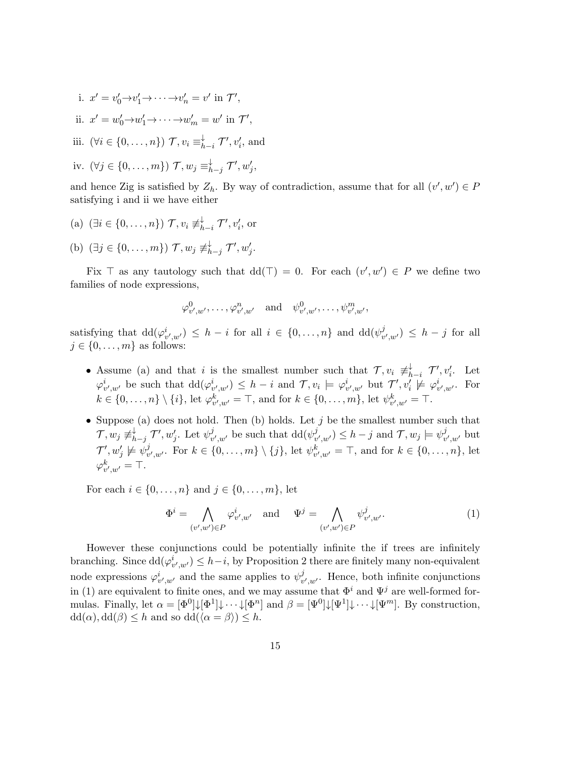i. $x' = v'_0 \to v'_1 \to \cdots \to v'_n = v'$ in $\mathcal{T}'$,

ii. $x' = w'_0 \to w'_1 \to \cdots \to w'_m = w'$ in $\mathcal{T}'$,

iii. $(\forall i \in \{0, \ldots, n\})$ $\mathcal{T}, v_i \equiv^{\downarrow}_{h-i} \mathcal{T}', v'_i$, and

iv. $(\forall j \in \{0, \ldots, m\})$ $\mathcal{T}, w_j \equiv^{\downarrow}_{h-j} \mathcal{T}', w'_j$,

and hence Zig is satisfied by $Z_h$. By way of contradiction, assume that for all $(v', w') \in P$ satisfying i and ii we have either

(a) $(\exists i \in \{0, \ldots, n\})$ $\mathcal{T}, v_i \not\equiv^{\downarrow}_{h-i} \mathcal{T}', v'_i$, or

(b) $(\exists j \in \{0, \ldots, m\})$ $\mathcal{T}, w_j \not\equiv^{\downarrow}_{h-j} \mathcal{T}', w'_j$.

Fix $\top$ as any tautology such that $\mathrm{dd}(\top) = 0$. For each $(v', w') \in P$ we define two families of node expressions,

$$\varphi^0_{v',w'}, \ldots, \varphi^n_{v',w'} \quad \text{and} \quad \psi^0_{v',w'}, \ldots, \psi^m_{v',w'},$$

satisfying that $\mathrm{dd}(\varphi^i_{v',w'}) \leq h - i$ for all $i \in \{0, \ldots, n\}$ and $\mathrm{dd}(\psi^j_{v',w'}) \leq h - j$ for all $j \in \{0, \ldots, m\}$ as follows:

- Assume (a) and that $i$ is the smallest number such that $\mathcal{T}, v_i \not\equiv^{\downarrow}_{h-i} \mathcal{T}', v'_i$. Let $\varphi^i_{v',w'}$ be such that $\mathrm{dd}(\varphi^i_{v',w'}) \leq h - i$ and $\mathcal{T}, v_i \models \varphi^i_{v',w'}$ but $\mathcal{T}', v'_i \not\models \varphi^i_{v',w'}$. For $k \in \{0, \ldots, n\} \setminus \{i\}$, let $\varphi^k_{v',w'} = \top$, and for $k \in \{0, \ldots, m\}$, let $\psi^k_{v',w'} = \top$.
- Suppose (a) does not hold. Then (b) holds. Let $j$ be the smallest number such that $\mathcal{T}, w_j \not\equiv^{\downarrow}_{h-j} \mathcal{T}', w'_j$. Let $\psi^j_{v',w'}$ be such that $\mathrm{dd}(\psi^j_{v',w'}) \leq h - j$ and $\mathcal{T}, w_j \models \psi^j_{v',w'}$ but $\mathcal{T}', w'_j \not\models \psi^j_{v',w'}$. For $k \in \{0, \ldots, m\} \setminus \{j\}$, let $\psi^k_{v',w'} = \top$, and for $k \in \{0, \ldots, n\}$, let $\varphi^k_{v',w'} = \top$.

For each $i \in \{0, \ldots, n\}$ and $j \in \{0, \ldots, m\}$, let

$$\Phi^i = \bigwedge_{(v',w') \in P} \varphi^i_{v',w'} \quad \text{and} \quad \Psi^j = \bigwedge_{(v',w') \in P} \psi^j_{v',w'}. \tag{1}$$

However these conjunctions could be potentially infinite the if trees are infinitely branching. Since $\mathrm{dd}(\varphi^i_{v',w'}) \leq h-i$, by Proposition 2 there are finitely many non-equivalent node expressions $\varphi^i_{v',w'}$ and the same applies to $\psi^j_{v',w'}$. Hence, both infinite conjunctions in (1) are equivalent to finite ones, and we may assume that $\Phi^i$ and $\Psi^j$ are well-formed formulas. Finally, let $\alpha = [\Phi^0]{\downarrow}[\Phi^1]{\downarrow} \cdots {\downarrow}[\Phi^n]$ and $\beta = [\Psi^0]{\downarrow}[\Psi^1]{\downarrow} \cdots {\downarrow}[\Psi^m]$. By construction, $\mathrm{dd}(\alpha), \mathrm{dd}(\beta) \leq h$ and so $\mathrm{dd}(\langle \alpha = \beta \rangle) \leq h$.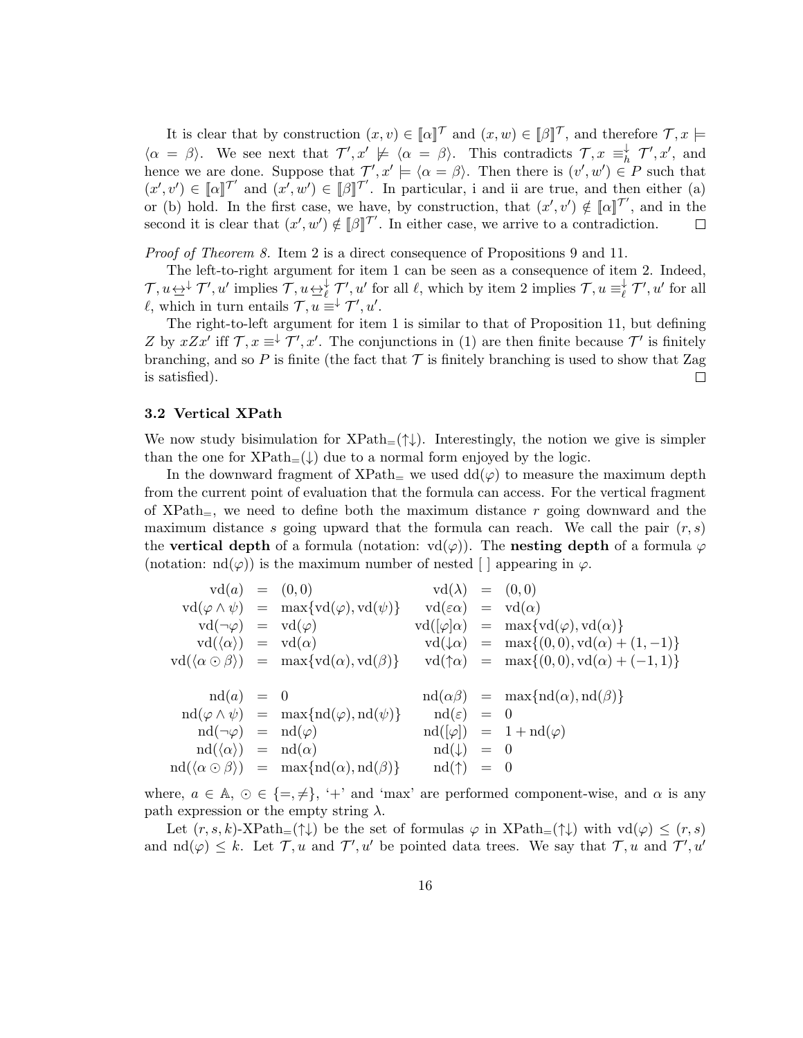It is clear that by construction $(x, v) \in [\![\alpha]\!]^{\mathcal{T}}$ and $(x, w) \in [\![\beta]\!]^{\mathcal{T}}$, and therefore $\mathcal{T}, x \models \langle \alpha = \beta \rangle$. We see next that $\mathcal{T}', x' \not\models \langle \alpha = \beta \rangle$. This contradicts $\mathcal{T}, x \equiv^{\downarrow}_{h} \mathcal{T}', x'$, and hence we are done. Suppose that $\mathcal{T}', x' \models \langle \alpha = \beta \rangle$. Then there is $(v', w') \in P$ such that $(x', v') \in [\![\alpha]\!]^{\mathcal{T}'}$ and $(x', w') \in [\![\beta]\!]^{\mathcal{T}'}$. In particular, i and ii are true, and then either (a) or (b) hold. In the first case, we have, by construction, that $(x', v') \notin [\![\alpha]\!]^{\mathcal{T}'}$, and in the second it is clear that $(x', w') \notin [\![\beta]\!]^{\mathcal{T}'}$. In either case, we arrive to a contradiction. □

*Proof of Theorem 8.* Item 2 is a direct consequence of Propositions 9 and 11.

The left-to-right argument for item 1 can be seen as a consequence of item 2. Indeed, $\mathcal{T}, u \leftrightarrow^{\downarrow} \mathcal{T}', u'$ implies $\mathcal{T}, u \leftrightarrow^{\downarrow}_{\ell} \mathcal{T}', u'$ for all $\ell$, which by item 2 implies $\mathcal{T}, u \equiv^{\downarrow}_{\ell} \mathcal{T}', u'$ for all $\ell$, which in turn entails $\mathcal{T}, u \equiv^{\downarrow} \mathcal{T}', u'$.

The right-to-left argument for item 1 is similar to that of Proposition 11, but defining $Z$ by $xZx'$ iff $\mathcal{T}, x \equiv^{\downarrow} \mathcal{T}', x'$. The conjunctions in (1) are then finite because $\mathcal{T}'$ is finitely branching, and so $P$ is finite (the fact that $\mathcal{T}$ is finitely branching is used to show that Zag is satisfied). □

### 3.2 Vertical XPath

We now study bisimulation for $\text{XPath}_{=}(\uparrow\downarrow)$. Interestingly, the notion we give is simpler than the one for $\text{XPath}_{=}(\downarrow)$ due to a normal form enjoyed by the logic.

In the downward fragment of $\text{XPath}_{=}$ we used $\text{dd}(\varphi)$ to measure the maximum depth from the current point of evaluation that the formula can access. For the vertical fragment of $\text{XPath}_{=}$, we need to define both the maximum distance $r$ going downward and the maximum distance $s$ going upward that the formula can reach. We call the pair $(r, s)$ the **vertical depth** of a formula (notation: $\text{vd}(\varphi)$). The **nesting depth** of a formula $\varphi$ (notation: $\text{nd}(\varphi)$) is the maximum number of nested [ ] appearing in $\varphi$.

$$
\begin{array}{rclrcl}
\text{vd}(a) & = & (0,0) & \text{vd}(\lambda) & = & (0,0) \\
\text{vd}(\varphi \wedge \psi) & = & \max\{\text{vd}(\varphi), \text{vd}(\psi)\} & \text{vd}(\varepsilon\alpha) & = & \text{vd}(\alpha) \\
\text{vd}(\neg\varphi) & = & \text{vd}(\varphi) & \text{vd}([\varphi]\alpha) & = & \max\{\text{vd}(\varphi), \text{vd}(\alpha)\} \\
\text{vd}(\langle\alpha\rangle) & = & \text{vd}(\alpha) & \text{vd}(\downarrow\alpha) & = & \max\{(0,0), \text{vd}(\alpha) + (1,-1)\} \\
\text{vd}(\langle\alpha \odot \beta\rangle) & = & \max\{\text{vd}(\alpha), \text{vd}(\beta)\} & \text{vd}(\uparrow\alpha) & = & \max\{(0,0), \text{vd}(\alpha) + (-1,1)\}
\end{array}
$$

$$
\begin{array}{rclrcl}
\text{nd}(a) & = & 0 & \text{nd}(\alpha\beta) & = & \max\{\text{nd}(\alpha), \text{nd}(\beta)\} \\
\text{nd}(\varphi \wedge \psi) & = & \max\{\text{nd}(\varphi), \text{nd}(\psi)\} & \text{nd}(\varepsilon) & = & 0 \\
\text{nd}(\neg\varphi) & = & \text{nd}(\varphi) & \text{nd}([\varphi]) & = & 1 + \text{nd}(\varphi) \\
\text{nd}(\langle\alpha\rangle) & = & \text{nd}(\alpha) & \text{nd}(\downarrow) & = & 0 \\
\text{nd}(\langle\alpha \odot \beta\rangle) & = & \max\{\text{nd}(\alpha), \text{nd}(\beta)\} & \text{nd}(\uparrow) & = & 0
\end{array}
$$

where, $a \in \mathbb{A}$, $\odot \in \{=, \neq\}$, '+' and 'max' are performed component-wise, and $\alpha$ is any path expression or the empty string $\lambda$.

Let $(r, s, k)$-$\text{XPath}_{=}(\uparrow\downarrow)$ be the set of formulas $\varphi$ in $\text{XPath}_{=}(\uparrow\downarrow)$ with $\text{vd}(\varphi) \leq (r, s)$ and $\text{nd}(\varphi) \leq k$. Let $\mathcal{T}, u$ and $\mathcal{T}', u'$ be pointed data trees. We say that $\mathcal{T}, u$ and $\mathcal{T}', u'$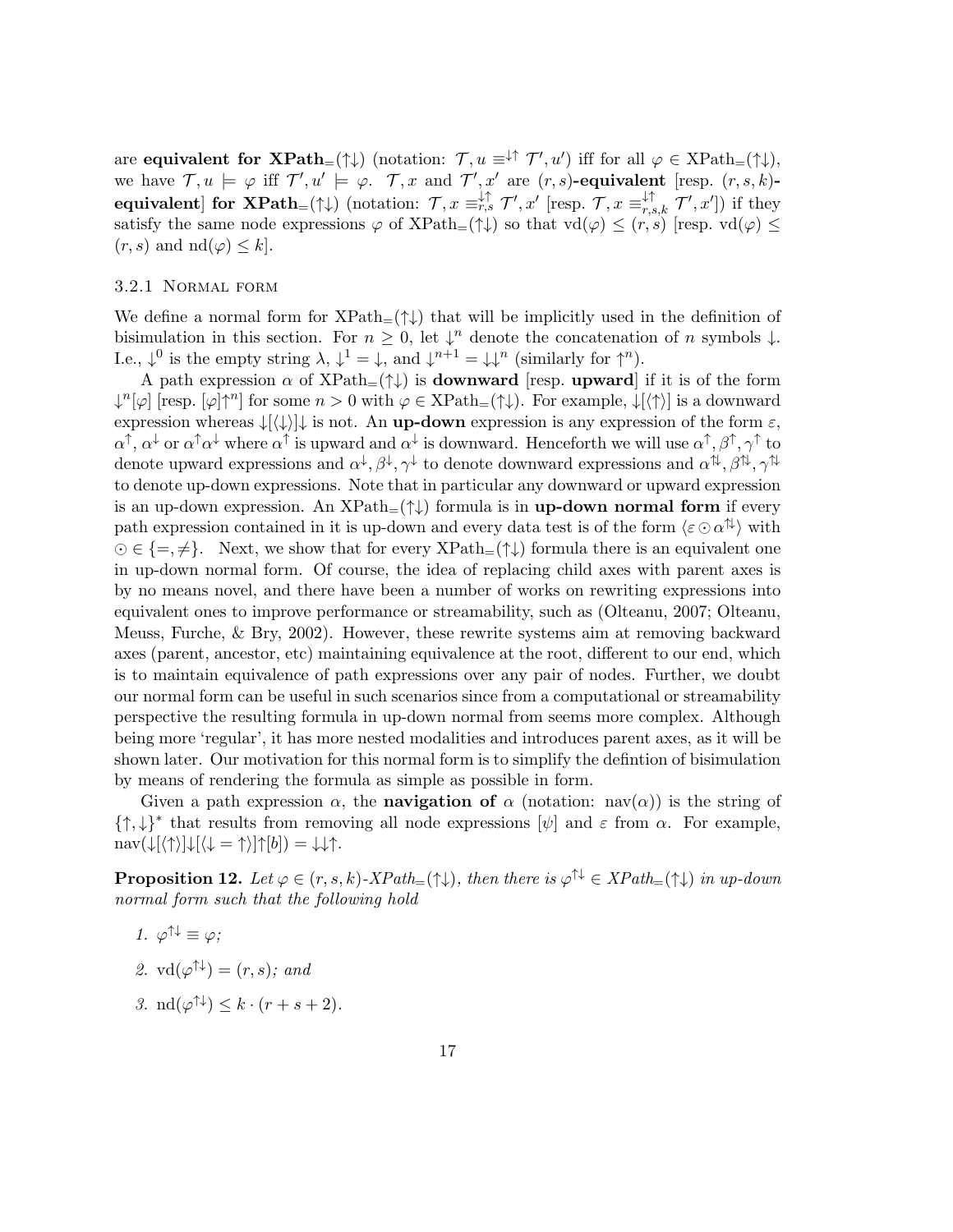are **equivalent for XPath$_=(\uparrow\downarrow)$** (notation: $\mathcal{T}, u \equiv^{\downarrow\uparrow} \mathcal{T}', u'$) iff for all $\varphi \in$ XPath$_=(\uparrow\downarrow)$, we have $\mathcal{T}, u \models \varphi$ iff $\mathcal{T}', u' \models \varphi$. $\mathcal{T}, x$ and $\mathcal{T}', x'$ are **$(r, s)$-equivalent** [resp. **$(r, s, k)$-equivalent**] **for XPath$_=(\uparrow\downarrow)$** (notation: $\mathcal{T}, x \equiv^{\downarrow\uparrow}_{r,s} \mathcal{T}', x'$ [resp. $\mathcal{T}, x \equiv^{\downarrow\uparrow}_{r,s,k} \mathcal{T}', x'$]) if they satisfy the same node expressions $\varphi$ of XPath$_=(\uparrow\downarrow)$ so that $\mathrm{vd}(\varphi) \leq (r, s)$ [resp. $\mathrm{vd}(\varphi) \leq (r, s)$ and $\mathrm{nd}(\varphi) \leq k$].

### 3.2.1 Normal form

We define a normal form for XPath$_=(\uparrow\downarrow)$ that will be implicitly used in the definition of bisimulation in this section. For $n \geq 0$, let $\downarrow^n$ denote the concatenation of $n$ symbols $\downarrow$. I.e., $\downarrow^0$ is the empty string $\lambda$, $\downarrow^1 = \downarrow$, and $\downarrow^{n+1} = \downarrow\downarrow^n$ (similarly for $\uparrow^n$).

A path expression $\alpha$ of XPath$_=(\uparrow\downarrow)$ is **downward** [resp. **upward**] if it is of the form $\downarrow^n[\varphi]$ [resp. $[\varphi]\uparrow^n$] for some $n > 0$ with $\varphi \in$ XPath$_=(\uparrow\downarrow)$. For example, $\downarrow[\langle\uparrow\rangle]$ is a downward expression whereas $\downarrow[\langle\downarrow\rangle]\downarrow$ is not. An **up-down** expression is any expression of the form $\varepsilon$, $\alpha^\uparrow$, $\alpha^\downarrow$ or $\alpha^\uparrow\alpha^\downarrow$ where $\alpha^\uparrow$ is upward and $\alpha^\downarrow$ is downward. Henceforth we will use $\alpha^\uparrow, \beta^\uparrow, \gamma^\uparrow$ to denote upward expressions and $\alpha^\downarrow, \beta^\downarrow, \gamma^\downarrow$ to denote downward expressions and $\alpha^{\uparrow\!\downarrow}, \beta^{\uparrow\!\downarrow}, \gamma^{\uparrow\!\downarrow}$ to denote up-down expressions. Note that in particular any downward or upward expression is an up-down expression. An XPath$_=(\uparrow\downarrow)$ formula is in **up-down normal form** if every path expression contained in it is up-down and every data test is of the form $\langle \varepsilon \odot \alpha^{\uparrow\!\downarrow}\rangle$ with $\odot \in \{=, \neq\}$. Next, we show that for every XPath$_=(\uparrow\downarrow)$ formula there is an equivalent one in up-down normal form. Of course, the idea of replacing child axes with parent axes is by no means novel, and there have been a number of works on rewriting expressions into equivalent ones to improve performance or streamability, such as (Olteanu, 2007; Olteanu, Meuss, Furche, & Bry, 2002). However, these rewrite systems aim at removing backward axes (parent, ancestor, etc) maintaining equivalence at the root, different to our end, which is to maintain equivalence of path expressions over any pair of nodes. Further, we doubt our normal form can be useful in such scenarios since from a computational or streamability perspective the resulting formula in up-down normal from seems more complex. Although being more 'regular', it has more nested modalities and introduces parent axes, as it will be shown later. Our motivation for this normal form is to simplify the defintion of bisimulation by means of rendering the formula as simple as possible in form.

Given a path expression $\alpha$, the **navigation of** $\alpha$ (notation: $\mathrm{nav}(\alpha)$) is the string of $\{\uparrow, \downarrow\}^*$ that results from removing all node expressions $[\psi]$ and $\varepsilon$ from $\alpha$. For example, $\mathrm{nav}(\downarrow[\langle\uparrow\rangle]\downarrow[\langle\downarrow = \uparrow\rangle]\uparrow[b]) = \downarrow\downarrow\uparrow$.

**Proposition 12.** *Let $\varphi \in (r, s, k)$-XPath$_=(\uparrow\downarrow)$, then there is $\varphi^{\uparrow\downarrow} \in$ XPath$_=(\uparrow\downarrow)$ in up-down normal form such that the following hold*

1. $\varphi^{\uparrow\downarrow} \equiv \varphi$;
2. $\mathrm{vd}(\varphi^{\uparrow\downarrow}) = (r, s)$; *and*
3. $\mathrm{nd}(\varphi^{\uparrow\downarrow}) \leq k \cdot (r + s + 2)$.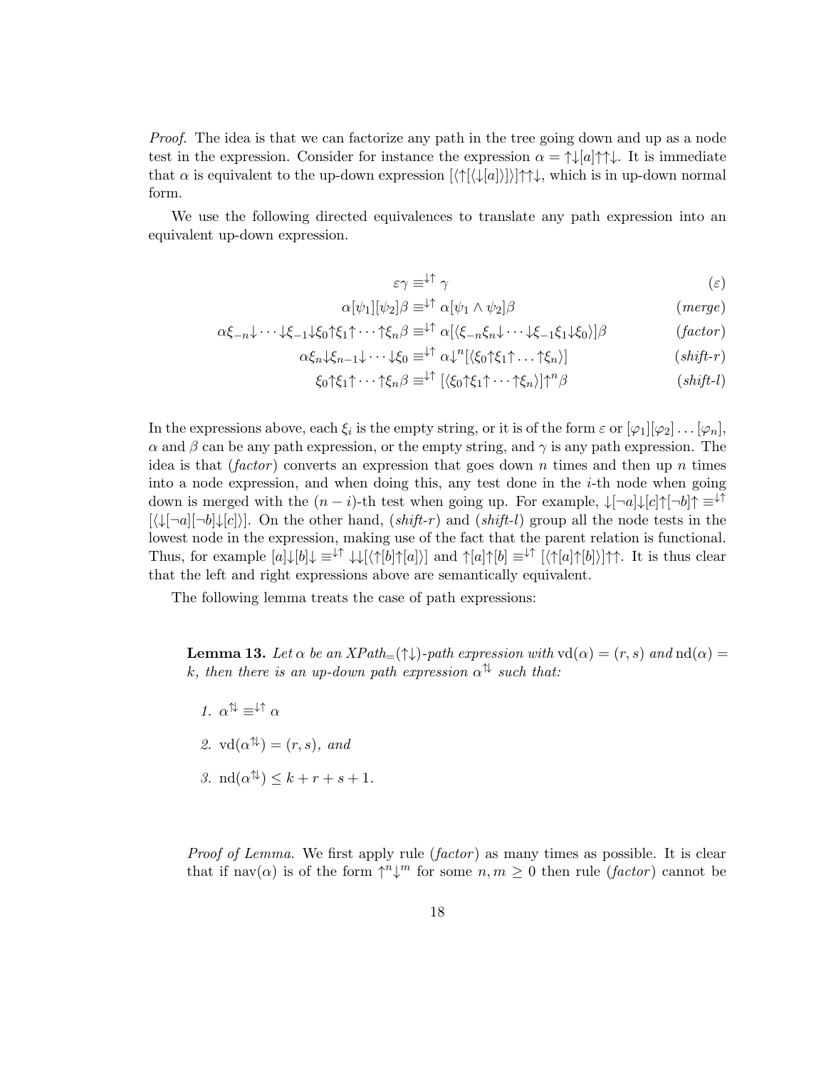*Proof.* The idea is that we can factorize any path in the tree going down and up as a node test in the expression. Consider for instance the expression $\alpha = \uparrow\downarrow[a]\uparrow\uparrow\downarrow$. It is immediate that $\alpha$ is equivalent to the up-down expression $[\langle\uparrow[\langle\downarrow[a]\rangle]\rangle]\uparrow\uparrow\downarrow$, which is in up-down normal form.

We use the following directed equivalences to translate any path expression into an equivalent up-down expression.

$$\varepsilon\gamma \equiv^{\downarrow\uparrow} \gamma \qquad (\varepsilon)$$

$$\alpha[\psi_1][\psi_2]\beta \equiv^{\downarrow\uparrow} \alpha[\psi_1 \wedge \psi_2]\beta \qquad (\mathit{merge})$$

$$\alpha\xi_{-n}\downarrow\cdots\downarrow\xi_{-1}\downarrow\xi_0\uparrow\xi_1\uparrow\cdots\uparrow\xi_n\beta \equiv^{\downarrow\uparrow} \alpha[\langle\xi_{-n}\xi_n\downarrow\cdots\downarrow\xi_{-1}\xi_1\downarrow\xi_0\rangle]\beta \qquad (\mathit{factor})$$

$$\alpha\xi_n\downarrow\xi_{n-1}\downarrow\cdots\downarrow\xi_0 \equiv^{\downarrow\uparrow} \alpha\downarrow^n[\langle\xi_0\uparrow\xi_1\uparrow\ldots\uparrow\xi_n\rangle] \qquad (\mathit{shift}\text{-}r)$$

$$\xi_0\uparrow\xi_1\uparrow\cdots\uparrow\xi_n\beta \equiv^{\downarrow\uparrow} [\langle\xi_0\uparrow\xi_1\uparrow\cdots\uparrow\xi_n\rangle]\uparrow^n\beta \qquad (\mathit{shift}\text{-}l)$$

In the expressions above, each $\xi_i$ is the empty string, or it is of the form $\varepsilon$ or $[\varphi_1][\varphi_2]\ldots[\varphi_n]$, $\alpha$ and $\beta$ can be any path expression, or the empty string, and $\gamma$ is any path expression. The idea is that (*factor*) converts an expression that goes down $n$ times and then up $n$ times into a node expression, and when doing this, any test done in the $i$-th node when going down is merged with the $(n-i)$-th test when going up. For example, $\downarrow[\neg a]\downarrow[c]\uparrow[\neg b]\uparrow \equiv^{\downarrow\uparrow} [\langle\downarrow[\neg a][\neg b]\downarrow[c]\rangle]$. On the other hand, (*shift-r*) and (*shift-l*) group all the node tests in the lowest node in the expression, making use of the fact that the parent relation is functional. Thus, for example $[a]\downarrow[b]\downarrow \equiv^{\downarrow\uparrow} \downarrow\downarrow[\langle\uparrow[b]\uparrow[a]\rangle]$ and $\uparrow[a]\uparrow[b] \equiv^{\downarrow\uparrow} [\langle\uparrow[a]\uparrow[b]\rangle]\uparrow\uparrow$. It is thus clear that the left and right expressions above are semantically equivalent.

The following lemma treats the case of path expressions:

**Lemma 13.** *Let $\alpha$ be an XPath$_=(\uparrow\downarrow)$-path expression with $\mathrm{vd}(\alpha) = (r, s)$ and $\mathrm{nd}(\alpha) = k$, then there is an up-down path expression $\alpha^{\Updownarrow}$ such that:*

1. $\alpha^{\Updownarrow} \equiv^{\downarrow\uparrow} \alpha$
2. $\mathrm{vd}(\alpha^{\Updownarrow}) = (r, s)$, *and*
3. $\mathrm{nd}(\alpha^{\Updownarrow}) \leq k + r + s + 1$.

*Proof of Lemma.* We first apply rule (*factor*) as many times as possible. It is clear that if $\mathrm{nav}(\alpha)$ is of the form $\uparrow^n\downarrow^m$ for some $n, m \geq 0$ then rule (*factor*) cannot be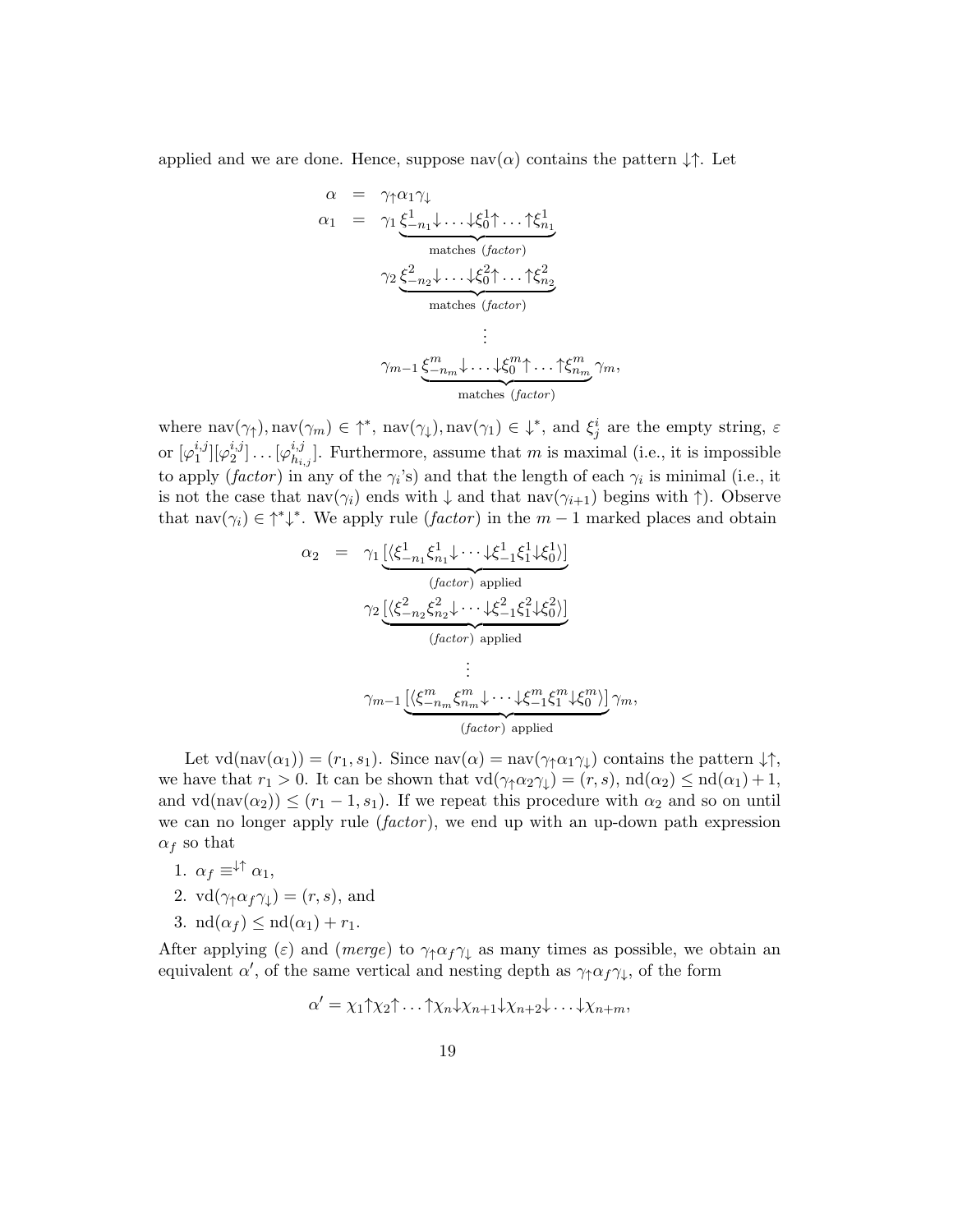applied and we are done. Hence, suppose $\text{nav}(\alpha)$ contains the pattern $\downarrow\uparrow$. Let

$$
\begin{aligned}
\alpha &= \gamma_{\uparrow}\alpha_1\gamma_{\downarrow} \\
\alpha_1 &= \gamma_1 \underbrace{\xi^1_{-n_1}\downarrow\ldots\downarrow\xi^1_0\uparrow\ldots\uparrow\xi^1_{n_1}}_{\text{matches } (\textit{factor})} \\
&\quad\ \gamma_2 \underbrace{\xi^2_{-n_2}\downarrow\ldots\downarrow\xi^2_0\uparrow\ldots\uparrow\xi^2_{n_2}}_{\text{matches } (\textit{factor})} \\
&\quad\ \vdots \\
&\quad\ \gamma_{m-1} \underbrace{\xi^m_{-n_m}\downarrow\ldots\downarrow\xi^m_0\uparrow\ldots\uparrow\xi^m_{n_m}}_{\text{matches } (\textit{factor})}\gamma_m,
\end{aligned}
$$

where $\text{nav}(\gamma_{\uparrow}), \text{nav}(\gamma_m) \in \uparrow^*$, $\text{nav}(\gamma_{\downarrow}), \text{nav}(\gamma_1) \in \downarrow^*$, and $\xi^i_j$ are the empty string, $\varepsilon$ or $[\varphi^{i,j}_1][\varphi^{i,j}_2]\ldots[\varphi^{i,j}_{h_{i,j}}]$. Furthermore, assume that $m$ is maximal (i.e., it is impossible to apply (*factor*) in any of the $\gamma_i$'s) and that the length of each $\gamma_i$ is minimal (i.e., it is not the case that $\text{nav}(\gamma_i)$ ends with $\downarrow$ and that $\text{nav}(\gamma_{i+1})$ begins with $\uparrow$). Observe that $\text{nav}(\gamma_i) \in \uparrow^*\downarrow^*$. We apply rule (*factor*) in the $m-1$ marked places and obtain

$$
\begin{aligned}
\alpha_2 &= \gamma_1 \underbrace{[\langle\xi^1_{-n_1}\xi^1_{n_1}\downarrow\cdots\downarrow\xi^1_{-1}\xi^1_1\downarrow\xi^1_0\rangle]}_{(\textit{factor}) \text{ applied}} \\
&\quad\ \gamma_2 \underbrace{[\langle\xi^2_{-n_2}\xi^2_{n_2}\downarrow\cdots\downarrow\xi^2_{-1}\xi^2_1\downarrow\xi^2_0\rangle]}_{(\textit{factor}) \text{ applied}} \\
&\quad\ \vdots \\
&\quad\ \gamma_{m-1} \underbrace{[\langle\xi^m_{-n_m}\xi^m_{n_m}\downarrow\cdots\downarrow\xi^m_{-1}\xi^m_1\downarrow\xi^m_0\rangle]}_{(\textit{factor}) \text{ applied}}\gamma_m,
\end{aligned}
$$

Let $\text{vd}(\text{nav}(\alpha_1)) = (r_1, s_1)$. Since $\text{nav}(\alpha) = \text{nav}(\gamma_{\uparrow}\alpha_1\gamma_{\downarrow})$ contains the pattern $\downarrow\uparrow$, we have that $r_1 > 0$. It can be shown that $\text{vd}(\gamma_{\uparrow}\alpha_2\gamma_{\downarrow}) = (r, s)$, $\text{nd}(\alpha_2) \leq \text{nd}(\alpha_1) + 1$, and $\text{vd}(\text{nav}(\alpha_2)) \leq (r_1 - 1, s_1)$. If we repeat this procedure with $\alpha_2$ and so on until we can no longer apply rule (*factor*), we end up with an up-down path expression $\alpha_f$ so that

1. $\alpha_f \equiv^{\downarrow\uparrow} \alpha_1$,
2. $\text{vd}(\gamma_{\uparrow}\alpha_f\gamma_{\downarrow}) = (r, s)$, and
3. $\text{nd}(\alpha_f) \leq \text{nd}(\alpha_1) + r_1$.

After applying ($\varepsilon$) and (*merge*) to $\gamma_{\uparrow}\alpha_f\gamma_{\downarrow}$ as many times as possible, we obtain an equivalent $\alpha'$, of the same vertical and nesting depth as $\gamma_{\uparrow}\alpha_f\gamma_{\downarrow}$, of the form

$$\alpha' = \chi_1\uparrow\chi_2\uparrow\ldots\uparrow\chi_n\downarrow\chi_{n+1}\downarrow\chi_{n+2}\downarrow\ldots\downarrow\chi_{n+m},$$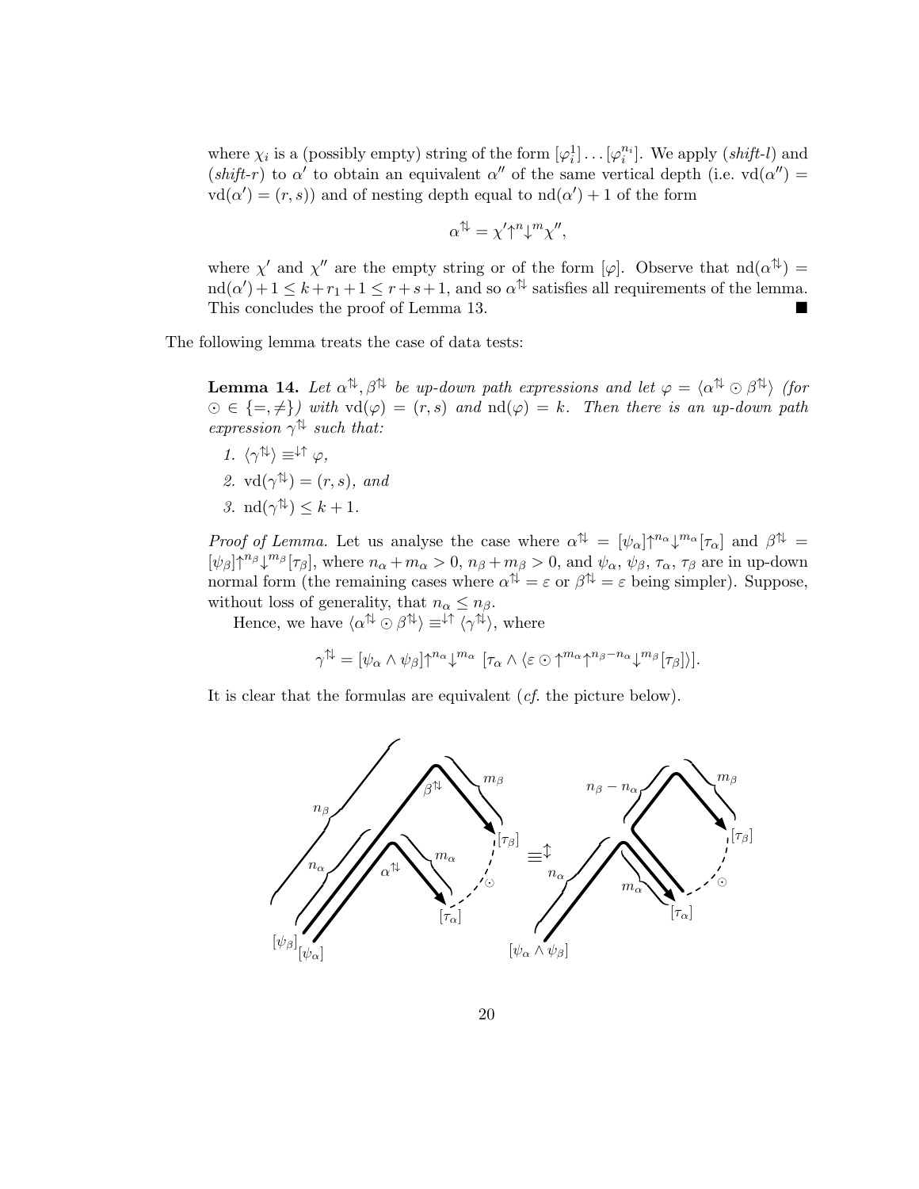where $\chi_i$ is a (possibly empty) string of the form $[\varphi_i^1] \dots [\varphi_i^{n_i}]$. We apply (*shift-l*) and (*shift-r*) to $\alpha'$ to obtain an equivalent $\alpha''$ of the same vertical depth (i.e. $\mathrm{vd}(\alpha'') = \mathrm{vd}(\alpha') = (r, s)$) and of nesting depth equal to $\mathrm{nd}(\alpha') + 1$ of the form

$$\alpha^{\Updownarrow} = \chi' {\uparrow}^n {\downarrow}^m \chi'',$$

where $\chi'$ and $\chi''$ are the empty string or of the form $[\varphi]$. Observe that $\mathrm{nd}(\alpha^{\Updownarrow}) = \mathrm{nd}(\alpha') + 1 \leq k + r_1 + 1 \leq r + s + 1$, and so $\alpha^{\Updownarrow}$ satisfies all requirements of the lemma. This concludes the proof of Lemma 13. ■

The following lemma treats the case of data tests:

**Lemma 14.** *Let $\alpha^{\Updownarrow}, \beta^{\Updownarrow}$ be up-down path expressions and let $\varphi = \langle \alpha^{\Updownarrow} \odot \beta^{\Updownarrow} \rangle$ (for $\odot \in \{=, \neq\}$) with $\mathrm{vd}(\varphi) = (r, s)$ and $\mathrm{nd}(\varphi) = k$. Then there is an up-down path expression $\gamma^{\Updownarrow}$ such that:*

1. $\langle \gamma^{\Updownarrow} \rangle \equiv^{\downarrow\uparrow} \varphi$,
2. $\mathrm{vd}(\gamma^{\Updownarrow}) = (r, s)$*, and*
3. $\mathrm{nd}(\gamma^{\Updownarrow}) \leq k + 1$.

*Proof of Lemma.* Let us analyse the case where $\alpha^{\Updownarrow} = [\psi_\alpha] {\uparrow}^{n_\alpha} {\downarrow}^{m_\alpha} [\tau_\alpha]$ and $\beta^{\Updownarrow} = [\psi_\beta] {\uparrow}^{n_\beta} {\downarrow}^{m_\beta} [\tau_\beta]$, where $n_\alpha + m_\alpha > 0$, $n_\beta + m_\beta > 0$, and $\psi_\alpha$, $\psi_\beta$, $\tau_\alpha$, $\tau_\beta$ are in up-down normal form (the remaining cases where $\alpha^{\Updownarrow} = \varepsilon$ or $\beta^{\Updownarrow} = \varepsilon$ being simpler). Suppose, without loss of generality, that $n_\alpha \leq n_\beta$.

Hence, we have $\langle \alpha^{\Updownarrow} \odot \beta^{\Updownarrow} \rangle \equiv^{\downarrow\uparrow} \langle \gamma^{\Updownarrow} \rangle$, where

$$\gamma^{\Updownarrow} = [\psi_\alpha \wedge \psi_\beta] {\uparrow}^{n_\alpha} {\downarrow}^{m_\alpha} \; [\tau_\alpha \wedge \langle \varepsilon \odot {\uparrow}^{m_\alpha} {\uparrow}^{n_\beta - n_\alpha} {\downarrow}^{m_\beta} [\tau_\beta] \rangle].$$

It is clear that the formulas are equivalent (*cf.* the picture below).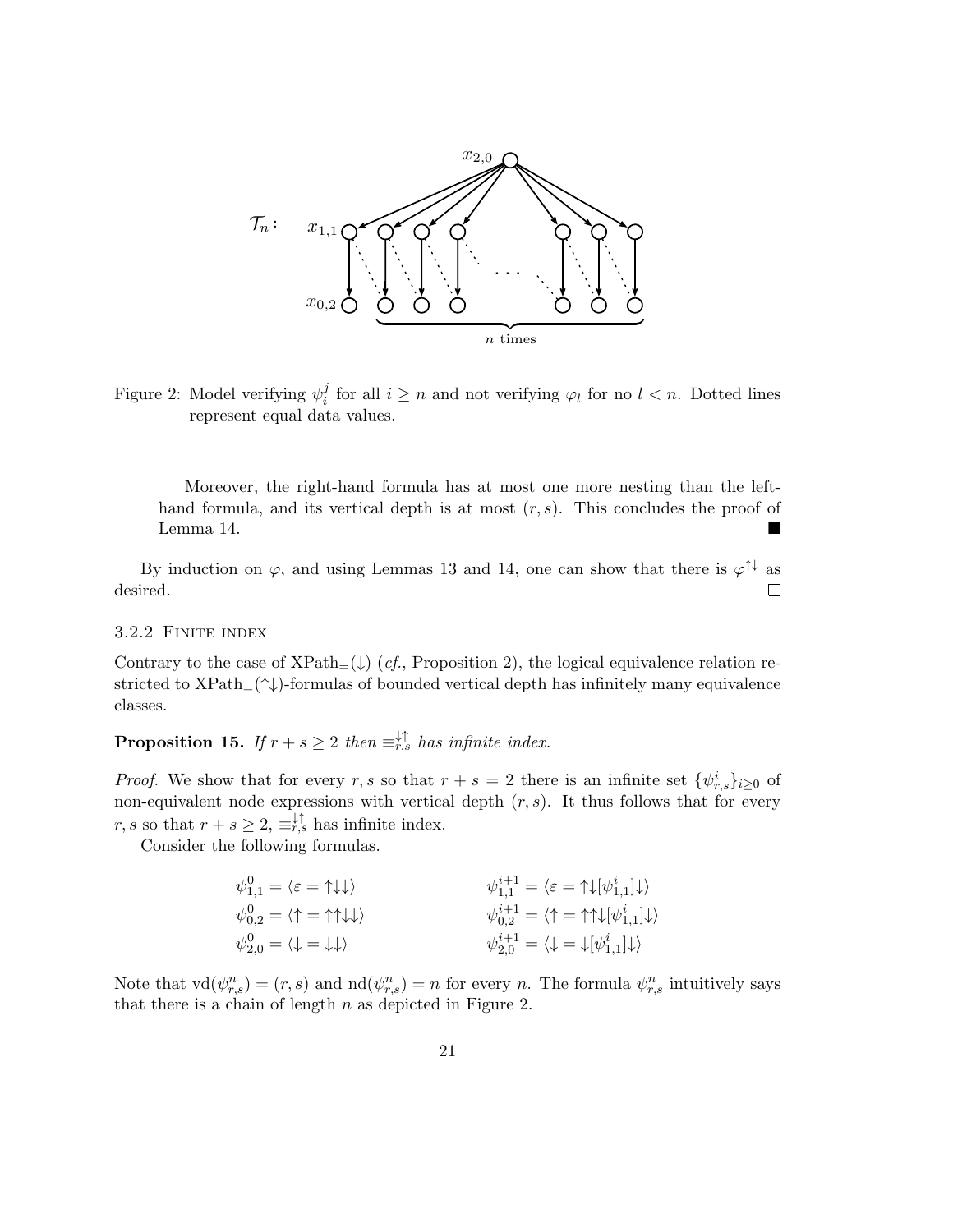Figure 2: Model verifying $\psi_i^j$ for all $i \geq n$ and not verifying $\varphi_l$ for no $l < n$. Dotted lines represent equal data values.

Moreover, the right-hand formula has at most one more nesting than the left-hand formula, and its vertical depth is at most $(r, s)$. This concludes the proof of Lemma 14. ■

By induction on $\varphi$, and using Lemmas 13 and 14, one can show that there is $\varphi^{\uparrow\downarrow}$ as desired. □

#### 3.2.2 Finite index

Contrary to the case of $\text{XPath}_=(\downarrow)$ (*cf.*, Proposition 2), the logical equivalence relation restricted to $\text{XPath}_=(\uparrow\downarrow)$-formulas of bounded vertical depth has infinitely many equivalence classes.

**Proposition 15.** *If $r + s \geq 2$ then $\equiv_{r,s}^{\downarrow\uparrow}$ has infinite index.*

*Proof.* We show that for every $r, s$ so that $r + s = 2$ there is an infinite set $\{\psi_{r,s}^i\}_{i \geq 0}$ of non-equivalent node expressions with vertical depth $(r, s)$. It thus follows that for every $r, s$ so that $r + s \geq 2$, $\equiv_{r,s}^{\downarrow\uparrow}$ has infinite index.

Consider the following formulas.

$$\psi_{1,1}^0 = \langle \varepsilon = \uparrow\downarrow\downarrow \rangle \qquad \psi_{1,1}^{i+1} = \langle \varepsilon = \uparrow\downarrow[\psi_{1,1}^i]\downarrow \rangle$$

$$\psi_{0,2}^0 = \langle \uparrow = \uparrow\uparrow\downarrow\downarrow \rangle \qquad \psi_{0,2}^{i+1} = \langle \uparrow = \uparrow\uparrow\downarrow[\psi_{1,1}^i]\downarrow \rangle$$

$$\psi_{2,0}^0 = \langle \downarrow = \downarrow\downarrow \rangle \qquad \psi_{2,0}^{i+1} = \langle \downarrow = \downarrow[\psi_{1,1}^i]\downarrow \rangle$$

Note that $\text{vd}(\psi_{r,s}^n) = (r, s)$ and $\text{nd}(\psi_{r,s}^n) = n$ for every $n$. The formula $\psi_{r,s}^n$ intuitively says that there is a chain of length $n$ as depicted in Figure 2.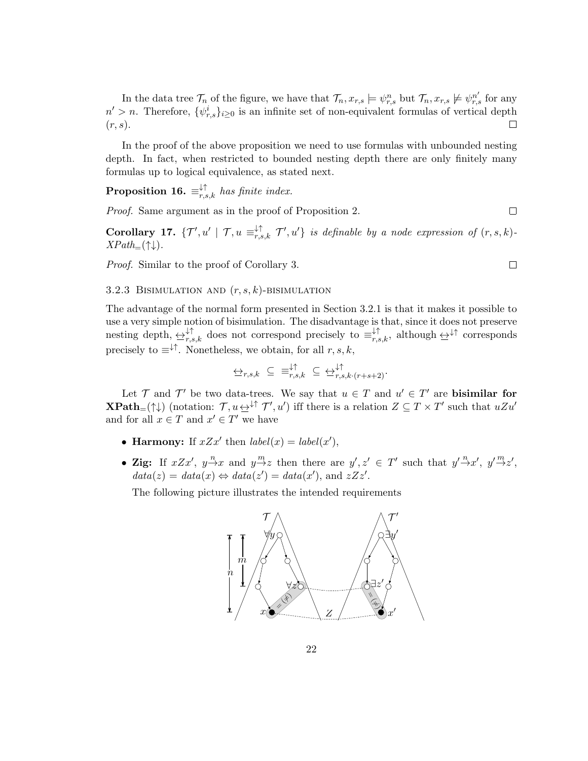In the data tree $\mathcal{T}_n$ of the figure, we have that $\mathcal{T}_n, x_{r,s} \models \psi^n_{r,s}$ but $\mathcal{T}_n, x_{r,s} \not\models \psi^{n'}_{r,s}$ for any $n' > n$. Therefore, $\{\psi^i_{r,s}\}_{i \geq 0}$ is an infinite set of non-equivalent formulas of vertical depth $(r, s)$. □

In the proof of the above proposition we need to use formulas with unbounded nesting depth. In fact, when restricted to bounded nesting depth there are only finitely many formulas up to logical equivalence, as stated next.

**Proposition 16.** *$\equiv^{\downarrow\uparrow}_{r,s,k}$ has finite index.*

*Proof.* Same argument as in the proof of Proposition 2. □

**Corollary 17.** *$\{\mathcal{T}', u' \mid \mathcal{T}, u \equiv^{\downarrow\uparrow}_{r,s,k} \mathcal{T}', u'\}$ is definable by a node expression of $(r, s, k)$-XPath$_=(\uparrow\downarrow)$.*

*Proof.* Similar to the proof of Corollary 3. □

### 3.2.3 Bisimulation and $(r, s, k)$-bisimulation

The advantage of the normal form presented in Section 3.2.1 is that it makes it possible to use a very simple notion of bisimulation. The disadvantage is that, since it does not preserve nesting depth, $\leftrightarrow^{\downarrow\uparrow}_{r,s,k}$ does not correspond precisely to $\equiv^{\downarrow\uparrow}_{r,s,k}$, although $\leftrightarrow^{\downarrow\uparrow}$ corresponds precisely to $\equiv^{\downarrow\uparrow}$. Nonetheless, we obtain, for all $r, s, k$,

$$\leftrightarrow_{r,s,k} \;\subseteq\; \equiv^{\downarrow\uparrow}_{r,s,k} \;\subseteq\; \leftrightarrow^{\downarrow\uparrow}_{r,s,k\cdot(r+s+2)}.$$

Let $\mathcal{T}$ and $\mathcal{T}'$ be two data-trees. We say that $u \in T$ and $u' \in T'$ are **bisimilar for XPath$_=(\uparrow\downarrow)$** (notation: $\mathcal{T}, u \leftrightarrow^{\downarrow\uparrow} \mathcal{T}', u'$) iff there is a relation $Z \subseteq T \times T'$ such that $uZu'$ and for all $x \in T$ and $x' \in T'$ we have

- **Harmony:** If $xZx'$ then $label(x) = label(x')$,
- **Zig:** If $xZx'$, $y \overset{n}{\to} x$ and $y \overset{m}{\to} z$ then there are $y', z' \in T'$ such that $y' \overset{n}{\to} x'$, $y' \overset{m}{\to} z'$, $data(z) = data(x) \Leftrightarrow data(z') = data(x')$, and $zZz'$.

  The following picture illustrates the intended requirements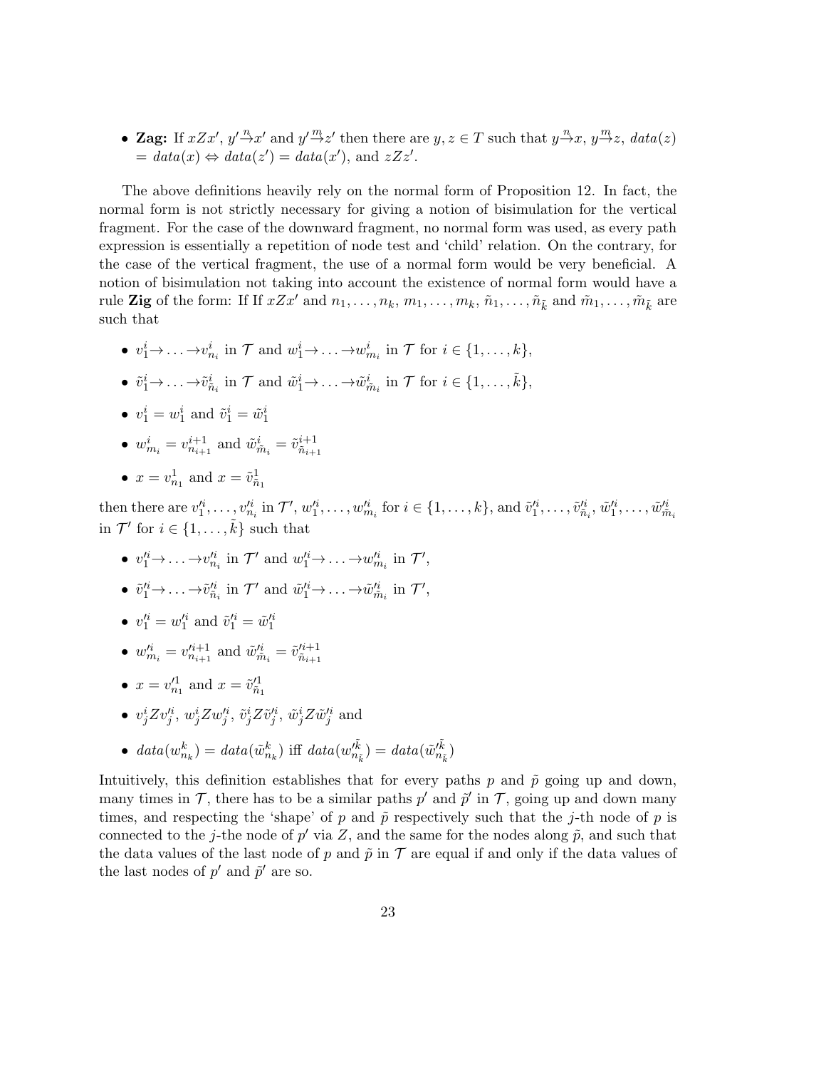- **Zag:** If $xZx'$, $y'\xrightarrow{n}x'$ and $y'\xrightarrow{m}z'$ then there are $y, z \in T$ such that $y\xrightarrow{n}x$, $y\xrightarrow{m}z$, $data(z) = data(x) \Leftrightarrow data(z') = data(x')$, and $zZz'$.

The above definitions heavily rely on the normal form of Proposition 12. In fact, the normal form is not strictly necessary for giving a notion of bisimulation for the vertical fragment. For the case of the downward fragment, no normal form was used, as every path expression is essentially a repetition of node test and 'child' relation. On the contrary, for the case of the vertical fragment, the use of a normal form would be very beneficial. A notion of bisimulation not taking into account the existence of normal form would have a rule **Zig** of the form: If If $xZx'$ and $n_1, \dots, n_k$, $m_1, \dots, m_k$, $\tilde{n}_1, \dots, \tilde{n}_{\tilde{k}}$ and $\tilde{m}_1, \dots, \tilde{m}_{\tilde{k}}$ are such that

- $v^i_1\to\dots\to v^i_{n_i}$ in $\mathcal{T}$ and $w^i_1\to\dots\to w^i_{m_i}$ in $\mathcal{T}$ for $i \in \{1, \dots, k\}$,
- $\tilde{v}^i_1\to\dots\to \tilde{v}^i_{\tilde{n}_i}$ in $\mathcal{T}$ and $\tilde{w}^i_1\to\dots\to \tilde{w}^i_{\tilde{m}_i}$ in $\mathcal{T}$ for $i \in \{1, \dots, \tilde{k}\}$,
- $v^i_1 = w^i_1$ and $\tilde{v}^i_1 = \tilde{w}^i_1$
- $w^i_{m_i} = v^{i+1}_{n_{i+1}}$ and $\tilde{w}^i_{\tilde{m}_i} = \tilde{v}^{i+1}_{\tilde{n}_{i+1}}$
- $x = v^1_{n_1}$ and $x = \tilde{v}^1_{\tilde{n}_1}$

then there are $v'^i_1, \dots, v'^i_{n_i}$ in $\mathcal{T}'$, $w'^i_1, \dots, w'^i_{m_i}$ for $i \in \{1, \dots, k\}$, and $\tilde{v}'^i_1, \dots, \tilde{v}'^i_{\tilde{n}_i}$, $\tilde{w}'^i_1, \dots, \tilde{w}'^i_{\tilde{m}_i}$ in $\mathcal{T}'$ for $i \in \{1, \dots, \tilde{k}\}$ such that

- $v'^i_1\to\dots\to v'^i_{n_i}$ in $\mathcal{T}'$ and $w'^i_1\to\dots\to w'^i_{m_i}$ in $\mathcal{T}'$,
- $\tilde{v}'^i_1\to\dots\to \tilde{v}'^i_{\tilde{n}_i}$ in $\mathcal{T}'$ and $\tilde{w}'^i_1\to\dots\to \tilde{w}'^i_{\tilde{m}_i}$ in $\mathcal{T}'$,
- $v'^i_1 = w'^i_1$ and $\tilde{v}'^i_1 = \tilde{w}'^i_1$
- $w'^i_{m_i} = v'^{i+1}_{n_{i+1}}$ and $\tilde{w}'^i_{\tilde{m}_i} = \tilde{v}'^{i+1}_{\tilde{n}_{i+1}}$
- $x = v'^1_{n_1}$ and $x = \tilde{v}'^1_{\tilde{n}_1}$
- $v^i_j Z v'^i_j$, $w^i_j Z w'^i_j$, $\tilde{v}^i_j Z \tilde{v}'^i_j$, $\tilde{w}^i_j Z \tilde{w}'^i_j$ and
- $data(w^k_{n_k}) = data(\tilde{w}^k_{n_k})$ iff $data(w'^{\tilde{k}}_{n_{\tilde{k}}}) = data(\tilde{w}'^{\tilde{k}}_{n_{\tilde{k}}})$

Intuitively, this definition establishes that for every paths $p$ and $\tilde{p}$ going up and down, many times in $\mathcal{T}$, there has to be a similar paths $p'$ and $\tilde{p}'$ in $\mathcal{T}$, going up and down many times, and respecting the 'shape' of $p$ and $\tilde{p}$ respectively such that the $j$-th node of $p$ is connected to the $j$-the node of $p'$ via $Z$, and the same for the nodes along $\tilde{p}$, and such that the data values of the last node of $p$ and $\tilde{p}$ in $\mathcal{T}$ are equal if and only if the data values of the last nodes of $p'$ and $\tilde{p}'$ are so.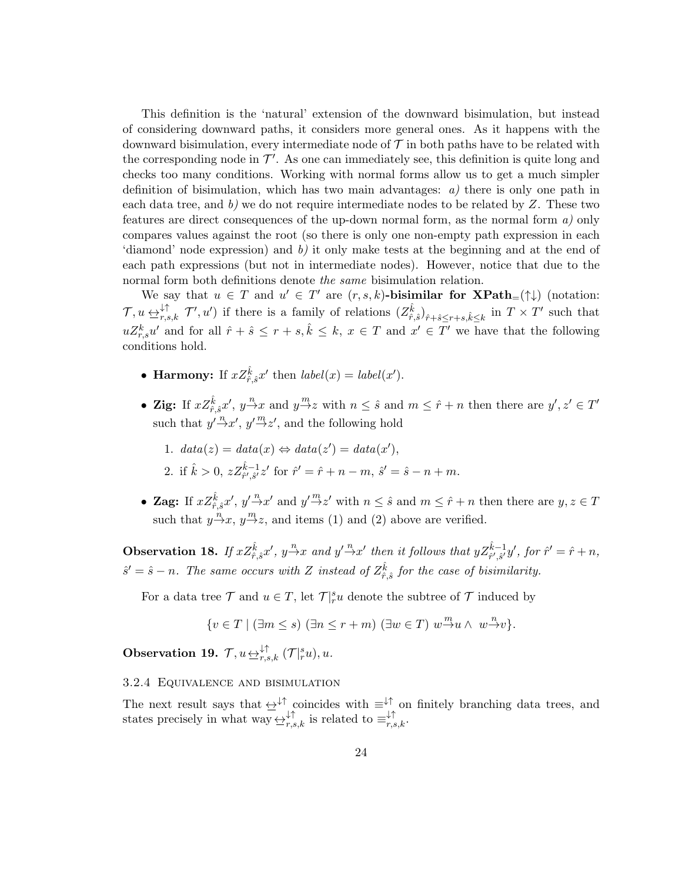This definition is the 'natural' extension of the downward bisimulation, but instead of considering downward paths, it considers more general ones. As it happens with the downward bisimulation, every intermediate node of $\mathcal{T}$ in both paths have to be related with the corresponding node in $\mathcal{T}'$. As one can immediately see, this definition is quite long and checks too many conditions. Working with normal forms allow us to get a much simpler definition of bisimulation, which has two main advantages: *a)* there is only one path in each data tree, and *b)* we do not require intermediate nodes to be related by $Z$. These two features are direct consequences of the up-down normal form, as the normal form *a)* only compares values against the root (so there is only one non-empty path expression in each 'diamond' node expression) and *b)* it only make tests at the beginning and at the end of each path expressions (but not in intermediate nodes). However, notice that due to the normal form both definitions denote *the same* bisimulation relation.

We say that $u \in T$ and $u' \in T'$ are $(r, s, k)$**-bisimilar for XPath$_=(\uparrow\downarrow)$** (notation: $\mathcal{T}, u \underline{\leftrightarrow}^{\downarrow\uparrow}_{r,s,k} \mathcal{T}', u'$) if there is a family of relations $(Z^{\hat{k}}_{\hat{r},\hat{s}})_{\hat{r}+\hat{s}\leq r+s, \hat{k}\leq k}$ in $T \times T'$ such that $u Z^k_{r,s} u'$ and for all $\hat{r} + \hat{s} \leq r + s, \hat{k} \leq k$, $x \in T$ and $x' \in T'$ we have that the following conditions hold.

- **Harmony:** If $x Z^{\hat{k}}_{\hat{r},\hat{s}} x'$ then $label(x) = label(x')$.
- **Zig:** If $x Z^{\hat{k}}_{\hat{r},\hat{s}} x'$, $y \overset{n}{\to} x$ and $y \overset{m}{\to} z$ with $n \leq \hat{s}$ and $m \leq \hat{r} + n$ then there are $y', z' \in T'$ such that $y' \overset{n}{\to} x'$, $y' \overset{m}{\to} z'$, and the following hold
  1. $data(z) = data(x) \Leftrightarrow data(z') = data(x')$,
  2. if $\hat{k} > 0$, $z Z^{\hat{k}-1}_{\hat{r}',\hat{s}'} z'$ for $\hat{r}' = \hat{r} + n - m$, $\hat{s}' = \hat{s} - n + m$.
- **Zag:** If $x Z^{\hat{k}}_{\hat{r},\hat{s}} x'$, $y' \overset{n}{\to} x'$ and $y' \overset{m}{\to} z'$ with $n \leq \hat{s}$ and $m \leq \hat{r} + n$ then there are $y, z \in T$ such that $y \overset{n}{\to} x$, $y \overset{m}{\to} z$, and items (1) and (2) above are verified.

**Observation 18.** *If $x Z^{\hat{k}}_{\hat{r},\hat{s}} x'$, $y \overset{n}{\to} x$ and $y' \overset{n}{\to} x'$ then it follows that $y Z^{\hat{k}-1}_{\hat{r}',\hat{s}'} y'$, for $\hat{r}' = \hat{r} + n$, $\hat{s}' = \hat{s} - n$. The same occurs with $Z$ instead of $Z^{\hat{k}}_{\hat{r},\hat{s}}$ for the case of bisimilarity.*

For a data tree $\mathcal{T}$ and $u \in T$, let $\mathcal{T}|^s_r u$ denote the subtree of $\mathcal{T}$ induced by

$$\{v \in T \mid (\exists m \leq s)\ (\exists n \leq r + m)\ (\exists w \in T)\ w \overset{m}{\to} u \wedge\ w \overset{n}{\to} v\}.$$

**Observation 19.** $\mathcal{T}, u \underline{\leftrightarrow}^{\downarrow\uparrow}_{r,s,k} (\mathcal{T}|^s_r u), u$.

### 3.2.4 Equivalence and bisimulation

The next result says that $\underline{\leftrightarrow}^{\downarrow\uparrow}$ coincides with $\equiv^{\downarrow\uparrow}$ on finitely branching data trees, and states precisely in what way $\underline{\leftrightarrow}^{\downarrow\uparrow}_{r,s,k}$ is related to $\equiv^{\downarrow\uparrow}_{r,s,k}$.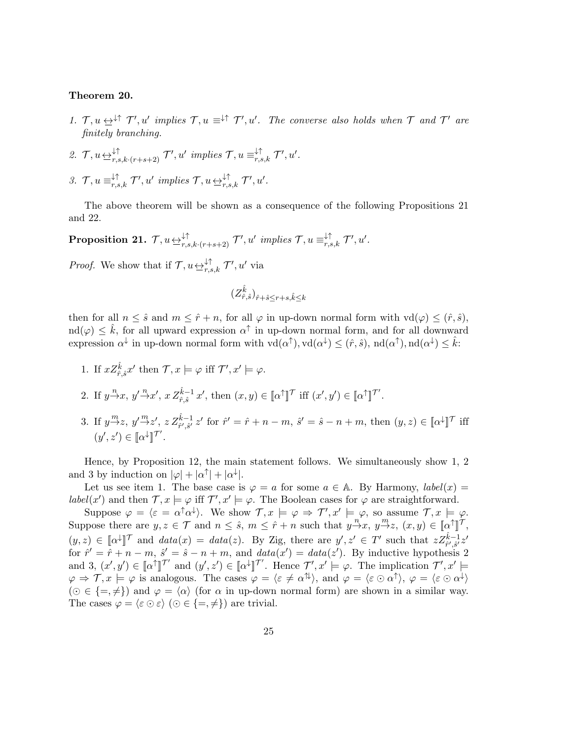**Theorem 20.**

1. $\mathcal{T}, u \underline{\leftrightarrow}^{\downarrow\uparrow} \mathcal{T}', u'$ *implies* $\mathcal{T}, u \equiv^{\downarrow\uparrow} \mathcal{T}', u'$. *The converse also holds when* $\mathcal{T}$ *and* $\mathcal{T}'$ *are finitely branching.*

2. $\mathcal{T}, u \underline{\leftrightarrow}^{\downarrow\uparrow}_{r,s,k\cdot(r+s+2)} \mathcal{T}', u'$ *implies* $\mathcal{T}, u \equiv^{\downarrow\uparrow}_{r,s,k} \mathcal{T}', u'$.

3. $\mathcal{T}, u \equiv^{\downarrow\uparrow}_{r,s,k} \mathcal{T}', u'$ *implies* $\mathcal{T}, u \underline{\leftrightarrow}^{\downarrow\uparrow}_{r,s,k} \mathcal{T}', u'$.

The above theorem will be shown as a consequence of the following Propositions 21 and 22.

**Proposition 21.** $\mathcal{T}, u \underline{\leftrightarrow}^{\downarrow\uparrow}_{r,s,k\cdot(r+s+2)} \mathcal{T}', u'$ *implies* $\mathcal{T}, u \equiv^{\downarrow\uparrow}_{r,s,k} \mathcal{T}', u'$.

*Proof.* We show that if $\mathcal{T}, u \underline{\leftrightarrow}^{\downarrow\uparrow}_{r,s,k} \mathcal{T}', u'$ via

$$(Z^{\hat{k}}_{\hat{r},\hat{s}})_{\hat{r}+\hat{s}\leq r+s, \hat{k}\leq k}$$

then for all $n \leq \hat{s}$ and $m \leq \hat{r} + n$, for all $\varphi$ in up-down normal form with $\text{vd}(\varphi) \leq (\hat{r}, \hat{s})$, $\text{nd}(\varphi) \leq \hat{k}$, for all upward expression $\alpha^\uparrow$ in up-down normal form, and for all downward expression $\alpha^\downarrow$ in up-down normal form with $\text{vd}(\alpha^\uparrow), \text{vd}(\alpha^\downarrow) \leq (\hat{r}, \hat{s})$, $\text{nd}(\alpha^\uparrow), \text{nd}(\alpha^\downarrow) \leq \hat{k}$:

1. If $x Z^{\hat{k}}_{\hat{r},\hat{s}} x'$ then $\mathcal{T}, x \models \varphi$ iff $\mathcal{T}', x' \models \varphi$.

2. If $y \xrightarrow{n} x$, $y' \xrightarrow{n} x'$, $x\, Z^{\hat{k}-1}_{\hat{r},\hat{s}}\, x'$, then $(x, y) \in [\![\alpha^\uparrow]\!]^{\mathcal{T}}$ iff $(x', y') \in [\![\alpha^\uparrow]\!]^{\mathcal{T}'}$.

3. If $y \xrightarrow{m} z$, $y' \xrightarrow{m} z'$, $z\, Z^{\hat{k}-1}_{\hat{r}',\hat{s}'}\, z'$ for $\hat{r}' = \hat{r} + n - m$, $\hat{s}' = \hat{s} - n + m$, then $(y, z) \in [\![\alpha^\downarrow]\!]^{\mathcal{T}}$ iff $(y', z') \in [\![\alpha^\downarrow]\!]^{\mathcal{T}'}$.

Hence, by Proposition 12, the main statement follows. We simultaneously show 1, 2 and 3 by induction on $|\varphi| + |\alpha^\uparrow| + |\alpha^\downarrow|$.

Let us see item 1. The base case is $\varphi = a$ for some $a \in \mathbb{A}$. By Harmony, $label(x) = label(x')$ and then $\mathcal{T}, x \models \varphi$ iff $\mathcal{T}', x' \models \varphi$. The Boolean cases for $\varphi$ are straightforward.

Suppose $\varphi = \langle \varepsilon = \alpha^\uparrow \alpha^\downarrow \rangle$. We show $\mathcal{T}, x \models \varphi \Rightarrow \mathcal{T}', x' \models \varphi$, so assume $\mathcal{T}, x \models \varphi$. Suppose there are $y, z \in \mathcal{T}$ and $n \leq \hat{s}$, $m \leq \hat{r} + n$ such that $y \xrightarrow{n} x$, $y \xrightarrow{m} z$, $(x, y) \in [\![\alpha^\uparrow]\!]^{\mathcal{T}}$, $(y, z) \in [\![\alpha^\downarrow]\!]^{\mathcal{T}}$ and $data(x) = data(z)$. By Zig, there are $y', z' \in T'$ such that $z Z^{\hat{k}-1}_{\hat{r}',\hat{s}'} z'$ for $\hat{r}' = \hat{r} + n - m$, $\hat{s}' = \hat{s} - n + m$, and $data(x') = data(z')$. By inductive hypothesis 2 and 3, $(x', y') \in [\![\alpha^\uparrow]\!]^{\mathcal{T}'}$ and $(y', z') \in [\![\alpha^\downarrow]\!]^{\mathcal{T}'}$. Hence $\mathcal{T}', x' \models \varphi$. The implication $\mathcal{T}', x' \models \varphi \Rightarrow \mathcal{T}, x \models \varphi$ is analogous. The cases $\varphi = \langle \varepsilon \neq \alpha^{\uparrow\!\downarrow} \rangle$, and $\varphi = \langle \varepsilon \odot \alpha^\uparrow \rangle$, $\varphi = \langle \varepsilon \odot \alpha^\downarrow \rangle$ ($\odot \in \{=, \neq\}$) and $\varphi = \langle \alpha \rangle$ (for $\alpha$ in up-down normal form) are shown in a similar way. The cases $\varphi = \langle \varepsilon \odot \varepsilon \rangle$ ($\odot \in \{=, \neq\}$) are trivial.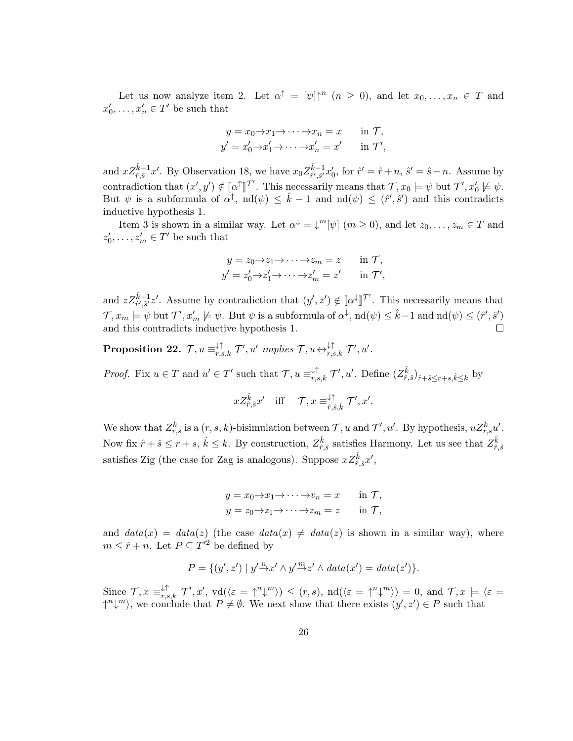Let us now analyze item 2. Let $\alpha^{\uparrow} = [\psi]{\uparrow}^n$ ($n \geq 0$), and let $x_0, \ldots, x_n \in T$ and $x'_0, \ldots, x'_n \in T'$ be such that

$$
\begin{aligned}
y = x_0 \to x_1 \to \cdots \to x_n = x & \qquad \text{in } \mathcal{T}, \\
y' = x'_0 \to x'_1 \to \cdots \to x'_n = x' & \qquad \text{in } \mathcal{T}',
\end{aligned}
$$

and $x Z^{\hat{k}-1}_{\hat{r},\hat{s}} x'$. By Observation 18, we have $x_0 Z^{\hat{k}-1}_{\hat{r}',\hat{s}'} x'_0$, for $\hat{r}' = \hat{r} + n$, $\hat{s}' = \hat{s} - n$. Assume by contradiction that $(x', y') \notin [\![\alpha^{\uparrow}]\!]^{\mathcal{T}'}$. This necessarily means that $\mathcal{T}, x_0 \models \psi$ but $\mathcal{T}', x'_0 \not\models \psi$. But $\psi$ is a subformula of $\alpha^{\uparrow}$, $\mathrm{nd}(\psi) \leq \hat{k} - 1$ and $\mathrm{nd}(\psi) \leq (\hat{r}', \hat{s}')$ and this contradicts inductive hypothesis 1.

Item 3 is shown in a similar way. Let $\alpha^{\downarrow} = {\downarrow}^m[\psi]$ ($m \geq 0$), and let $z_0, \ldots, z_m \in T$ and $z'_0, \ldots, z'_m \in T'$ be such that

$$
\begin{aligned}
y = z_0 \to z_1 \to \cdots \to z_m = z & \qquad \text{in } \mathcal{T}, \\
y' = z'_0 \to z'_1 \to \cdots \to z'_m = z' & \qquad \text{in } \mathcal{T}',
\end{aligned}
$$

and $z Z^{\hat{k}-1}_{\hat{r}',\hat{s}'} z'$. Assume by contradiction that $(y', z') \notin [\![\alpha^{\downarrow}]\!]^{\mathcal{T}'}$. This necessarily means that $\mathcal{T}, x_m \models \psi$ but $\mathcal{T}', x'_m \not\models \psi$. But $\psi$ is a subformula of $\alpha^{\downarrow}$, $\mathrm{nd}(\psi) \leq \hat{k}-1$ and $\mathrm{nd}(\psi) \leq (\hat{r}', \hat{s}')$ and this contradicts inductive hypothesis 1. $\square$

**Proposition 22.** *$\mathcal{T}, u \equiv^{\downarrow\uparrow}_{r,s,k} \mathcal{T}', u'$ implies $\mathcal{T}, u \leftrightarroweq^{\downarrow\uparrow}_{r,s,k} \mathcal{T}', u'$.*

*Proof.* Fix $u \in T$ and $u' \in T'$ such that $\mathcal{T}, u \equiv^{\downarrow\uparrow}_{r,s,k} \mathcal{T}', u'$. Define $(Z^{\hat{k}}_{\hat{r},\hat{s}})_{\hat{r}+\hat{s} \leq r+s, \hat{k} \leq k}$ by

$$
x Z^{\hat{k}}_{\hat{r},\hat{s}} x' \quad \text{iff} \quad \mathcal{T}, x \equiv^{\downarrow\uparrow}_{\hat{r},\hat{s},\hat{k}} \mathcal{T}', x'.
$$

We show that $Z^k_{r,s}$ is a $(r,s,k)$-bisimulation between $\mathcal{T}, u$ and $\mathcal{T}', u'$. By hypothesis, $u Z^k_{r,s} u'$. Now fix $\hat{r} + \hat{s} \leq r + s$, $\hat{k} \leq k$. By construction, $Z^{\hat{k}}_{\hat{r},\hat{s}}$ satisfies Harmony. Let us see that $Z^{\hat{k}}_{\hat{r},\hat{s}}$ satisfies Zig (the case for Zag is analogous). Suppose $x Z^{\hat{k}}_{\hat{r},\hat{s}} x'$,

$$
\begin{aligned}
y = x_0 \to x_1 \to \cdots \to v_n = x & \qquad \text{in } \mathcal{T}, \\
y = z_0 \to z_1 \to \cdots \to z_m = z & \qquad \text{in } \mathcal{T},
\end{aligned}
$$

and $data(x) = data(z)$ (the case $data(x) \neq data(z)$ is shown in a similar way), where $m \leq \hat{r} + n$. Let $P \subseteq T'^2$ be defined by

$$
P = \{(y', z') \mid y' \xrightarrow{n} x' \wedge y' \xrightarrow{m} z' \wedge data(x') = data(z')\}.
$$

Since $\mathcal{T}, x \equiv^{\downarrow\uparrow}_{r,s,k} \mathcal{T}', x'$, $\mathrm{vd}(\langle \varepsilon = {\uparrow}^n {\downarrow}^m \rangle) \leq (r, s)$, $\mathrm{nd}(\langle \varepsilon = {\uparrow}^n {\downarrow}^m \rangle) = 0$, and $\mathcal{T}, x \models \langle \varepsilon = {\uparrow}^n {\downarrow}^m \rangle$, we conclude that $P \neq \emptyset$. We next show that there exists $(y', z') \in P$ such that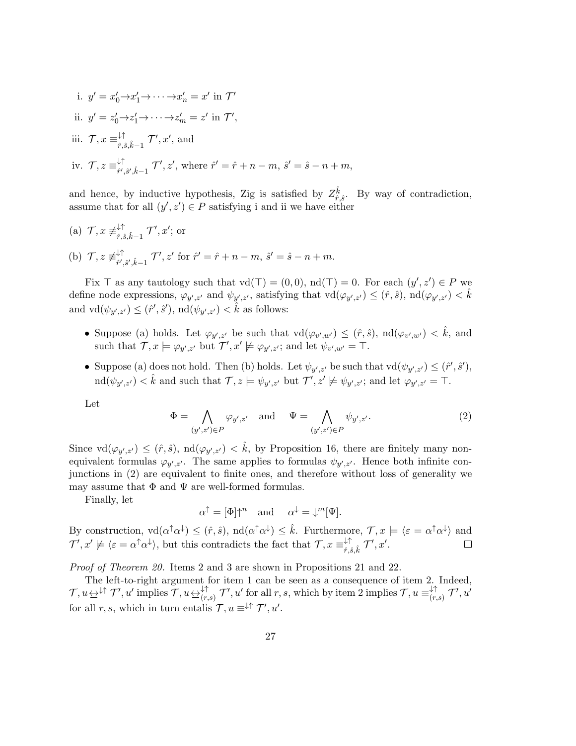i. $y' = x'_0 \to x'_1 \to \cdots \to x'_n = x'$ in $\mathcal{T}'$

ii. $y' = z'_0 \to z'_1 \to \cdots \to z'_m = z'$ in $\mathcal{T}'$,

iii. $\mathcal{T}, x \equiv^{\downarrow\uparrow}_{\hat{r},\hat{s},\hat{k}-1} \mathcal{T}', x'$, and

iv. $\mathcal{T}, z \equiv^{\downarrow\uparrow}_{\hat{r}',\hat{s}',\hat{k}-1} \mathcal{T}', z'$, where $\hat{r}' = \hat{r} + n - m$, $\hat{s}' = \hat{s} - n + m$,

and hence, by inductive hypothesis, Zig is satisfied by $Z^{\hat{k}}_{\hat{r},\hat{s}}$. By way of contradiction, assume that for all $(y', z') \in P$ satisfying i and ii we have either

(a) $\mathcal{T}, x \not\equiv^{\downarrow\uparrow}_{\hat{r},\hat{s},\hat{k}-1} \mathcal{T}', x'$; or

(b) $\mathcal{T}, z \not\equiv^{\downarrow\uparrow}_{\hat{r}',\hat{s}',\hat{k}-1} \mathcal{T}', z'$ for $\hat{r}' = \hat{r} + n - m$, $\hat{s}' = \hat{s} - n + m$.

Fix $\top$ as any tautology such that $\mathrm{vd}(\top) = (0, 0)$, $\mathrm{nd}(\top) = 0$. For each $(y', z') \in P$ we define node expressions, $\varphi_{y',z'}$ and $\psi_{y',z'}$, satisfying that $\mathrm{vd}(\varphi_{y',z'}) \leq (\hat{r}, \hat{s})$, $\mathrm{nd}(\varphi_{y',z'}) < \hat{k}$ and $\mathrm{vd}(\psi_{y',z'}) \leq (\hat{r}', \hat{s}')$, $\mathrm{nd}(\psi_{y',z'}) < \hat{k}$ as follows:

- Suppose (a) holds. Let $\varphi_{y',z'}$ be such that $\mathrm{vd}(\varphi_{v',w'}) \leq (\hat{r}, \hat{s})$, $\mathrm{nd}(\varphi_{v',w'}) < \hat{k}$, and such that $\mathcal{T}, x \models \varphi_{y',z'}$ but $\mathcal{T}', x' \not\models \varphi_{y',z'}$; and let $\psi_{v',w'} = \top$.
- Suppose (a) does not hold. Then (b) holds. Let $\psi_{y',z'}$ be such that $\mathrm{vd}(\psi_{y',z'}) \leq (\hat{r}', \hat{s}')$, $\mathrm{nd}(\psi_{y',z'}) < \hat{k}$ and such that $\mathcal{T}, z \models \psi_{y',z'}$ but $\mathcal{T}', z' \not\models \psi_{y',z'}$; and let $\varphi_{y',z'} = \top$.

Let

$$\Phi = \bigwedge_{(y',z') \in P} \varphi_{y',z'} \quad \text{and} \quad \Psi = \bigwedge_{(y',z') \in P} \psi_{y',z'}. \tag{2}$$

Since $\mathrm{vd}(\varphi_{y',z'}) \leq (\hat{r}, \hat{s})$, $\mathrm{nd}(\varphi_{y',z'}) < \hat{k}$, by Proposition 16, there are finitely many non-equivalent formulas $\varphi_{y',z'}$. The same applies to formulas $\psi_{y',z'}$. Hence both infinite conjunctions in (2) are equivalent to finite ones, and therefore without loss of generality we may assume that $\Phi$ and $\Psi$ are well-formed formulas.

Finally, let

$$\alpha^{\uparrow} = [\Phi]\uparrow^{n} \quad \text{and} \quad \alpha^{\downarrow} = \downarrow^{m}[\Psi].$$

By construction, $\mathrm{vd}(\alpha^{\uparrow}\alpha^{\downarrow}) \leq (\hat{r}, \hat{s})$, $\mathrm{nd}(\alpha^{\uparrow}\alpha^{\downarrow}) \leq \hat{k}$. Furthermore, $\mathcal{T}, x \models \langle \varepsilon = \alpha^{\uparrow}\alpha^{\downarrow} \rangle$ and $\mathcal{T}', x' \not\models \langle \varepsilon = \alpha^{\uparrow}\alpha^{\downarrow} \rangle$, but this contradicts the fact that $\mathcal{T}, x \equiv^{\downarrow\uparrow}_{\hat{r},\hat{s},\hat{k}} \mathcal{T}', x'$. □

*Proof of Theorem 20.* Items 2 and 3 are shown in Propositions 21 and 22.

The left-to-right argument for item 1 can be seen as a consequence of item 2. Indeed, $\mathcal{T}, u \leftrightarroweq^{\downarrow\uparrow} \mathcal{T}', u'$ implies $\mathcal{T}, u \leftrightarroweq^{\downarrow\uparrow}_{(r,s)} \mathcal{T}', u'$ for all $r, s$, which by item 2 implies $\mathcal{T}, u \equiv^{\downarrow\uparrow}_{(r,s)} \mathcal{T}', u'$ for all $r, s$, which in turn entalis $\mathcal{T}, u \equiv^{\downarrow\uparrow} \mathcal{T}', u'$.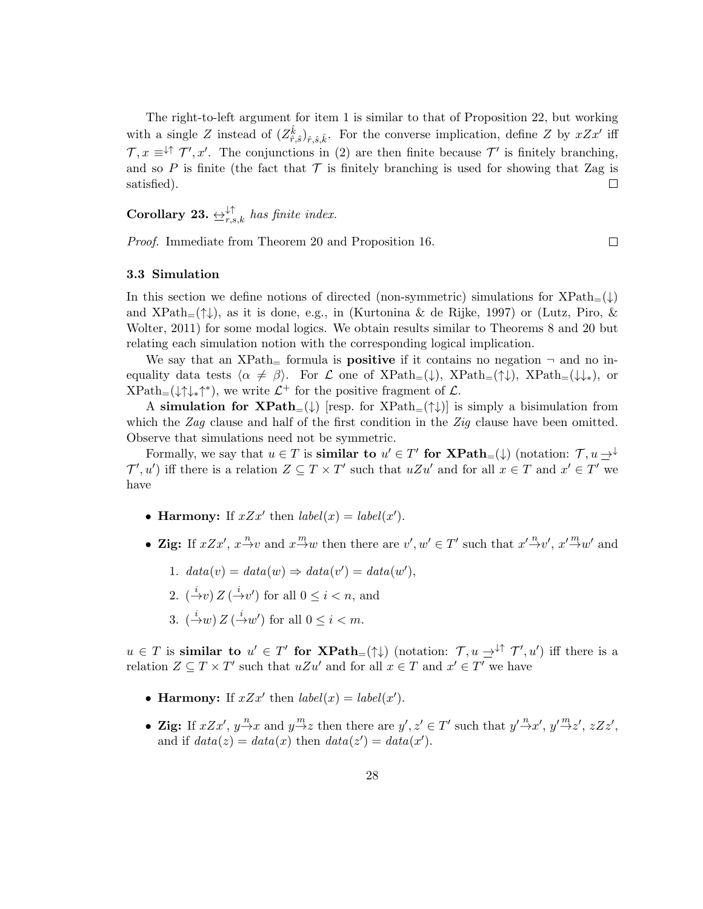The right-to-left argument for item 1 is similar to that of Proposition 22, but working with a single $Z$ instead of $(Z^{\hat{k}}_{\hat{r},\hat{s}})_{\hat{r},\hat{s},\hat{k}}$. For the converse implication, define $Z$ by $xZx'$ iff $\mathcal{T}, x \equiv^{\downarrow\uparrow} \mathcal{T}', x'$. The conjunctions in (2) are then finite because $\mathcal{T}'$ is finitely branching, and so $P$ is finite (the fact that $\mathcal{T}$ is finitely branching is used for showing that Zag is satisfied). $\square$

**Corollary 23.** *$\underline{\leftrightarrow}^{\downarrow\uparrow}_{r,s,k}$ has finite index.*

*Proof.* Immediate from Theorem 20 and Proposition 16. $\square$

### 3.3 Simulation

In this section we define notions of directed (non-symmetric) simulations for XPath$_=(\downarrow)$ and XPath$_=(\uparrow\downarrow)$, as it is done, e.g., in (Kurtonina & de Rijke, 1997) or (Lutz, Piro, & Wolter, 2011) for some modal logics. We obtain results similar to Theorems 8 and 20 but relating each simulation notion with the corresponding logical implication.

We say that an XPath$_=$ formula is **positive** if it contains no negation $\neg$ and no inequality data tests $\langle \alpha \neq \beta \rangle$. For $\mathcal{L}$ one of XPath$_=(\downarrow)$, XPath$_=(\uparrow\downarrow)$, XPath$_=(\downarrow\downarrow_*)$, or XPath$_=(\downarrow\uparrow\downarrow_*\uparrow^*)$, we write $\mathcal{L}^+$ for the positive fragment of $\mathcal{L}$.

A **simulation for XPath$_=(\downarrow)$** [resp. for XPath$_=(\uparrow\downarrow)$] is simply a bisimulation from which the *Zag* clause and half of the first condition in the *Zig* clause have been omitted. Observe that simulations need not be symmetric.

Formally, we say that $u \in T$ is **similar to** $u' \in T'$ **for XPath$_=(\downarrow)$** (notation: $\mathcal{T}, u \underline{\rightarrow}^{\downarrow} \mathcal{T}', u'$) iff there is a relation $Z \subseteq T \times T'$ such that $uZu'$ and for all $x \in T$ and $x' \in T'$ we have

- **Harmony:** If $xZx'$ then $label(x) = label(x')$.
- **Zig:** If $xZx'$, $x \overset{n}{\rightarrow} v$ and $x \overset{m}{\rightarrow} w$ then there are $v', w' \in T'$ such that $x' \overset{n}{\rightarrow} v'$, $x' \overset{m}{\rightarrow} w'$ and
  1. $data(v) = data(w) \Rightarrow data(v') = data(w')$,
  2. $(\overset{i}{\rightarrow} v)\, Z\, (\overset{i}{\rightarrow} v')$ for all $0 \leq i < n$, and
  3. $(\overset{i}{\rightarrow} w)\, Z\, (\overset{i}{\rightarrow} w')$ for all $0 \leq i < m$.

$u \in T$ is **similar to** $u' \in T'$ **for XPath$_=(\uparrow\downarrow)$** (notation: $\mathcal{T}, u \underline{\rightarrow}^{\downarrow\uparrow} \mathcal{T}', u'$) iff there is a relation $Z \subseteq T \times T'$ such that $uZu'$ and for all $x \in T$ and $x' \in T'$ we have

- **Harmony:** If $xZx'$ then $label(x) = label(x')$.
- **Zig:** If $xZx'$, $y \overset{n}{\rightarrow} x$ and $y \overset{m}{\rightarrow} z$ then there are $y', z' \in T'$ such that $y' \overset{n}{\rightarrow} x'$, $y' \overset{m}{\rightarrow} z'$, $zZz'$, and if $data(z) = data(x)$ then $data(z') = data(x')$.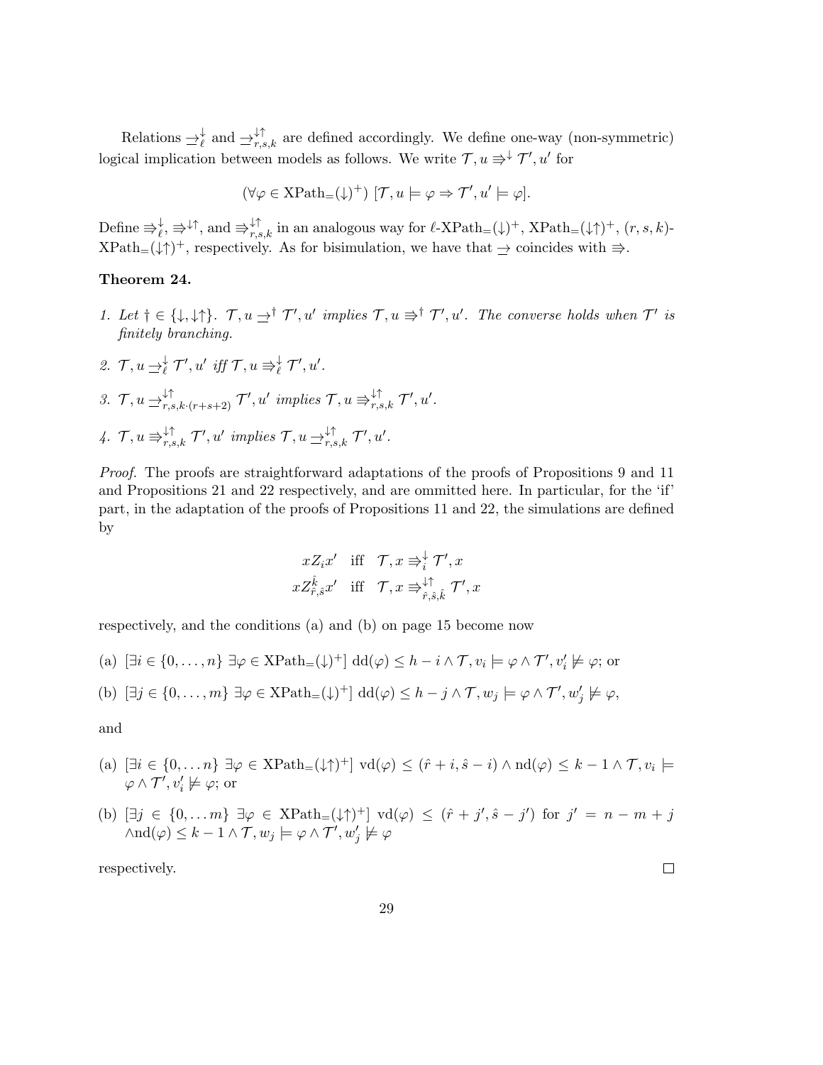Relations $\rightharpoonup_\ell^\downarrow$ and $\rightharpoonup_{r,s,k}^{\downarrow\uparrow}$ are defined accordingly. We define one-way (non-symmetric) logical implication between models as follows. We write $\mathcal{T}, u \Rrightarrow^\downarrow \mathcal{T}', u'$ for

$$(\forall \varphi \in \text{XPath}_=(\downarrow)^+)\ [\mathcal{T}, u \models \varphi \Rightarrow \mathcal{T}', u' \models \varphi].$$

Define $\Rrightarrow_\ell^\downarrow$, $\Rrightarrow^{\downarrow\uparrow}$, and $\Rrightarrow_{r,s,k}^{\downarrow\uparrow}$ in an analogous way for $\ell$-XPath$_=(\downarrow)^+$, XPath$_=(\downarrow\uparrow)^+$, $(r,s,k)$-XPath$_=(\downarrow\uparrow)^+$, respectively. As for bisimulation, we have that $\rightharpoonup$ coincides with $\Rrightarrow$.

**Theorem 24.**

1. *Let* $\dagger \in \{\downarrow, \downarrow\uparrow\}$. $\mathcal{T}, u \rightharpoonup^\dagger \mathcal{T}', u'$ *implies* $\mathcal{T}, u \Rrightarrow^\dagger \mathcal{T}', u'$. *The converse holds when* $\mathcal{T}'$ *is finitely branching.*
2. $\mathcal{T}, u \rightharpoonup_\ell^\downarrow \mathcal{T}', u'$ *iff* $\mathcal{T}, u \Rrightarrow_\ell^\downarrow \mathcal{T}', u'$.
3. $\mathcal{T}, u \rightharpoonup_{r,s,k\cdot(r+s+2)}^{\downarrow\uparrow} \mathcal{T}', u'$ *implies* $\mathcal{T}, u \Rrightarrow_{r,s,k}^{\downarrow\uparrow} \mathcal{T}', u'$.
4. $\mathcal{T}, u \Rrightarrow_{r,s,k}^{\downarrow\uparrow} \mathcal{T}', u'$ *implies* $\mathcal{T}, u \rightharpoonup_{r,s,k}^{\downarrow\uparrow} \mathcal{T}', u'$.

*Proof.* The proofs are straightforward adaptations of the proofs of Propositions 9 and 11 and Propositions 21 and 22 respectively, and are ommitted here. In particular, for the 'if' part, in the adaptation of the proofs of Propositions 11 and 22, the simulations are defined by

$$xZ_ix' \quad \text{iff} \quad \mathcal{T}, x \Rrightarrow_i^\downarrow \mathcal{T}', x$$
$$xZ_{\hat{r},\hat{s}}^{\hat{k}}x' \quad \text{iff} \quad \mathcal{T}, x \Rrightarrow_{\hat{r},\hat{s},\hat{k}}^{\downarrow\uparrow} \mathcal{T}', x$$

respectively, and the conditions (a) and (b) on page 15 become now

(a) $[\exists i \in \{0,\dots,n\}\ \exists \varphi \in \text{XPath}_=(\downarrow)^+]\ \text{dd}(\varphi) \leq h - i \wedge \mathcal{T}, v_i \models \varphi \wedge \mathcal{T}', v_i' \not\models \varphi$; or

(b) $[\exists j \in \{0,\dots,m\}\ \exists \varphi \in \text{XPath}_=(\downarrow)^+]\ \text{dd}(\varphi) \leq h - j \wedge \mathcal{T}, w_j \models \varphi \wedge \mathcal{T}', w_j' \not\models \varphi$,

and

(a) $[\exists i \in \{0,\dots n\}\ \exists \varphi \in \text{XPath}_=(\downarrow\uparrow)^+]\ \text{vd}(\varphi) \leq (\hat{r}+i, \hat{s}-i) \wedge \text{nd}(\varphi) \leq k-1 \wedge \mathcal{T}, v_i \models \varphi \wedge \mathcal{T}', v_i' \not\models \varphi$; or

(b) $[\exists j \in \{0,\dots m\}\ \exists \varphi \in \text{XPath}_=(\downarrow\uparrow)^+]\ \text{vd}(\varphi) \leq (\hat{r}+j', \hat{s}-j')$ for $j' = n-m+j$ $\wedge \text{nd}(\varphi) \leq k-1 \wedge \mathcal{T}, w_j \models \varphi \wedge \mathcal{T}', w_j' \not\models \varphi$

respectively. $\square$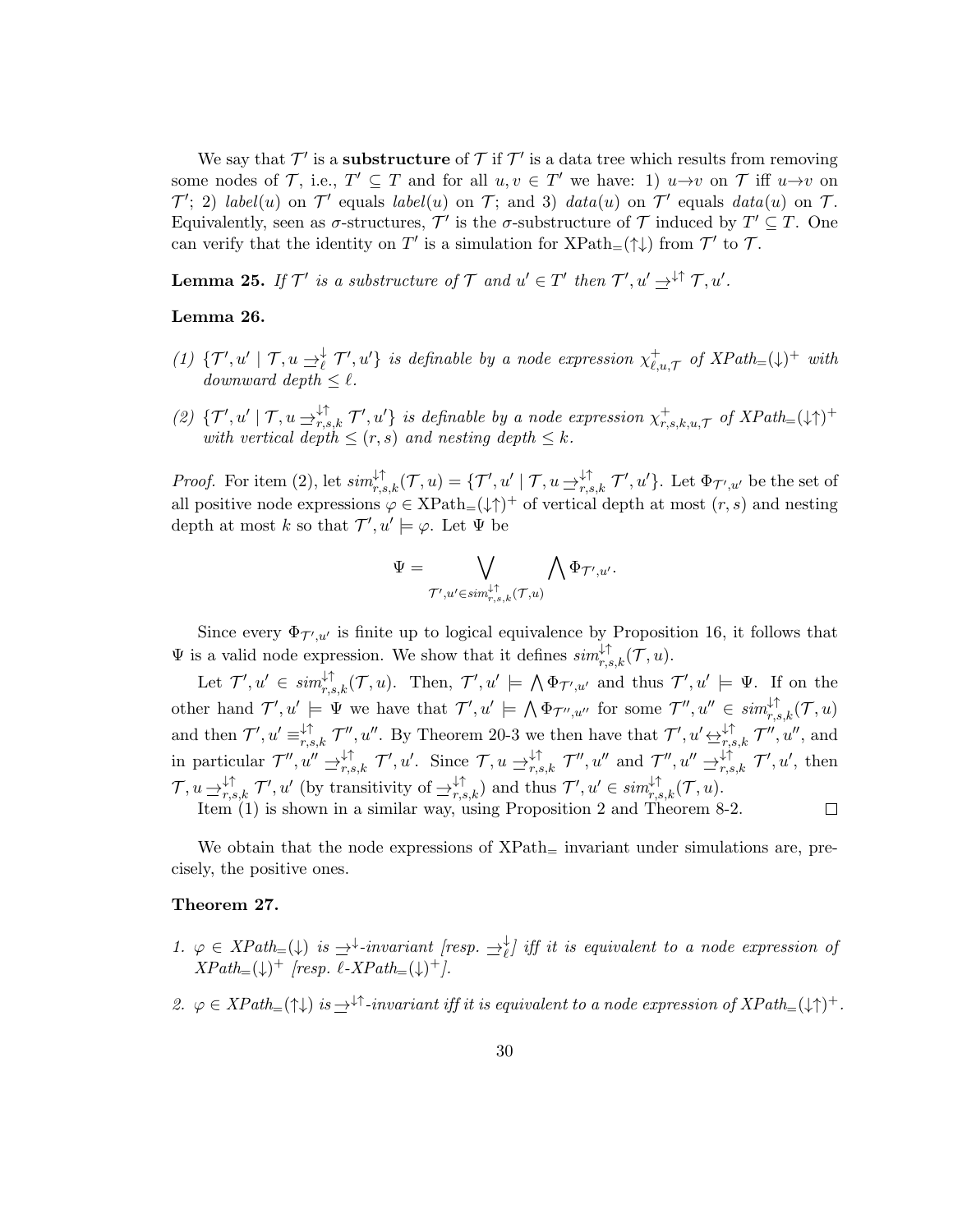We say that $\mathcal{T}'$ is a **substructure** of $\mathcal{T}$ if $\mathcal{T}'$ is a data tree which results from removing some nodes of $\mathcal{T}$, i.e., $T' \subseteq T$ and for all $u, v \in T'$ we have: 1) $u \to v$ on $\mathcal{T}$ iff $u \to v$ on $\mathcal{T}'$; 2) $label(u)$ on $\mathcal{T}'$ equals $label(u)$ on $\mathcal{T}$; and 3) $data(u)$ on $\mathcal{T}'$ equals $data(u)$ on $\mathcal{T}$. Equivalently, seen as $\sigma$-structures, $\mathcal{T}'$ is the $\sigma$-substructure of $\mathcal{T}$ induced by $T' \subseteq T$. One can verify that the identity on $T'$ is a simulation for XPath$_=(\uparrow\downarrow)$ from $\mathcal{T}'$ to $\mathcal{T}$.

**Lemma 25.** *If $\mathcal{T}'$ is a substructure of $\mathcal{T}$ and $u' \in T'$ then $\mathcal{T}', u' \rightarrowtriangle^{\downarrow\uparrow} \mathcal{T}, u'$.*

**Lemma 26.**

*(1) $\{\mathcal{T}', u' \mid \mathcal{T}, u \rightarrowtriangle^{\downarrow}_{\ell} \mathcal{T}', u'\}$ is definable by a node expression $\chi^{+}_{\ell,u,\mathcal{T}}$ of XPath$_=(\downarrow)^+$ with downward depth $\leq \ell$.*

*(2) $\{\mathcal{T}', u' \mid \mathcal{T}, u \rightarrowtriangle^{\downarrow\uparrow}_{r,s,k} \mathcal{T}', u'\}$ is definable by a node expression $\chi^{+}_{r,s,k,u,\mathcal{T}}$ of XPath$_=(\downarrow\uparrow)^+$ with vertical depth $\leq (r,s)$ and nesting depth $\leq k$.*

*Proof.* For item (2), let $sim^{\downarrow\uparrow}_{r,s,k}(\mathcal{T}, u) = \{\mathcal{T}', u' \mid \mathcal{T}, u \rightarrowtriangle^{\downarrow\uparrow}_{r,s,k} \mathcal{T}', u'\}$. Let $\Phi_{\mathcal{T}',u'}$ be the set of all positive node expressions $\varphi \in$ XPath$_=(\downarrow\uparrow)^+$ of vertical depth at most $(r,s)$ and nesting depth at most $k$ so that $\mathcal{T}', u' \models \varphi$. Let $\Psi$ be

$$\Psi = \bigvee_{\mathcal{T}',u' \in sim^{\downarrow\uparrow}_{r,s,k}(\mathcal{T},u)} \bigwedge \Phi_{\mathcal{T}',u'}.$$

Since every $\Phi_{\mathcal{T}',u'}$ is finite up to logical equivalence by Proposition 16, it follows that $\Psi$ is a valid node expression. We show that it defines $sim^{\downarrow\uparrow}_{r,s,k}(\mathcal{T}, u)$.

Let $\mathcal{T}', u' \in sim^{\downarrow\uparrow}_{r,s,k}(\mathcal{T}, u)$. Then, $\mathcal{T}', u' \models \bigwedge \Phi_{\mathcal{T}',u'}$ and thus $\mathcal{T}', u' \models \Psi$. If on the other hand $\mathcal{T}', u' \models \Psi$ we have that $\mathcal{T}', u' \models \bigwedge \Phi_{\mathcal{T}'',u''}$ for some $\mathcal{T}'', u'' \in sim^{\downarrow\uparrow}_{r,s,k}(\mathcal{T}, u)$ and then $\mathcal{T}', u' \equiv^{\downarrow\uparrow}_{r,s,k} \mathcal{T}'', u''$. By Theorem 20-3 we then have that $\mathcal{T}', u' \leftrightarroweq^{\downarrow\uparrow}_{r,s,k} \mathcal{T}'', u''$, and in particular $\mathcal{T}'', u'' \rightarrowtriangle^{\downarrow\uparrow}_{r,s,k} \mathcal{T}', u'$. Since $\mathcal{T}, u \rightarrowtriangle^{\downarrow\uparrow}_{r,s,k} \mathcal{T}'', u''$ and $\mathcal{T}'', u'' \rightarrowtriangle^{\downarrow\uparrow}_{r,s,k} \mathcal{T}', u'$, then $\mathcal{T}, u \rightarrowtriangle^{\downarrow\uparrow}_{r,s,k} \mathcal{T}', u'$ (by transitivity of $\rightarrowtriangle^{\downarrow\uparrow}_{r,s,k}$) and thus $\mathcal{T}', u' \in sim^{\downarrow\uparrow}_{r,s,k}(\mathcal{T}, u)$.

Item (1) is shown in a similar way, using Proposition 2 and Theorem 8-2. ◻

We obtain that the node expressions of XPath$_=$ invariant under simulations are, precisely, the positive ones.

**Theorem 27.**

1. *$\varphi \in$ XPath$_=(\downarrow)$ is $\rightarrowtriangle^{\downarrow}$-invariant [resp. $\rightarrowtriangle^{\downarrow}_{\ell}$] iff it is equivalent to a node expression of XPath$_=(\downarrow)^+$ [resp. $\ell$-XPath$_=(\downarrow)^+$].*

2. *$\varphi \in$ XPath$_=(\uparrow\downarrow)$ is $\rightarrowtriangle^{\downarrow\uparrow}$-invariant iff it is equivalent to a node expression of XPath$_=(\downarrow\uparrow)^+$.*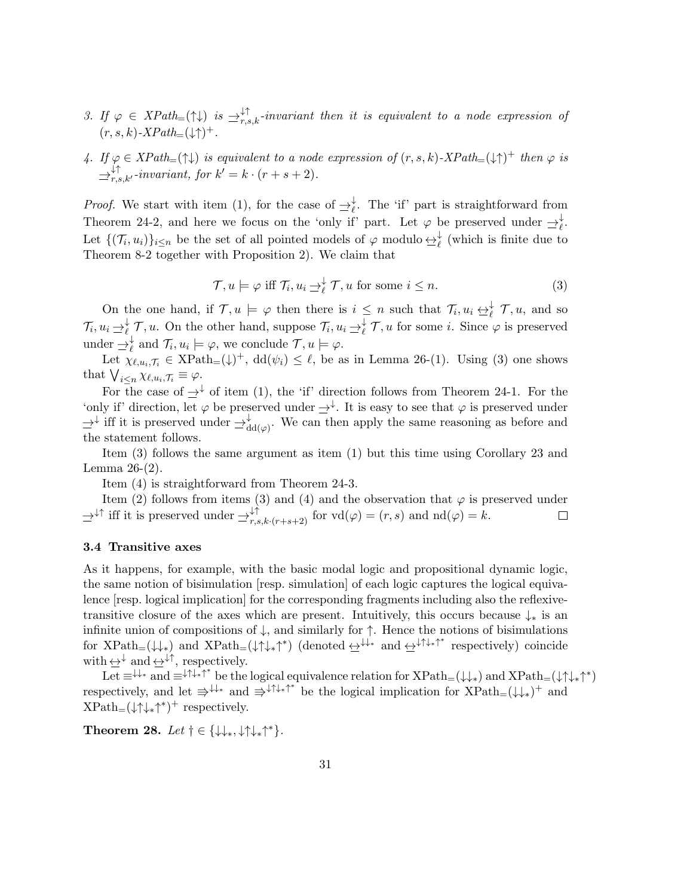3. *If* $\varphi \in$ *XPath*$_=(\uparrow\downarrow)$ *is* $\rightrightarrows^{\downarrow\uparrow}_{r,s,k}$*-invariant then it is equivalent to a node expression of* $(r,s,k)$*-XPath*$_=(\downarrow\uparrow)^+$*.*

4. *If* $\varphi \in$ *XPath*$_=(\uparrow\downarrow)$ *is equivalent to a node expression of* $(r,s,k)$*-XPath*$_=(\downarrow\uparrow)^+$ *then* $\varphi$ *is* $\rightrightarrows^{\downarrow\uparrow}_{r,s,k'}$*-invariant, for* $k' = k \cdot (r+s+2)$*.*

*Proof.* We start with item (1), for the case of $\rightrightarrows^{\downarrow}_{\ell}$. The 'if' part is straightforward from Theorem 24-2, and here we focus on the 'only if' part. Let $\varphi$ be preserved under $\rightrightarrows^{\downarrow}_{\ell}$. Let $\{(\mathcal{T}_i, u_i)\}_{i \leq n}$ be the set of all pointed models of $\varphi$ modulo $\underline{\leftrightarrow}^{\downarrow}_{\ell}$ (which is finite due to Theorem 8-2 together with Proposition 2). We claim that

$$\mathcal{T}, u \models \varphi \text{ iff } \mathcal{T}_i, u_i \rightrightarrows^{\downarrow}_{\ell} \mathcal{T}, u \text{ for some } i \leq n. \tag{3}$$

On the one hand, if $\mathcal{T}, u \models \varphi$ then there is $i \leq n$ such that $\mathcal{T}_i, u_i \underline{\leftrightarrow}^{\downarrow}_{\ell} \mathcal{T}, u$, and so $\mathcal{T}_i, u_i \rightrightarrows^{\downarrow}_{\ell} \mathcal{T}, u$. On the other hand, suppose $\mathcal{T}_i, u_i \rightrightarrows^{\downarrow}_{\ell} \mathcal{T}, u$ for some $i$. Since $\varphi$ is preserved under $\rightrightarrows^{\downarrow}_{\ell}$ and $\mathcal{T}_i, u_i \models \varphi$, we conclude $\mathcal{T}, u \models \varphi$.

Let $\chi_{\ell,u_i,\mathcal{T}_i} \in \text{XPath}_=(\downarrow)^+$, $\text{dd}(\psi_i) \leq \ell$, be as in Lemma 26-(1). Using (3) one shows that $\bigvee_{i \leq n} \chi_{\ell,u_i,\mathcal{T}_i} \equiv \varphi$.

For the case of $\rightrightarrows^{\downarrow}$ of item (1), the 'if' direction follows from Theorem 24-1. For the 'only if' direction, let $\varphi$ be preserved under $\rightrightarrows^{\downarrow}$. It is easy to see that $\varphi$ is preserved under $\rightrightarrows^{\downarrow}$ iff it is preserved under $\rightrightarrows^{\downarrow}_{\text{dd}(\varphi)}$. We can then apply the same reasoning as before and the statement follows.

Item (3) follows the same argument as item (1) but this time using Corollary 23 and Lemma 26-(2).

Item (4) is straightforward from Theorem 24-3.

Item (2) follows from items (3) and (4) and the observation that $\varphi$ is preserved under $\rightrightarrows^{\downarrow\uparrow}$ iff it is preserved under $\rightrightarrows^{\downarrow\uparrow}_{r,s,k\cdot(r+s+2)}$ for $\text{vd}(\varphi) = (r,s)$ and $\text{nd}(\varphi) = k$. $\square$

### 3.4 Transitive axes

As it happens, for example, with the basic modal logic and propositional dynamic logic, the same notion of bisimulation [resp. simulation] of each logic captures the logical equivalence [resp. logical implication] for the corresponding fragments including also the reflexive-transitive closure of the axes which are present. Intuitively, this occurs because $\downarrow_*$ is an infinite union of compositions of $\downarrow$, and similarly for $\uparrow$. Hence the notions of bisimulations for $\text{XPath}_=(\downarrow\downarrow_*)$ and $\text{XPath}_=(\downarrow\uparrow\downarrow_*\uparrow^*)$ (denoted $\underline{\leftrightarrow}^{\downarrow\downarrow_*}$ and $\underline{\leftrightarrow}^{\downarrow\uparrow\downarrow_*\uparrow^*}$ respectively) coincide with $\underline{\leftrightarrow}^{\downarrow}$ and $\underline{\leftrightarrow}^{\downarrow\uparrow}$, respectively.

Let $\equiv^{\downarrow\downarrow_*}$ and $\equiv^{\downarrow\uparrow\downarrow_*\uparrow^*}$ be the logical equivalence relation for $\text{XPath}_=(\downarrow\downarrow_*)$ and $\text{XPath}_=(\downarrow\uparrow\downarrow_*\uparrow^*)$ respectively, and let $\Rrightarrow^{\downarrow\downarrow_*}$ and $\Rrightarrow^{\downarrow\uparrow\downarrow_*\uparrow^*}$ be the logical implication for $\text{XPath}_=(\downarrow\downarrow_*)^+$ and $\text{XPath}_=(\downarrow\uparrow\downarrow_*\uparrow^*)^+$ respectively.

**Theorem 28.** *Let* $\dagger \in \{\downarrow\downarrow_*, \downarrow\uparrow\downarrow_*\uparrow^*\}$*.*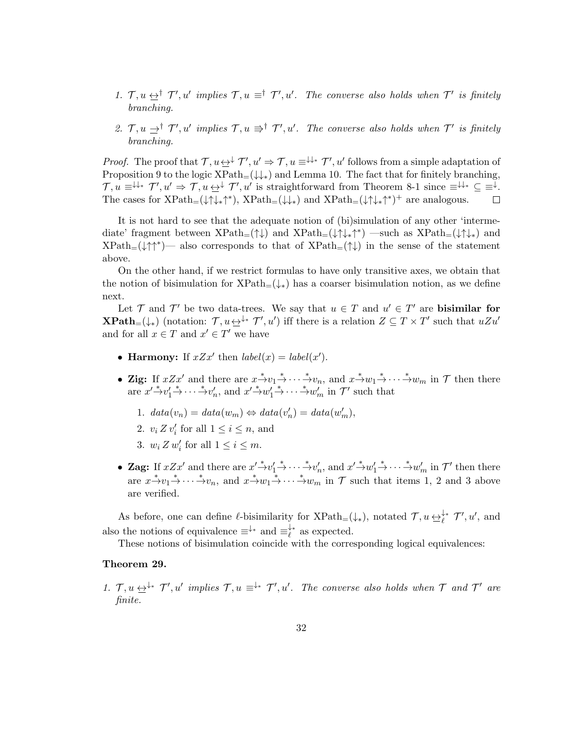1. $\mathcal{T}, u \leftrightarroweq^{\dagger} \mathcal{T}', u'$ *implies* $\mathcal{T}, u \equiv^{\dagger} \mathcal{T}', u'$*. The converse also holds when* $\mathcal{T}'$ *is finitely branching.*

2. $\mathcal{T}, u \underline{\rightarrow}^{\dagger} \mathcal{T}', u'$ *implies* $\mathcal{T}, u \Rrightarrow^{\dagger} \mathcal{T}', u'$*. The converse also holds when* $\mathcal{T}'$ *is finitely branching.*

*Proof.* The proof that $\mathcal{T}, u \leftrightarroweq^{\downarrow} \mathcal{T}', u' \Rightarrow \mathcal{T}, u \equiv^{\downarrow\downarrow_*} \mathcal{T}', u'$ follows from a simple adaptation of Proposition 9 to the logic XPath$_=(\downarrow\downarrow_*)$ and Lemma 10. The fact that for finitely branching, $\mathcal{T}, u \equiv^{\downarrow\downarrow_*} \mathcal{T}', u' \Rightarrow \mathcal{T}, u \leftrightarroweq^{\downarrow} \mathcal{T}', u'$ is straightforward from Theorem 8-1 since $\equiv^{\downarrow\downarrow_*} \subseteq \equiv^{\downarrow}$. The cases for XPath$_=(\downarrow\uparrow\downarrow_*\uparrow^*)$, XPath$_=(\downarrow\downarrow_*)$ and XPath$_=(\downarrow\uparrow\downarrow_*\uparrow^*)^+$ are analogous. ◻

It is not hard to see that the adequate notion of (bi)simulation of any other 'intermediate' fragment between XPath$_=(\uparrow\downarrow)$ and XPath$_=(\downarrow\uparrow\downarrow_*\uparrow^*)$ —such as XPath$_=(\downarrow\uparrow\downarrow_*)$ and XPath$_=(\downarrow\uparrow\uparrow^*)$— also corresponds to that of XPath$_=(\uparrow\downarrow)$ in the sense of the statement above.

On the other hand, if we restrict formulas to have only transitive axes, we obtain that the notion of bisimulation for XPath$_=(\downarrow_*)$ has a coarser bisimulation notion, as we define next.

Let $\mathcal{T}$ and $\mathcal{T}'$ be two data-trees. We say that $u \in T$ and $u' \in T'$ are **bisimilar for XPath$_=(\downarrow_*)$** (notation: $\mathcal{T}, u \leftrightarroweq^{\downarrow_*} \mathcal{T}', u'$) iff there is a relation $Z \subseteq T \times T'$ such that $uZu'$ and for all $x \in T$ and $x' \in T'$ we have

- **Harmony:** If $xZx'$ then $label(x) = label(x')$.
- **Zig:** If $xZx'$ and there are $x \xrightarrow{*} v_1 \xrightarrow{*} \cdots \xrightarrow{*} v_n$, and $x \xrightarrow{*} w_1 \xrightarrow{*} \cdots \xrightarrow{*} w_m$ in $\mathcal{T}$ then there are $x' \xrightarrow{*} v'_1 \xrightarrow{*} \cdots \xrightarrow{*} v'_n$, and $x' \xrightarrow{*} w'_1 \xrightarrow{*} \cdots \xrightarrow{*} w'_m$ in $\mathcal{T}'$ such that
  1. $data(v_n) = data(w_m) \Leftrightarrow data(v'_n) = data(w'_m)$,
  2. $v_i \, Z \, v'_i$ for all $1 \leq i \leq n$, and
  3. $w_i \, Z \, w'_i$ for all $1 \leq i \leq m$.
- **Zag:** If $xZx'$ and there are $x' \xrightarrow{*} v'_1 \xrightarrow{*} \cdots \xrightarrow{*} v'_n$, and $x' \xrightarrow{*} w'_1 \xrightarrow{*} \cdots \xrightarrow{*} w'_m$ in $\mathcal{T}'$ then there are $x \xrightarrow{*} v_1 \xrightarrow{*} \cdots \xrightarrow{*} v_n$, and $x \xrightarrow{*} w_1 \xrightarrow{*} \cdots \xrightarrow{*} w_m$ in $\mathcal{T}$ such that items 1, 2 and 3 above are verified.

As before, one can define $\ell$-bisimilarity for XPath$_=(\downarrow_*)$, notated $\mathcal{T}, u \leftrightarroweq^{\downarrow_*}_{\ell} \mathcal{T}', u'$, and also the notions of equivalence $\equiv^{\downarrow_*}$ and $\equiv^{\downarrow_*}_{\ell}$ as expected.

These notions of bisimulation coincide with the corresponding logical equivalences:

**Theorem 29.**

1. $\mathcal{T}, u \leftrightarroweq^{\downarrow_*} \mathcal{T}', u'$ *implies* $\mathcal{T}, u \equiv^{\downarrow_*} \mathcal{T}', u'$*. The converse also holds when* $\mathcal{T}$ *and* $\mathcal{T}'$ *are finite.*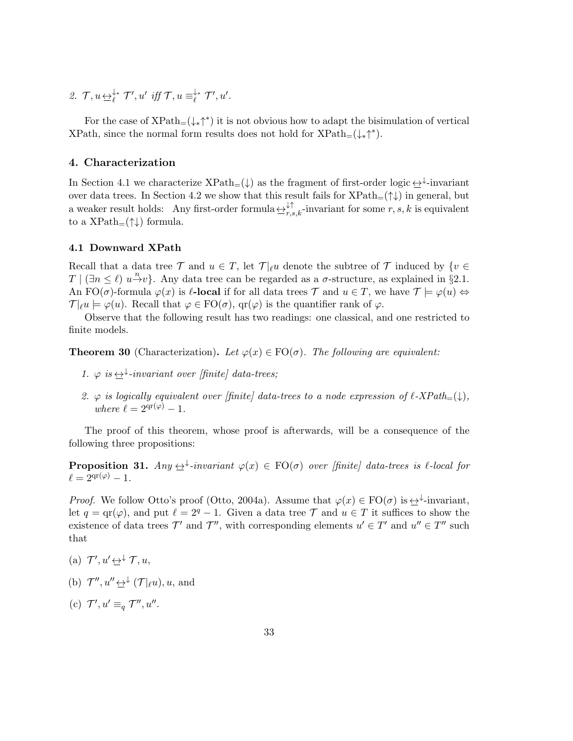2. $\mathcal{T}, u \mathrel{\underline{\leftrightarrow}}^{\downarrow_*}_{\ell} \mathcal{T}', u'$ *iff* $\mathcal{T}, u \equiv^{\downarrow_*}_{\ell} \mathcal{T}', u'$.

For the case of XPath$_=(\downarrow_*\uparrow^*)$ it is not obvious how to adapt the bisimulation of vertical XPath, since the normal form results does not hold for XPath$_=(\downarrow_*\uparrow^*)$.

## 4. Characterization

In Section 4.1 we characterize XPath$_=(\downarrow)$ as the fragment of first-order logic $\mathrel{\underline{\leftrightarrow}}^{\downarrow}$-invariant over data trees. In Section 4.2 we show that this result fails for XPath$_=(\uparrow\downarrow)$ in general, but a weaker result holds: Any first-order formula $\mathrel{\underline{\leftrightarrow}}^{\downarrow\uparrow}_{r,s,k}$-invariant for some $r, s, k$ is equivalent to a XPath$_=(\uparrow\downarrow)$ formula.

### 4.1 Downward XPath

Recall that a data tree $\mathcal{T}$ and $u \in T$, let $\mathcal{T}|_{\ell}u$ denote the subtree of $\mathcal{T}$ induced by $\{v \in T \mid (\exists n \leq \ell)\ u \xrightarrow{n} v\}$. Any data tree can be regarded as a $\sigma$-structure, as explained in §2.1. An FO($\sigma$)-formula $\varphi(x)$ is **$\ell$-local** if for all data trees $\mathcal{T}$ and $u \in T$, we have $\mathcal{T} \models \varphi(u) \Leftrightarrow \mathcal{T}|_{\ell}u \models \varphi(u)$. Recall that $\varphi \in$ FO($\sigma$), qr($\varphi$) is the quantifier rank of $\varphi$.

Observe that the following result has two readings: one classical, and one restricted to finite models.

**Theorem 30** (Characterization)**.** *Let $\varphi(x) \in$ FO($\sigma$). The following are equivalent:*

1. *$\varphi$ is $\mathrel{\underline{\leftrightarrow}}^{\downarrow}$-invariant over [finite] data-trees;*
2. *$\varphi$ is logically equivalent over [finite] data-trees to a node expression of $\ell$-XPath$_=(\downarrow)$, where $\ell = 2^{\mathrm{qr}(\varphi)} - 1$.*

The proof of this theorem, whose proof is afterwards, will be a consequence of the following three propositions:

**Proposition 31.** *Any $\mathrel{\underline{\leftrightarrow}}^{\downarrow}$-invariant $\varphi(x) \in$ FO($\sigma$) over [finite] data-trees is $\ell$-local for $\ell = 2^{\mathrm{qr}(\varphi)} - 1$.*

*Proof.* We follow Otto's proof (Otto, 2004a). Assume that $\varphi(x) \in$ FO($\sigma$) is $\mathrel{\underline{\leftrightarrow}}^{\downarrow}$-invariant, let $q = \mathrm{qr}(\varphi)$, and put $\ell = 2^q - 1$. Given a data tree $\mathcal{T}$ and $u \in T$ it suffices to show the existence of data trees $\mathcal{T}'$ and $\mathcal{T}''$, with corresponding elements $u' \in T'$ and $u'' \in T''$ such that

(a) $\mathcal{T}', u' \mathrel{\underline{\leftrightarrow}}^{\downarrow} \mathcal{T}, u$,

(b) $\mathcal{T}'', u'' \mathrel{\underline{\leftrightarrow}}^{\downarrow} (\mathcal{T}|_{\ell}u), u$, and

(c) $\mathcal{T}', u' \equiv_q \mathcal{T}'', u''$.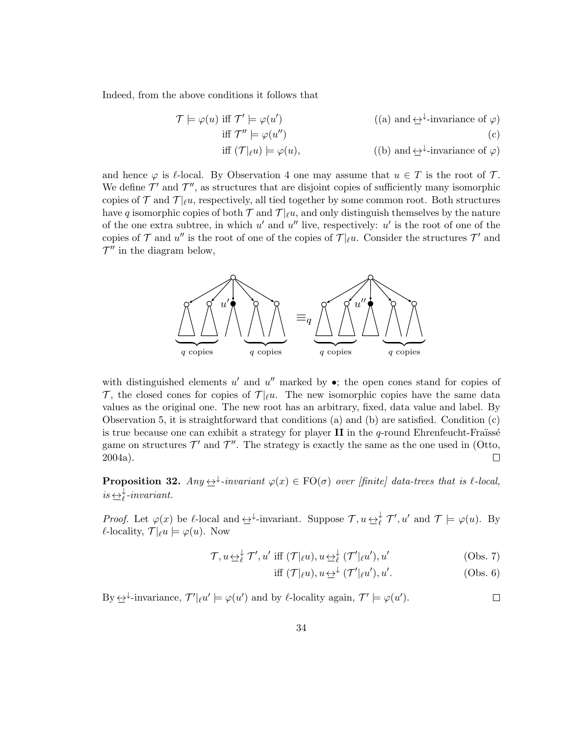Indeed, from the above conditions it follows that

$$
\begin{aligned}
\mathcal{T} \models \varphi(u) &\text{ iff } \mathcal{T}' \models \varphi(u') && \text{((a) and } \underline{\leftrightarrow}^{\downarrow}\text{-invariance of } \varphi) \\
&\text{ iff } \mathcal{T}'' \models \varphi(u'') && \text{(c)} \\
&\text{ iff } (\mathcal{T}|_{\ell}u) \models \varphi(u), && \text{((b) and } \underline{\leftrightarrow}^{\downarrow}\text{-invariance of } \varphi)
\end{aligned}
$$

and hence $\varphi$ is $\ell$-local. By Observation 4 one may assume that $u \in T$ is the root of $\mathcal{T}$. We define $\mathcal{T}'$ and $\mathcal{T}''$, as structures that are disjoint copies of sufficiently many isomorphic copies of $\mathcal{T}$ and $\mathcal{T}|_{\ell}u$, respectively, all tied together by some common root. Both structures have $q$ isomorphic copies of both $\mathcal{T}$ and $\mathcal{T}|_{\ell}u$, and only distinguish themselves by the nature of the one extra subtree, in which $u'$ and $u''$ live, respectively: $u'$ is the root of one of the copies of $\mathcal{T}$ and $u''$ is the root of one of the copies of $\mathcal{T}|_{\ell}u$. Consider the structures $\mathcal{T}'$ and $\mathcal{T}''$ in the diagram below,

$\equiv_q$ ($q$ copies, $u'$, $q$ copies) ($q$ copies, $u''$, $q$ copies)

with distinguished elements $u'$ and $u''$ marked by $\bullet$; the open cones stand for copies of $\mathcal{T}$, the closed cones for copies of $\mathcal{T}|_{\ell}u$. The new isomorphic copies have the same data values as the original one. The new root has an arbitrary, fixed, data value and label. By Observation 5, it is straightforward that conditions (a) and (b) are satisfied. Condition (c) is true because one can exhibit a strategy for player **II** in the $q$-round Ehrenfeucht-Fraïssé game on structures $\mathcal{T}'$ and $\mathcal{T}''$. The strategy is exactly the same as the one used in (Otto, 2004a). $\square$

**Proposition 32.** *Any* $\underline{\leftrightarrow}^{\downarrow}$*-invariant* $\varphi(x) \in \mathrm{FO}(\sigma)$ *over [finite] data-trees that is* $\ell$*-local, is* $\underline{\leftrightarrow}^{\downarrow}_{\ell}$*-invariant.*

*Proof.* Let $\varphi(x)$ be $\ell$-local and $\underline{\leftrightarrow}^{\downarrow}$-invariant. Suppose $\mathcal{T}, u \,\underline{\leftrightarrow}^{\downarrow}_{\ell}\, \mathcal{T}', u'$ and $\mathcal{T} \models \varphi(u)$. By $\ell$-locality, $\mathcal{T}|_{\ell}u \models \varphi(u)$. Now

$$
\begin{aligned}
\mathcal{T}, u \,\underline{\leftrightarrow}^{\downarrow}_{\ell}\, \mathcal{T}', u' &\text{ iff } (\mathcal{T}|_{\ell}u), u \,\underline{\leftrightarrow}^{\downarrow}_{\ell}\, (\mathcal{T}'|_{\ell}u'), u' && \text{(Obs. 7)} \\
&\text{ iff } (\mathcal{T}|_{\ell}u), u \,\underline{\leftrightarrow}^{\downarrow}\, (\mathcal{T}'|_{\ell}u'), u'. && \text{(Obs. 6)}
\end{aligned}
$$

By $\underline{\leftrightarrow}^{\downarrow}$-invariance, $\mathcal{T}'|_{\ell}u' \models \varphi(u')$ and by $\ell$-locality again, $\mathcal{T}' \models \varphi(u')$. $\square$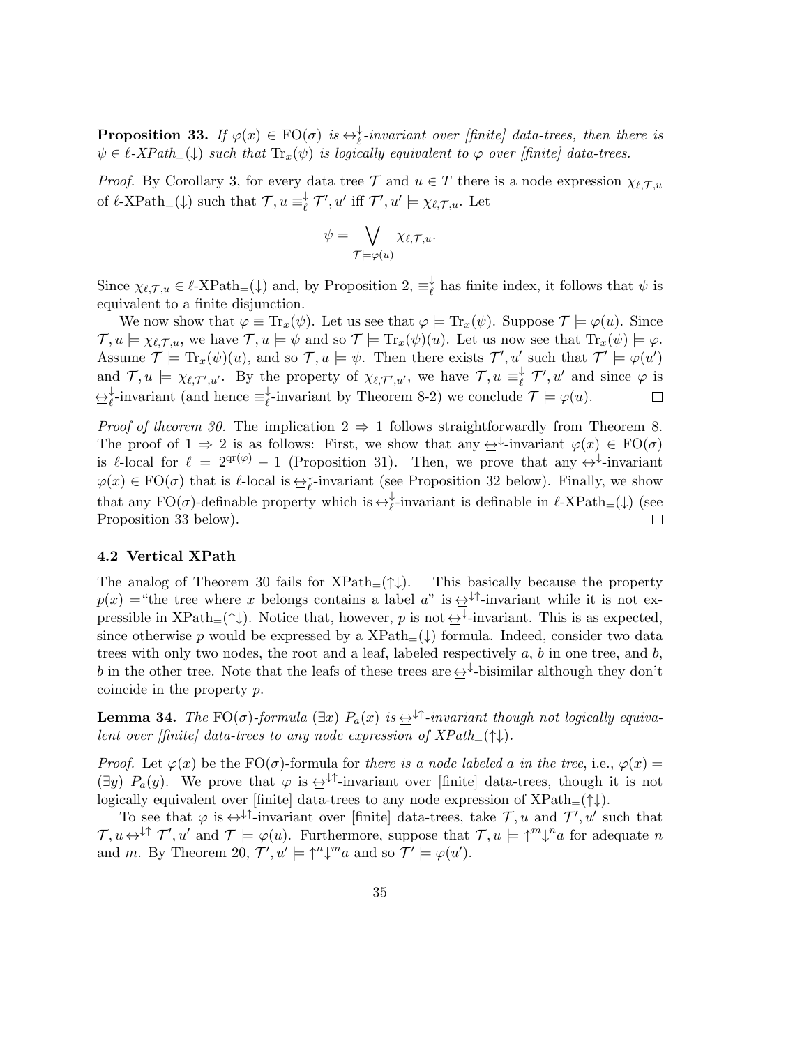**Proposition 33.** *If $\varphi(x) \in \mathrm{FO}(\sigma)$ is $\underline{\leftrightarrow}^{\downarrow}_{\ell}$-invariant over [finite] data-trees, then there is $\psi \in \ell$-XPath$_=(\downarrow)$ such that $\mathrm{Tr}_x(\psi)$ is logically equivalent to $\varphi$ over [finite] data-trees.*

*Proof.* By Corollary 3, for every data tree $\mathcal{T}$ and $u \in T$ there is a node expression $\chi_{\ell,\mathcal{T},u}$ of $\ell$-XPath$_=(\downarrow)$ such that $\mathcal{T}, u \equiv^{\downarrow}_{\ell} \mathcal{T}', u'$ iff $\mathcal{T}', u' \models \chi_{\ell,\mathcal{T},u}$. Let

$$\psi = \bigvee_{\mathcal{T} \models \varphi(u)} \chi_{\ell,\mathcal{T},u}.$$

Since $\chi_{\ell,\mathcal{T},u} \in \ell$-XPath$_=(\downarrow)$ and, by Proposition 2, $\equiv^{\downarrow}_{\ell}$ has finite index, it follows that $\psi$ is equivalent to a finite disjunction.

We now show that $\varphi \equiv \mathrm{Tr}_x(\psi)$. Let us see that $\varphi \models \mathrm{Tr}_x(\psi)$. Suppose $\mathcal{T} \models \varphi(u)$. Since $\mathcal{T}, u \models \chi_{\ell,\mathcal{T},u}$, we have $\mathcal{T}, u \models \psi$ and so $\mathcal{T} \models \mathrm{Tr}_x(\psi)(u)$. Let us now see that $\mathrm{Tr}_x(\psi) \models \varphi$. Assume $\mathcal{T} \models \mathrm{Tr}_x(\psi)(u)$, and so $\mathcal{T}, u \models \psi$. Then there exists $\mathcal{T}', u'$ such that $\mathcal{T}' \models \varphi(u')$ and $\mathcal{T}, u \models \chi_{\ell,\mathcal{T}',u'}$. By the property of $\chi_{\ell,\mathcal{T}',u'}$, we have $\mathcal{T}, u \equiv^{\downarrow}_{\ell} \mathcal{T}', u'$ and since $\varphi$ is $\underline{\leftrightarrow}^{\downarrow}_{\ell}$-invariant (and hence $\equiv^{\downarrow}_{\ell}$-invariant by Theorem 8-2) we conclude $\mathcal{T} \models \varphi(u)$. ◻

*Proof of theorem 30.* The implication 2 $\Rightarrow$ 1 follows straightforwardly from Theorem 8. The proof of 1 $\Rightarrow$ 2 is as follows: First, we show that any $\underline{\leftrightarrow}^{\downarrow}$-invariant $\varphi(x) \in \mathrm{FO}(\sigma)$ is $\ell$-local for $\ell = 2^{\mathrm{qr}(\varphi)} - 1$ (Proposition 31). Then, we prove that any $\underline{\leftrightarrow}^{\downarrow}$-invariant $\varphi(x) \in \mathrm{FO}(\sigma)$ that is $\ell$-local is $\underline{\leftrightarrow}^{\downarrow}_{\ell}$-invariant (see Proposition 32 below). Finally, we show that any $\mathrm{FO}(\sigma)$-definable property which is $\underline{\leftrightarrow}^{\downarrow}_{\ell}$-invariant is definable in $\ell$-XPath$_=(\downarrow)$ (see Proposition 33 below). ◻

### 4.2 Vertical XPath

The analog of Theorem 30 fails for XPath$_=(\uparrow\downarrow)$. This basically because the property $p(x)$ ="the tree where $x$ belongs contains a label $a$" is $\underline{\leftrightarrow}^{\downarrow\uparrow}$-invariant while it is not expressible in XPath$_=(\uparrow\downarrow)$. Notice that, however, $p$ is not $\underline{\leftrightarrow}^{\downarrow}$-invariant. This is as expected, since otherwise $p$ would be expressed by a XPath$_=(\downarrow)$ formula. Indeed, consider two data trees with only two nodes, the root and a leaf, labeled respectively $a$, $b$ in one tree, and $b$, $b$ in the other tree. Note that the leafs of these trees are $\underline{\leftrightarrow}^{\downarrow}$-bisimilar although they don't coincide in the property $p$.

**Lemma 34.** *The $\mathrm{FO}(\sigma)$-formula $(\exists x)\ P_a(x)$ is $\underline{\leftrightarrow}^{\downarrow\uparrow}$-invariant though not logically equivalent over [finite] data-trees to any node expression of XPath$_=(\uparrow\downarrow)$.*

*Proof.* Let $\varphi(x)$ be the $\mathrm{FO}(\sigma)$-formula for *there is a node labeled a in the tree*, i.e., $\varphi(x) = (\exists y)\ P_a(y)$. We prove that $\varphi$ is $\underline{\leftrightarrow}^{\downarrow\uparrow}$-invariant over [finite] data-trees, though it is not logically equivalent over [finite] data-trees to any node expression of XPath$_=(\uparrow\downarrow)$.

To see that $\varphi$ is $\underline{\leftrightarrow}^{\downarrow\uparrow}$-invariant over [finite] data-trees, take $\mathcal{T}, u$ and $\mathcal{T}', u'$ such that $\mathcal{T}, u \,\underline{\leftrightarrow}^{\downarrow\uparrow}\, \mathcal{T}', u'$ and $\mathcal{T} \models \varphi(u)$. Furthermore, suppose that $\mathcal{T}, u \models \uparrow^m\downarrow^n a$ for adequate $n$ and $m$. By Theorem 20, $\mathcal{T}', u' \models \uparrow^n\downarrow^m a$ and so $\mathcal{T}' \models \varphi(u')$.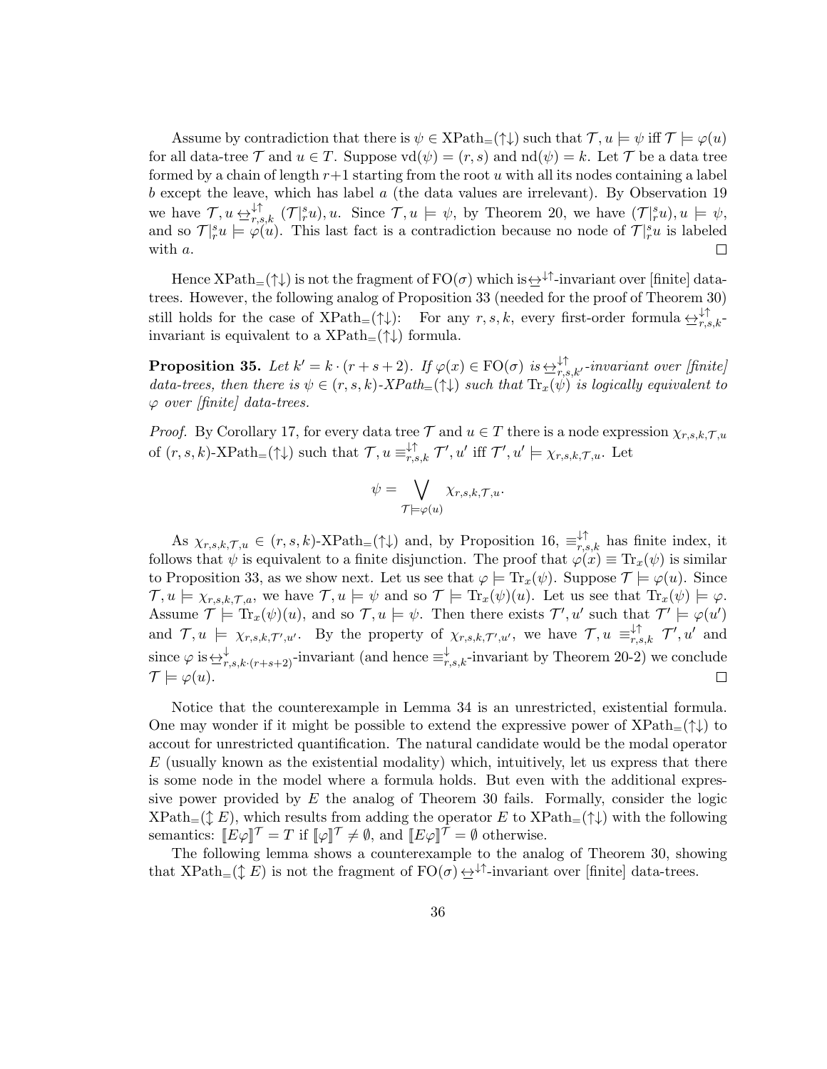Assume by contradiction that there is $\psi \in \text{XPath}_=(\uparrow\downarrow)$ such that $\mathcal{T}, u \models \psi$ iff $\mathcal{T} \models \varphi(u)$ for all data-tree $\mathcal{T}$ and $u \in T$. Suppose $\text{vd}(\psi) = (r, s)$ and $\text{nd}(\psi) = k$. Let $\mathcal{T}$ be a data tree formed by a chain of length $r+1$ starting from the root $u$ with all its nodes containing a label $b$ except the leave, which has label $a$ (the data values are irrelevant). By Observation 19 we have $\mathcal{T}, u \leftrightarrows^{\downarrow\uparrow}_{r,s,k} (\mathcal{T}|^s_r u), u$. Since $\mathcal{T}, u \models \psi$, by Theorem 20, we have $(\mathcal{T}|^s_r u), u \models \psi$, and so $\mathcal{T}|^s_r u \models \varphi(u)$. This last fact is a contradiction because no node of $\mathcal{T}|^s_r u$ is labeled with $a$. □

Hence $\text{XPath}_=(\uparrow\downarrow)$ is not the fragment of $\text{FO}(\sigma)$ which is $\leftrightarrows^{\downarrow\uparrow}$-invariant over [finite] data-trees. However, the following analog of Proposition 33 (needed for the proof of Theorem 30) still holds for the case of $\text{XPath}_=(\uparrow\downarrow)$: For any $r, s, k$, every first-order formula $\leftrightarrows^{\downarrow\uparrow}_{r,s,k}$-invariant is equivalent to a $\text{XPath}_=(\uparrow\downarrow)$ formula.

**Proposition 35.** *Let $k' = k \cdot (r + s + 2)$. If $\varphi(x) \in \text{FO}(\sigma)$ is $\leftrightarrows^{\downarrow\uparrow}_{r,s,k'}$-invariant over [finite] data-trees, then there is $\psi \in (r, s, k)$-$\text{XPath}_=(\uparrow\downarrow)$ such that $\text{Tr}_x(\psi)$ is logically equivalent to $\varphi$ over [finite] data-trees.*

*Proof.* By Corollary 17, for every data tree $\mathcal{T}$ and $u \in T$ there is a node expression $\chi_{r,s,k,\mathcal{T},u}$ of $(r, s, k)$-$\text{XPath}_=(\uparrow\downarrow)$ such that $\mathcal{T}, u \equiv^{\downarrow\uparrow}_{r,s,k} \mathcal{T}', u'$ iff $\mathcal{T}', u' \models \chi_{r,s,k,\mathcal{T},u}$. Let

$$\psi = \bigvee_{\mathcal{T} \models \varphi(u)} \chi_{r,s,k,\mathcal{T},u}.$$

As $\chi_{r,s,k,\mathcal{T},u} \in (r, s, k)$-$\text{XPath}_=(\uparrow\downarrow)$ and, by Proposition 16, $\equiv^{\downarrow\uparrow}_{r,s,k}$ has finite index, it follows that $\psi$ is equivalent to a finite disjunction. The proof that $\varphi(x) \equiv \text{Tr}_x(\psi)$ is similar to Proposition 33, as we show next. Let us see that $\varphi \models \text{Tr}_x(\psi)$. Suppose $\mathcal{T} \models \varphi(u)$. Since $\mathcal{T}, u \models \chi_{r,s,k,\mathcal{T},a}$, we have $\mathcal{T}, u \models \psi$ and so $\mathcal{T} \models \text{Tr}_x(\psi)(u)$. Let us see that $\text{Tr}_x(\psi) \models \varphi$. Assume $\mathcal{T} \models \text{Tr}_x(\psi)(u)$, and so $\mathcal{T}, u \models \psi$. Then there exists $\mathcal{T}', u'$ such that $\mathcal{T}' \models \varphi(u')$ and $\mathcal{T}, u \models \chi_{r,s,k,\mathcal{T}',u'}$. By the property of $\chi_{r,s,k,\mathcal{T}',u'}$, we have $\mathcal{T}, u \equiv^{\downarrow\uparrow}_{r,s,k} \mathcal{T}', u'$ and since $\varphi$ is $\leftrightarrows^{\downarrow}_{r,s,k\cdot(r+s+2)}$-invariant (and hence $\equiv^{\downarrow}_{r,s,k}$-invariant by Theorem 20-2) we conclude $\mathcal{T} \models \varphi(u)$. □

Notice that the counterexample in Lemma 34 is an unrestricted, existential formula. One may wonder if it might be possible to extend the expressive power of $\text{XPath}_=(\uparrow\downarrow)$ to accout for unrestricted quantification. The natural candidate would be the modal operator $E$ (usually known as the existential modality) which, intuitively, let us express that there is some node in the model where a formula holds. But even with the additional expressive power provided by $E$ the analog of Theorem 30 fails. Formally, consider the logic $\text{XPath}_=(\updownarrow E)$, which results from adding the operator $E$ to $\text{XPath}_=(\uparrow\downarrow)$ with the following semantics: $[\![E\varphi]\!]^{\mathcal{T}} = T$ if $[\![\varphi]\!]^{\mathcal{T}} \neq \emptyset$, and $[\![E\varphi]\!]^{\mathcal{T}} = \emptyset$ otherwise.

The following lemma shows a counterexample to the analog of Theorem 30, showing that $\text{XPath}_=(\updownarrow E)$ is not the fragment of $\text{FO}(\sigma) \leftrightarrows^{\downarrow\uparrow}$-invariant over [finite] data-trees.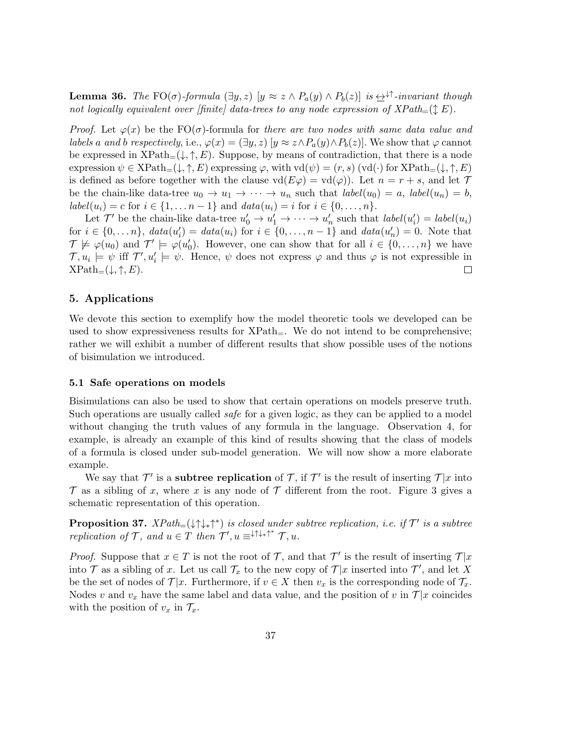**Lemma 36.** *The* $\mathrm{FO}(\sigma)$*-formula* $(\exists y, z)\ [y \approx z \wedge P_a(y) \wedge P_b(z)]$ *is* $\underline{\leftrightarrow}^{\downarrow\uparrow}$*-invariant though not logically equivalent over [finite] data-trees to any node expression of XPath*$_=(\updownarrow E)$*.*

*Proof.* Let $\varphi(x)$ be the $\mathrm{FO}(\sigma)$-formula for *there are two nodes with same data value and labels a and b respectively*, i.e., $\varphi(x) = (\exists y, z)\ [y \approx z \wedge P_a(y) \wedge P_b(z)]$. We show that $\varphi$ cannot be expressed in $\mathrm{XPath}_=(\downarrow, \uparrow, E)$. Suppose, by means of contradiction, that there is a node expression $\psi \in \mathrm{XPath}_=(\downarrow, \uparrow, E)$ expressing $\varphi$, with $\mathrm{vd}(\psi) = (r, s)$ ($\mathrm{vd}(\cdot)$ for $\mathrm{XPath}_=(\downarrow, \uparrow, E)$ is defined as before together with the clause $\mathrm{vd}(E\varphi) = \mathrm{vd}(\varphi)$). Let $n = r + s$, and let $\mathcal{T}$ be the chain-like data-tree $u_0 \to u_1 \to \cdots \to u_n$ such that $label(u_0) = a$, $label(u_n) = b$, $label(u_i) = c$ for $i \in \{1, \ldots n-1\}$ and $data(u_i) = i$ for $i \in \{0, \ldots, n\}$.

Let $\mathcal{T}'$ be the chain-like data-tree $u'_0 \to u'_1 \to \cdots \to u'_n$ such that $label(u'_i) = label(u_i)$ for $i \in \{0, \ldots n\}$, $data(u'_i) = data(u_i)$ for $i \in \{0, \ldots, n-1\}$ and $data(u'_n) = 0$. Note that $\mathcal{T} \not\models \varphi(u_0)$ and $\mathcal{T}' \models \varphi(u'_0)$. However, one can show that for all $i \in \{0, \ldots, n\}$ we have $\mathcal{T}, u_i \models \psi$ iff $\mathcal{T}', u'_i \models \psi$. Hence, $\psi$ does not express $\varphi$ and thus $\varphi$ is not expressible in $\mathrm{XPath}_=(\downarrow, \uparrow, E)$. $\square$

## 5. Applications

We devote this section to exemplify how the model theoretic tools we developed can be used to show expressiveness results for $\mathrm{XPath}_=$. We do not intend to be comprehensive; rather we will exhibit a number of different results that show possible uses of the notions of bisimulation we introduced.

### 5.1 Safe operations on models

Bisimulations can also be used to show that certain operations on models preserve truth. Such operations are usually called *safe* for a given logic, as they can be applied to a model without changing the truth values of any formula in the language. Observation 4, for example, is already an example of this kind of results showing that the class of models of a formula is closed under sub-model generation. We will now show a more elaborate example.

We say that $\mathcal{T}'$ is a **subtree replication** of $\mathcal{T}$, if $\mathcal{T}'$ is the result of inserting $\mathcal{T}|x$ into $\mathcal{T}$ as a sibling of $x$, where $x$ is any node of $\mathcal{T}$ different from the root. Figure 3 gives a schematic representation of this operation.

**Proposition 37.** *XPath*$_=(\downarrow\uparrow\downarrow_*\uparrow^*)$ *is closed under subtree replication, i.e. if* $\mathcal{T}'$ *is a subtree replication of* $\mathcal{T}$*, and* $u \in T$ *then* $\mathcal{T}', u \equiv^{\downarrow\uparrow\downarrow_*\uparrow^*} \mathcal{T}, u$*.*

*Proof.* Suppose that $x \in T$ is not the root of $\mathcal{T}$, and that $\mathcal{T}'$ is the result of inserting $\mathcal{T}|x$ into $\mathcal{T}$ as a sibling of $x$. Let us call $\mathcal{T}_x$ to the new copy of $\mathcal{T}|x$ inserted into $\mathcal{T}'$, and let $X$ be the set of nodes of $\mathcal{T}|x$. Furthermore, if $v \in X$ then $v_x$ is the corresponding node of $\mathcal{T}_x$. Nodes $v$ and $v_x$ have the same label and data value, and the position of $v$ in $\mathcal{T}|x$ coincides with the position of $v_x$ in $\mathcal{T}_x$.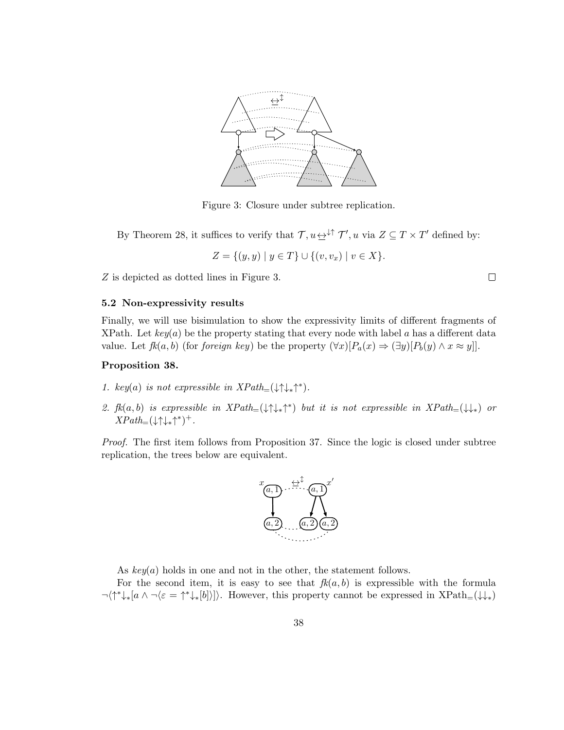Figure 3: Closure under subtree replication.

By Theorem 28, it suffices to verify that $\mathcal{T}, u \underline{\leftrightarrow}^{\downarrow\uparrow} \mathcal{T}', u$ via $Z \subseteq T \times T'$ defined by:

$$Z = \{(y, y) \mid y \in T\} \cup \{(v, v_x) \mid v \in X\}.$$

$Z$ is depicted as dotted lines in Figure 3. $\square$

### 5.2 Non-expressivity results

Finally, we will use bisimulation to show the expressivity limits of different fragments of XPath. Let $key(a)$ be the property stating that every node with label $a$ has a different data value. Let $fk(a, b)$ (for *foreign key*) be the property $(\forall x)[P_a(x) \Rightarrow (\exists y)[P_b(y) \wedge x \approx y]]$.

**Proposition 38.**

1. *$key(a)$ is not expressible in XPath$_=(\downarrow\uparrow\downarrow_*\uparrow^*)$.*
2. *$fk(a, b)$ is expressible in XPath$_=(\downarrow\uparrow\downarrow_*\uparrow^*)$ but it is not expressible in XPath$_=(\downarrow\downarrow_*)$ or XPath$_=(\downarrow\uparrow\downarrow_*\uparrow^*)^+$.*

*Proof.* The first item follows from Proposition 37. Since the logic is closed under subtree replication, the trees below are equivalent.

As $key(a)$ holds in one and not in the other, the statement follows.

For the second item, it is easy to see that $fk(a, b)$ is expressible with the formula $\neg\langle\uparrow^*\downarrow_*[a \wedge \neg\langle\varepsilon = \uparrow^*\downarrow_*[b]\rangle]\rangle$. However, this property cannot be expressed in XPath$_=(\downarrow\downarrow_*)$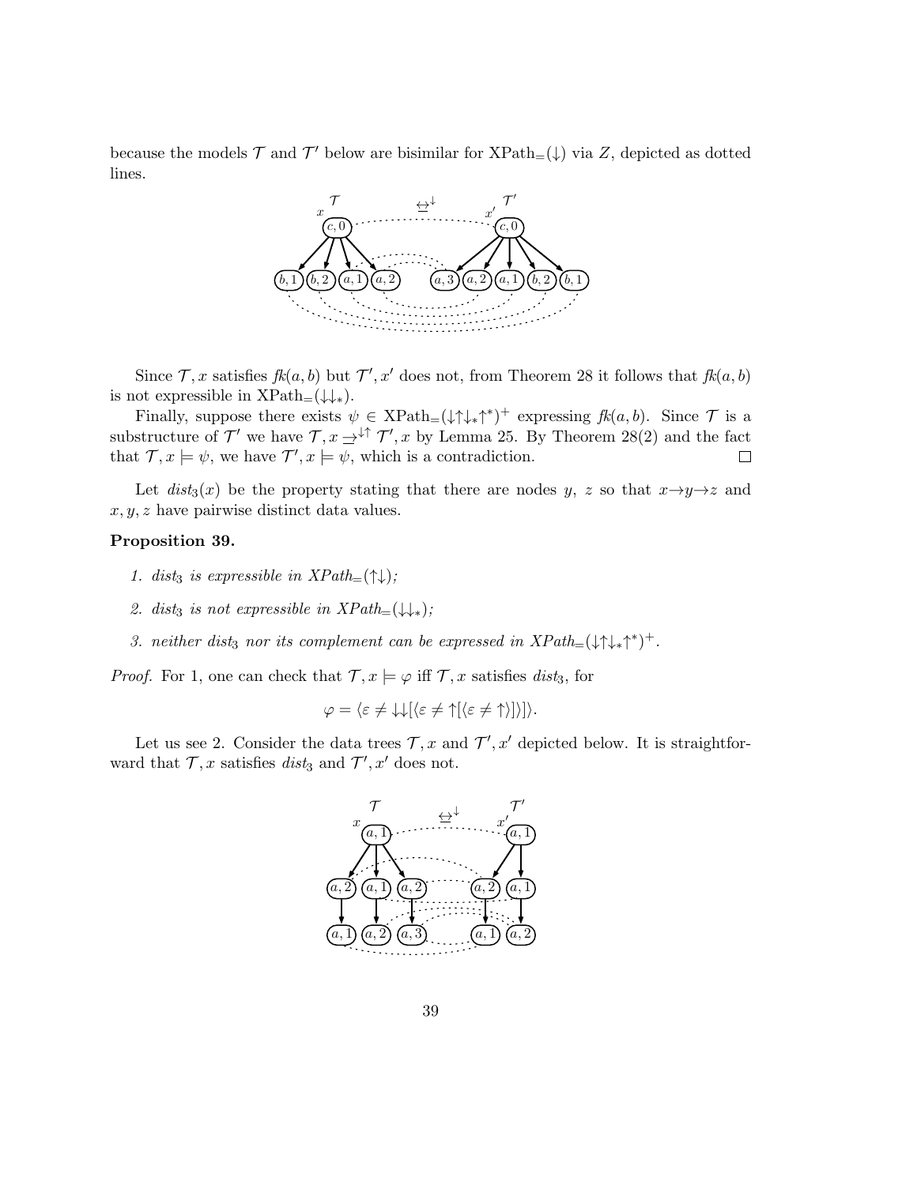because the models $\mathcal{T}$ and $\mathcal{T}'$ below are bisimilar for XPath$_=(\downarrow)$ via $Z$, depicted as dotted lines.

Since $\mathcal{T}, x$ satisfies $fk(a, b)$ but $\mathcal{T}', x'$ does not, from Theorem 28 it follows that $fk(a, b)$ is not expressible in XPath$_=(\downarrow\downarrow_*)$.

Finally, suppose there exists $\psi \in$ XPath$_=(\downarrow\uparrow\downarrow_*\uparrow^*)^+$ expressing $fk(a, b)$. Since $\mathcal{T}$ is a substructure of $\mathcal{T}'$ we have $\mathcal{T}, x \underrightarrow{\to}^{\downarrow\uparrow} \mathcal{T}', x$ by Lemma 25. By Theorem 28(2) and the fact that $\mathcal{T}, x \models \psi$, we have $\mathcal{T}', x \models \psi$, which is a contradiction. $\square$

Let $dist_3(x)$ be the property stating that there are nodes $y$, $z$ so that $x \to y \to z$ and $x, y, z$ have pairwise distinct data values.

**Proposition 39.**

1. *$dist_3$ is expressible in XPath$_=(\uparrow\downarrow)$;*
2. *$dist_3$ is not expressible in XPath$_=(\downarrow\downarrow_*)$;*
3. *neither $dist_3$ nor its complement can be expressed in XPath$_=(\downarrow\uparrow\downarrow_*\uparrow^*)^+$.*

*Proof.* For 1, one can check that $\mathcal{T}, x \models \varphi$ iff $\mathcal{T}, x$ satisfies $dist_3$, for

$$\varphi = \langle \varepsilon \neq \downarrow\downarrow[\langle \varepsilon \neq \uparrow[\langle \varepsilon \neq \uparrow \rangle]\rangle]\rangle.$$

Let us see 2. Consider the data trees $\mathcal{T}, x$ and $\mathcal{T}', x'$ depicted below. It is straightforward that $\mathcal{T}, x$ satisfies $dist_3$ and $\mathcal{T}', x'$ does not.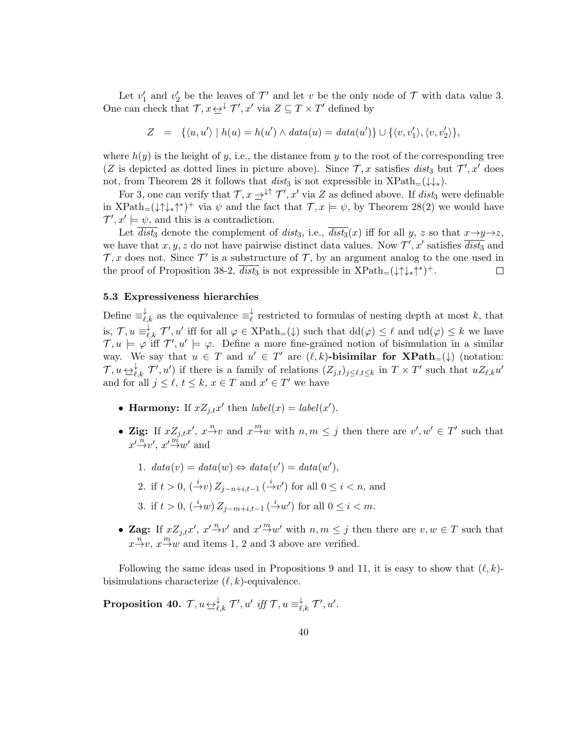Let $v'_1$ and $v'_2$ be the leaves of $\mathcal{T}'$ and let $v$ be the only node of $\mathcal{T}$ with data value 3. One can check that $\mathcal{T}, x \underline{\leftrightarrow}^{\downarrow} \mathcal{T}', x'$ via $Z \subseteq T \times T'$ defined by

$$Z \;=\; \{\langle u, u' \rangle \mid h(u) = h(u') \wedge data(u) = data(u')\} \cup \{\langle v, v'_1 \rangle, \langle v, v'_2 \rangle\},$$

where $h(y)$ is the height of $y$, i.e., the distance from $y$ to the root of the corresponding tree ($Z$ is depicted as dotted lines in picture above). Since $\mathcal{T}, x$ satisfies $dist_3$ but $\mathcal{T}', x'$ does not, from Theorem 28 it follows that $dist_3$ is not expressible in XPath$_=(\downarrow\downarrow_*)$.

For 3, one can verify that $\mathcal{T}, x \underline{\rightarrow}^{\downarrow\uparrow} \mathcal{T}', x'$ via $Z$ as defined above. If $dist_3$ were definable in XPath$_=(\downarrow\uparrow\downarrow_*\uparrow^*)^+$ via $\psi$ and the fact that $\mathcal{T}, x \models \psi$, by Theorem 28(2) we would have $\mathcal{T}', x' \models \psi$, and this is a contradiction.

Let $\overline{dist_3}$ denote the complement of $dist_3$, i.e., $\overline{dist_3}(x)$ iff for all $y$, $z$ so that $x \to y \to z$, we have that $x, y, z$ do not have pairwise distinct data values. Now $\mathcal{T}', x'$ satisfies $\overline{dist_3}$ and $\mathcal{T}, x$ does not. Since $\mathcal{T}'$ is a substructure of $\mathcal{T}$, by an argument analog to the one used in the proof of Proposition 38-2, $\overline{dist_3}$ is not expressible in XPath$_=(\downarrow\uparrow\downarrow_*\uparrow^*)^+$. $\square$

### 5.3 Expressiveness hierarchies

Define $\equiv^{\downarrow}_{\ell,k}$ as the equivalence $\equiv^{\downarrow}_{\ell}$ restricted to formulas of nesting depth at most $k$, that is, $\mathcal{T}, u \equiv^{\downarrow}_{\ell,k} \mathcal{T}', u'$ iff for all $\varphi \in$ XPath$_=(\downarrow)$ such that $\mathrm{dd}(\varphi) \leq \ell$ and $\mathrm{nd}(\varphi) \leq k$ we have $\mathcal{T}, u \models \varphi$ iff $\mathcal{T}', u' \models \varphi$. Define a more fine-grained notion of bisimulation in a similar way. We say that $u \in T$ and $u' \in T'$ are **$(\ell, k)$-bisimilar for XPath$_=(\downarrow)$** (notation: $\mathcal{T}, u \underline{\leftrightarrow}^{\downarrow}_{\ell,k} \mathcal{T}', u'$) if there is a family of relations $(Z_{j,t})_{j \leq \ell, t \leq k}$ in $T \times T'$ such that $u Z_{\ell,k} u'$ and for all $j \leq \ell$, $t \leq k$, $x \in T$ and $x' \in T'$ we have

- **Harmony:** If $x Z_{j,t} x'$ then $label(x) = label(x')$.
- **Zig:** If $x Z_{j,t} x'$, $x \overset{n}{\to} v$ and $x \overset{m}{\to} w$ with $n, m \leq j$ then there are $v', w' \in T'$ such that $x' \overset{n}{\to} v'$, $x' \overset{m}{\to} w'$ and
  1. $data(v) = data(w) \Leftrightarrow data(v') = data(w')$,
  2. if $t > 0$, $(\overset{i}{\to} v)\, Z_{j-n+i,t-1}\, (\overset{i}{\to} v')$ for all $0 \leq i < n$, and
  3. if $t > 0$, $(\overset{i}{\to} w)\, Z_{j-m+i,t-1}\, (\overset{i}{\to} w')$ for all $0 \leq i < m$.
- **Zag:** If $x Z_{j,t} x'$, $x' \overset{n}{\to} v'$ and $x' \overset{m}{\to} w'$ with $n, m \leq j$ then there are $v, w \in T$ such that $x \overset{n}{\to} v$, $x \overset{m}{\to} w$ and items 1, 2 and 3 above are verified.

Following the same ideas used in Propositions 9 and 11, it is easy to show that $(\ell, k)$-bisimulations characterize $(\ell, k)$-equivalence.

**Proposition 40.** *$\mathcal{T}, u \underline{\leftrightarrow}^{\downarrow}_{\ell,k} \mathcal{T}', u'$ iff $\mathcal{T}, u \equiv^{\downarrow}_{\ell,k} \mathcal{T}', u'$.*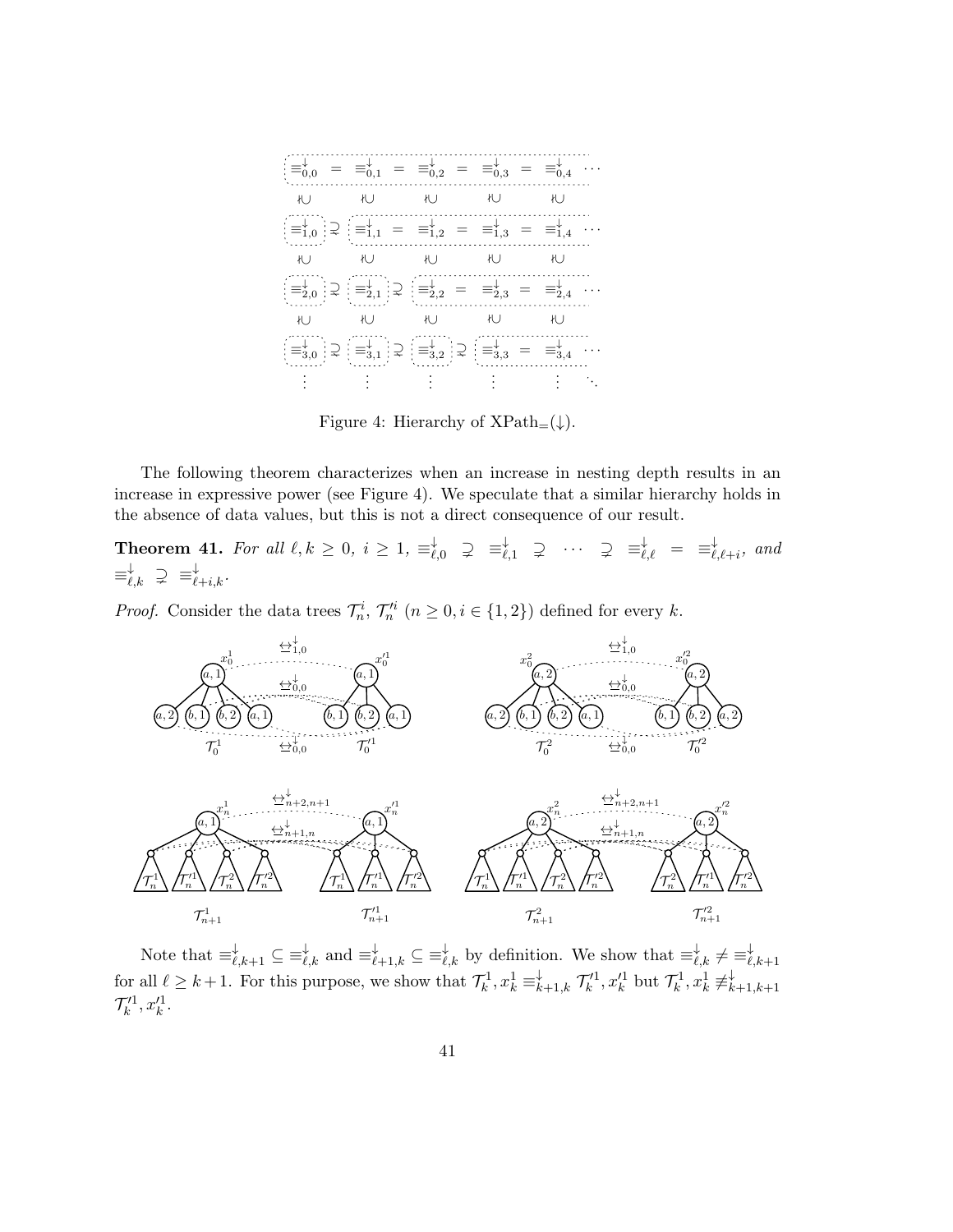$$
\begin{array}{ccccccccccc}
\equiv^{\downarrow}_{0,0} & = & \equiv^{\downarrow}_{0,1} & = & \equiv^{\downarrow}_{0,2} & = & \equiv^{\downarrow}_{0,3} & = & \equiv^{\downarrow}_{0,4} & \cdots \\
\not\cup & & \not\cup & & \not\cup & & \not\cup & & \not\cup & \\
\equiv^{\downarrow}_{1,0} & \supsetneq & \equiv^{\downarrow}_{1,1} & = & \equiv^{\downarrow}_{1,2} & = & \equiv^{\downarrow}_{1,3} & = & \equiv^{\downarrow}_{1,4} & \cdots \\
\not\cup & & \not\cup & & \not\cup & & \not\cup & & \not\cup & \\
\equiv^{\downarrow}_{2,0} & \supsetneq & \equiv^{\downarrow}_{2,1} & \supsetneq & \equiv^{\downarrow}_{2,2} & = & \equiv^{\downarrow}_{2,3} & = & \equiv^{\downarrow}_{2,4} & \cdots \\
\not\cup & & \not\cup & & \not\cup & & \not\cup & & \not\cup & \\
\equiv^{\downarrow}_{3,0} & \supsetneq & \equiv^{\downarrow}_{3,1} & \supsetneq & \equiv^{\downarrow}_{3,2} & \supsetneq & \equiv^{\downarrow}_{3,3} & = & \equiv^{\downarrow}_{3,4} & \cdots \\
\vdots & & \vdots & & \vdots & & \vdots & & \vdots & \ddots
\end{array}
$$

Figure 4: Hierarchy of XPath$_=(\downarrow)$.

The following theorem characterizes when an increase in nesting depth results in an increase in expressive power (see Figure 4). We speculate that a similar hierarchy holds in the absence of data values, but this is not a direct consequence of our result.

**Theorem 41.** *For all $\ell, k \geq 0$, $i \geq 1$, $\equiv^{\downarrow}_{\ell,0} \supsetneq \equiv^{\downarrow}_{\ell,1} \supsetneq \cdots \supsetneq \equiv^{\downarrow}_{\ell,\ell} = \equiv^{\downarrow}_{\ell,\ell+i}$, and $\equiv^{\downarrow}_{\ell,k} \supsetneq \equiv^{\downarrow}_{\ell+i,k}$.*

*Proof.* Consider the data trees $\mathcal{T}^i_n$, $\mathcal{T}'^i_n$ $(n \geq 0, i \in \{1, 2\})$ defined for every $k$.

Note that $\equiv^{\downarrow}_{\ell,k+1} \subseteq \equiv^{\downarrow}_{\ell,k}$ and $\equiv^{\downarrow}_{\ell+1,k} \subseteq \equiv^{\downarrow}_{\ell,k}$ by definition. We show that $\equiv^{\downarrow}_{\ell,k} \neq \equiv^{\downarrow}_{\ell,k+1}$ for all $\ell \geq k+1$. For this purpose, we show that $\mathcal{T}^1_k, x^1_k \equiv^{\downarrow}_{k+1,k} \mathcal{T}'^1_k, x'^1_k$ but $\mathcal{T}^1_k, x^1_k \not\equiv^{\downarrow}_{k+1,k+1} \mathcal{T}'^1_k, x'^1_k$.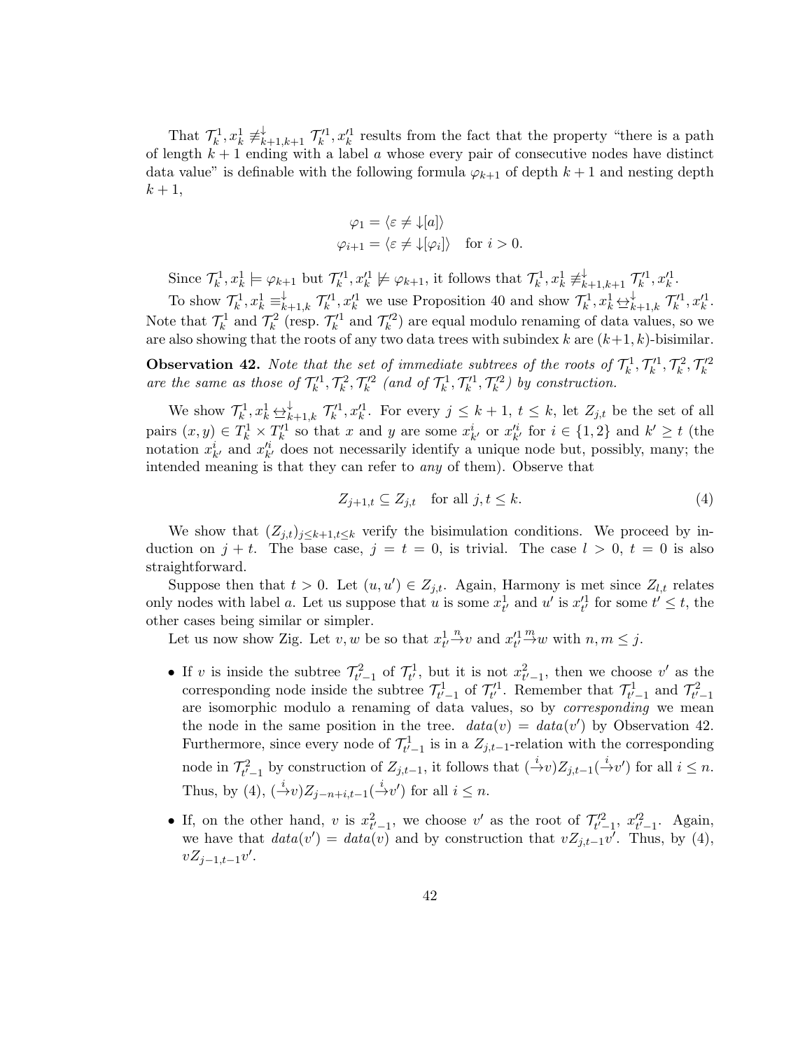That $\mathcal{T}_k^1, x_k^1 \not\equiv^{\downarrow}_{k+1,k+1} \mathcal{T}_k'^1, x_k'^1$ results from the fact that the property "there is a path of length $k+1$ ending with a label $a$ whose every pair of consecutive nodes have distinct data value" is definable with the following formula $\varphi_{k+1}$ of depth $k+1$ and nesting depth $k+1$,

$$\varphi_1 = \langle \varepsilon \neq \downarrow[a] \rangle$$
$$\varphi_{i+1} = \langle \varepsilon \neq \downarrow[\varphi_i] \rangle \quad \text{for } i > 0.$$

Since $\mathcal{T}_k^1, x_k^1 \models \varphi_{k+1}$ but $\mathcal{T}_k'^1, x_k'^1 \not\models \varphi_{k+1}$, it follows that $\mathcal{T}_k^1, x_k^1 \not\equiv^{\downarrow}_{k+1,k+1} \mathcal{T}_k'^1, x_k'^1$.

To show $\mathcal{T}_k^1, x_k^1 \equiv^{\downarrow}_{k+1,k} \mathcal{T}_k'^1, x_k'^1$ we use Proposition 40 and show $\mathcal{T}_k^1, x_k^1 \leftrightarroweq^{\downarrow}_{k+1,k} \mathcal{T}_k'^1, x_k'^1$. Note that $\mathcal{T}_k^1$ and $\mathcal{T}_k^2$ (resp. $\mathcal{T}_k'^1$ and $\mathcal{T}_k'^2$) are equal modulo renaming of data values, so we are also showing that the roots of any two data trees with subindex $k$ are $(k+1,k)$-bisimilar.

**Observation 42.** *Note that the set of immediate subtrees of the roots of $\mathcal{T}_k^1, \mathcal{T}_k'^1, \mathcal{T}_k^2, \mathcal{T}_k'^2$ are the same as those of $\mathcal{T}_k'^1, \mathcal{T}_k^2, \mathcal{T}_k'^2$ (and of $\mathcal{T}_k^1, \mathcal{T}_k'^1, \mathcal{T}_k'^2$) by construction.*

We show $\mathcal{T}_k^1, x_k^1 \leftrightarroweq^{\downarrow}_{k+1,k} \mathcal{T}_k'^1, x_k'^1$. For every $j \leq k+1$, $t \leq k$, let $Z_{j,t}$ be the set of all pairs $(x,y) \in T_k^1 \times T_k'^1$ so that $x$ and $y$ are some $x_{k'}^i$ or $x_{k'}'^i$ for $i \in \{1,2\}$ and $k' \geq t$ (the notation $x_{k'}^i$ and $x_{k'}'^i$ does not necessarily identify a unique node but, possibly, many; the intended meaning is that they can refer to *any* of them). Observe that

$$Z_{j+1,t} \subseteq Z_{j,t} \quad \text{for all } j, t \leq k. \tag{4}$$

We show that $(Z_{j,t})_{j \leq k+1, t \leq k}$ verify the bisimulation conditions. We proceed by induction on $j+t$. The base case, $j = t = 0$, is trivial. The case $l > 0$, $t = 0$ is also straightforward.

Suppose then that $t > 0$. Let $(u, u') \in Z_{j,t}$. Again, Harmony is met since $Z_{l,t}$ relates only nodes with label $a$. Let us suppose that $u$ is some $x_{t'}^1$ and $u'$ is $x_{t'}'^1$ for some $t' \leq t$, the other cases being similar or simpler.

Let us now show Zig. Let $v, w$ be so that $x_{t'}^1 \xrightarrow{n} v$ and $x_{t'}'^1 \xrightarrow{m} w$ with $n, m \leq j$.

- If $v$ is inside the subtree $\mathcal{T}_{t'-1}^2$ of $\mathcal{T}_{t'}^1$, but it is not $x_{t'-1}^2$, then we choose $v'$ as the corresponding node inside the subtree $\mathcal{T}_{t'-1}^1$ of $\mathcal{T}_{t'}'^1$. Remember that $\mathcal{T}_{t'-1}^1$ and $\mathcal{T}_{t'-1}^2$ are isomorphic modulo a renaming of data values, so by *corresponding* we mean the node in the same position in the tree. $data(v) = data(v')$ by Observation 42. Furthermore, since every node of $\mathcal{T}_{t'-1}^1$ is in a $Z_{j,t-1}$-relation with the corresponding node in $\mathcal{T}_{t'-1}^2$ by construction of $Z_{j,t-1}$, it follows that $(\xrightarrow{i} v) Z_{j,t-1} (\xrightarrow{i} v')$ for all $i \leq n$. Thus, by (4), $(\xrightarrow{i} v) Z_{j-n+i,t-1} (\xrightarrow{i} v')$ for all $i \leq n$.
- If, on the other hand, $v$ is $x_{t'-1}^2$, we choose $v'$ as the root of $\mathcal{T}_{t'-1}'^2$, $x_{t'-1}'^2$. Again, we have that $data(v') = data(v)$ and by construction that $v Z_{j,t-1} v'$. Thus, by (4), $v Z_{j-1,t-1} v'$.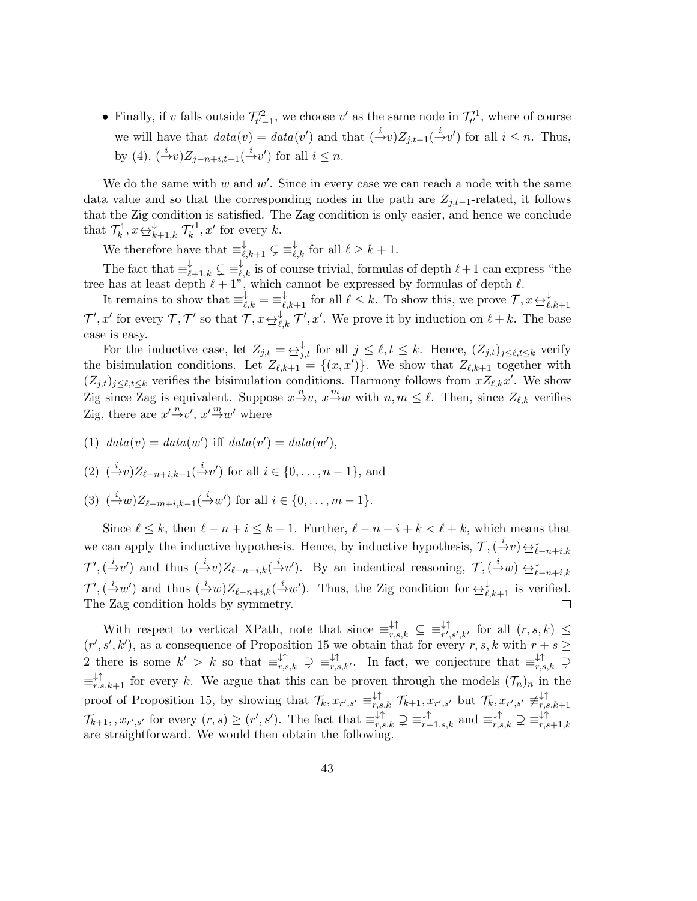- Finally, if $v$ falls outside $\mathcal{T}'^2_{t'-1}$, we choose $v'$ as the same node in $\mathcal{T}'^1_{t'}$, where of course we will have that $data(v) = data(v')$ and that $(\overset{i}{\to}v)Z_{j,t-1}(\overset{i}{\to}v')$ for all $i \leq n$. Thus, by (4), $(\overset{i}{\to}v)Z_{j-n+i,t-1}(\overset{i}{\to}v')$ for all $i \leq n$.

We do the same with $w$ and $w'$. Since in every case we can reach a node with the same data value and so that the corresponding nodes in the path are $Z_{j,t-1}$-related, it follows that the Zig condition is satisfied. The Zag condition is only easier, and hence we conclude that $\mathcal{T}^1_k, x \,\underline{\leftrightarrow}^{\downarrow}_{k+1,k}\, \mathcal{T}'^1_k, x'$ for every $k$.

We therefore have that $\equiv^{\downarrow}_{\ell,k+1} \subsetneq \equiv^{\downarrow}_{\ell,k}$ for all $\ell \geq k+1$.

The fact that $\equiv^{\downarrow}_{\ell+1,k} \subsetneq \equiv^{\downarrow}_{\ell,k}$ is of course trivial, formulas of depth $\ell+1$ can express "the tree has at least depth $\ell+1$", which cannot be expressed by formulas of depth $\ell$.

It remains to show that $\equiv^{\downarrow}_{\ell,k} = \equiv^{\downarrow}_{\ell,k+1}$ for all $\ell \leq k$. To show this, we prove $\mathcal{T}, x \,\underline{\leftrightarrow}^{\downarrow}_{\ell,k+1}\, \mathcal{T}', x'$ for every $\mathcal{T}, \mathcal{T}'$ so that $\mathcal{T}, x \,\underline{\leftrightarrow}^{\downarrow}_{\ell,k}\, \mathcal{T}', x'$. We prove it by induction on $\ell + k$. The base case is easy.

For the inductive case, let $Z_{j,t} = \underline{\leftrightarrow}^{\downarrow}_{j,t}$ for all $j \leq \ell, t \leq k$. Hence, $(Z_{j,t})_{j \leq \ell, t \leq k}$ verify the bisimulation conditions. Let $Z_{\ell,k+1} = \{(x, x')\}$. We show that $Z_{\ell,k+1}$ together with $(Z_{j,t})_{j \leq \ell, t \leq k}$ verifies the bisimulation conditions. Harmony follows from $x Z_{\ell,k} x'$. We show Zig since Zag is equivalent. Suppose $x \overset{n}{\to} v$, $x \overset{m}{\to} w$ with $n, m \leq \ell$. Then, since $Z_{\ell,k}$ verifies Zig, there are $x' \overset{n}{\to} v'$, $x' \overset{m}{\to} w'$ where

(1) $data(v) = data(w')$ iff $data(v') = data(w')$,

(2) $(\overset{i}{\to}v)Z_{\ell-n+i,k-1}(\overset{i}{\to}v')$ for all $i \in \{0, \ldots, n-1\}$, and

(3) $(\overset{i}{\to}w)Z_{\ell-m+i,k-1}(\overset{i}{\to}w')$ for all $i \in \{0, \ldots, m-1\}$.

Since $\ell \leq k$, then $\ell - n + i \leq k - 1$. Further, $\ell - n + i + k < \ell + k$, which means that we can apply the inductive hypothesis. Hence, by inductive hypothesis, $\mathcal{T}, (\overset{i}{\to}v) \,\underline{\leftrightarrow}^{\downarrow}_{\ell-n+i,k}\, \mathcal{T}', (\overset{i}{\to}v')$ and thus $(\overset{i}{\to}v)Z_{\ell-n+i,k}(\overset{i}{\to}v')$. By an indentical reasoning, $\mathcal{T}, (\overset{i}{\to}w) \,\underline{\leftrightarrow}^{\downarrow}_{\ell-n+i,k}\, \mathcal{T}', (\overset{i}{\to}w')$ and thus $(\overset{i}{\to}w)Z_{\ell-n+i,k}(\overset{i}{\to}w')$. Thus, the Zig condition for $\underline{\leftrightarrow}^{\downarrow}_{\ell,k+1}$ is verified. The Zag condition holds by symmetry. □

With respect to vertical XPath, note that since $\equiv^{\downarrow\uparrow}_{r,s,k} \subseteq \equiv^{\downarrow\uparrow}_{r',s',k'}$ for all $(r,s,k) \leq (r',s',k')$, as a consequence of Proposition 15 we obtain that for every $r, s, k$ with $r + s \geq 2$ there is some $k' > k$ so that $\equiv^{\downarrow\uparrow}_{r,s,k} \supsetneq \equiv^{\downarrow\uparrow}_{r,s,k'}$. In fact, we conjecture that $\equiv^{\downarrow\uparrow}_{r,s,k} \supsetneq \equiv^{\downarrow\uparrow}_{r,s,k+1}$ for every $k$. We argue that this can be proven through the models $(\mathcal{T}_n)_n$ in the proof of Proposition 15, by showing that $\mathcal{T}_k, x_{r',s'} \equiv^{\downarrow\uparrow}_{r,s,k} \mathcal{T}_{k+1}, x_{r',s'}$ but $\mathcal{T}_k, x_{r',s'} \not\equiv^{\downarrow\uparrow}_{r,s,k+1} \mathcal{T}_{k+1},, x_{r',s'}$ for every $(r,s) \geq (r',s')$. The fact that $\equiv^{\downarrow\uparrow}_{r,s,k} \supsetneq \equiv^{\downarrow\uparrow}_{r+1,s,k}$ and $\equiv^{\downarrow\uparrow}_{r,s,k} \supsetneq \equiv^{\downarrow\uparrow}_{r,s+1,k}$ are straightforward. We would then obtain the following.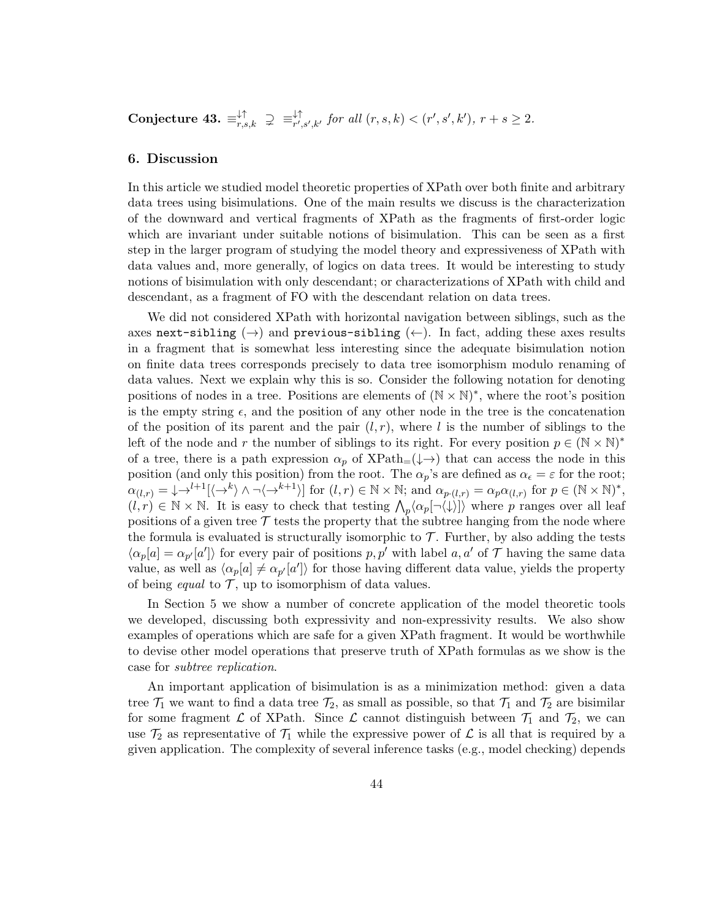**Conjecture 43.** $\equiv^{\downarrow\uparrow}_{r,s,k} \supsetneq \equiv^{\downarrow\uparrow}_{r',s',k'}$ *for all* $(r,s,k) < (r',s',k')$*,* $r+s \geq 2$*.*

## 6. Discussion

In this article we studied model theoretic properties of XPath over both finite and arbitrary data trees using bisimulations. One of the main results we discuss is the characterization of the downward and vertical fragments of XPath as the fragments of first-order logic which are invariant under suitable notions of bisimulation. This can be seen as a first step in the larger program of studying the model theory and expressiveness of XPath with data values and, more generally, of logics on data trees. It would be interesting to study notions of bisimulation with only descendant; or characterizations of XPath with child and descendant, as a fragment of FO with the descendant relation on data trees.

We did not considered XPath with horizontal navigation between siblings, such as the axes `next-sibling` ($\rightarrow$) and `previous-sibling` ($\leftarrow$). In fact, adding these axes results in a fragment that is somewhat less interesting since the adequate bisimulation notion on finite data trees corresponds precisely to data tree isomorphism modulo renaming of data values. Next we explain why this is so. Consider the following notation for denoting positions of nodes in a tree. Positions are elements of $(\mathbb{N} \times \mathbb{N})^*$, where the root's position is the empty string $\epsilon$, and the position of any other node in the tree is the concatenation of the position of its parent and the pair $(l,r)$, where $l$ is the number of siblings to the left of the node and $r$ the number of siblings to its right. For every position $p \in (\mathbb{N} \times \mathbb{N})^*$ of a tree, there is a path expression $\alpha_p$ of XPath$_=(\downarrow\rightarrow)$ that can access the node in this position (and only this position) from the root. The $\alpha_p$'s are defined as $\alpha_\epsilon = \varepsilon$ for the root; $\alpha_{(l,r)} = \downarrow\rightarrow^{l+1}[\langle\rightarrow^k\rangle \wedge \neg\langle\rightarrow^{k+1}\rangle]$ for $(l,r) \in \mathbb{N} \times \mathbb{N}$; and $\alpha_{p\cdot(l,r)} = \alpha_p \alpha_{(l,r)}$ for $p \in (\mathbb{N} \times \mathbb{N})^*$, $(l,r) \in \mathbb{N} \times \mathbb{N}$. It is easy to check that testing $\bigwedge_p \langle\alpha_p[\neg\langle\downarrow\rangle]\rangle$ where $p$ ranges over all leaf positions of a given tree $\mathcal{T}$ tests the property that the subtree hanging from the node where the formula is evaluated is structurally isomorphic to $\mathcal{T}$. Further, by also adding the tests $\langle\alpha_p[a] = \alpha_{p'}[a']\rangle$ for every pair of positions $p, p'$ with label $a, a'$ of $\mathcal{T}$ having the same data value, as well as $\langle\alpha_p[a] \neq \alpha_{p'}[a']\rangle$ for those having different data value, yields the property of being *equal* to $\mathcal{T}$, up to isomorphism of data values.

In Section 5 we show a number of concrete application of the model theoretic tools we developed, discussing both expressivity and non-expressivity results. We also show examples of operations which are safe for a given XPath fragment. It would be worthwhile to devise other model operations that preserve truth of XPath formulas as we show is the case for *subtree replication*.

An important application of bisimulation is as a minimization method: given a data tree $\mathcal{T}_1$ we want to find a data tree $\mathcal{T}_2$, as small as possible, so that $\mathcal{T}_1$ and $\mathcal{T}_2$ are bisimilar for some fragment $\mathcal{L}$ of XPath. Since $\mathcal{L}$ cannot distinguish between $\mathcal{T}_1$ and $\mathcal{T}_2$, we can use $\mathcal{T}_2$ as representative of $\mathcal{T}_1$ while the expressive power of $\mathcal{L}$ is all that is required by a given application. The complexity of several inference tasks (e.g., model checking) depends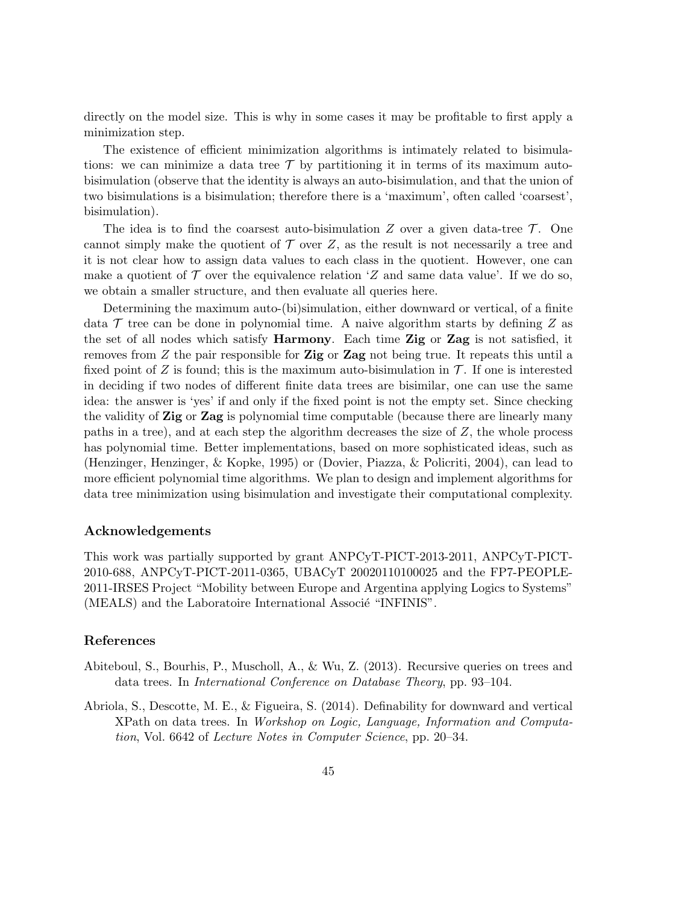directly on the model size. This is why in some cases it may be profitable to first apply a minimization step.

The existence of efficient minimization algorithms is intimately related to bisimulations: we can minimize a data tree $\mathcal{T}$ by partitioning it in terms of its maximum auto-bisimulation (observe that the identity is always an auto-bisimulation, and that the union of two bisimulations is a bisimulation; therefore there is a 'maximum', often called 'coarsest', bisimulation).

The idea is to find the coarsest auto-bisimulation $Z$ over a given data-tree $\mathcal{T}$. One cannot simply make the quotient of $\mathcal{T}$ over $Z$, as the result is not necessarily a tree and it is not clear how to assign data values to each class in the quotient. However, one can make a quotient of $\mathcal{T}$ over the equivalence relation '$Z$ and same data value'. If we do so, we obtain a smaller structure, and then evaluate all queries here.

Determining the maximum auto-(bi)simulation, either downward or vertical, of a finite data $\mathcal{T}$ tree can be done in polynomial time. A naive algorithm starts by defining $Z$ as the set of all nodes which satisfy **Harmony**. Each time **Zig** or **Zag** is not satisfied, it removes from $Z$ the pair responsible for **Zig** or **Zag** not being true. It repeats this until a fixed point of $Z$ is found; this is the maximum auto-bisimulation in $\mathcal{T}$. If one is interested in deciding if two nodes of different finite data trees are bisimilar, one can use the same idea: the answer is 'yes' if and only if the fixed point is not the empty set. Since checking the validity of **Zig** or **Zag** is polynomial time computable (because there are linearly many paths in a tree), and at each step the algorithm decreases the size of $Z$, the whole process has polynomial time. Better implementations, based on more sophisticated ideas, such as (Henzinger, Henzinger, & Kopke, 1995) or (Dovier, Piazza, & Policriti, 2004), can lead to more efficient polynomial time algorithms. We plan to design and implement algorithms for data tree minimization using bisimulation and investigate their computational complexity.

## Acknowledgements

This work was partially supported by grant ANPCyT-PICT-2013-2011, ANPCyT-PICT-2010-688, ANPCyT-PICT-2011-0365, UBACyT 20020110100025 and the FP7-PEOPLE-2011-IRSES Project "Mobility between Europe and Argentina applying Logics to Systems" (MEALS) and the Laboratoire International Associé "INFINIS".

## References

Abiteboul, S., Bourhis, P., Muscholl, A., & Wu, Z. (2013). Recursive queries on trees and data trees. In *International Conference on Database Theory*, pp. 93–104.

Abriola, S., Descotte, M. E., & Figueira, S. (2014). Definability for downward and vertical XPath on data trees. In *Workshop on Logic, Language, Information and Computation*, Vol. 6642 of *Lecture Notes in Computer Science*, pp. 20–34.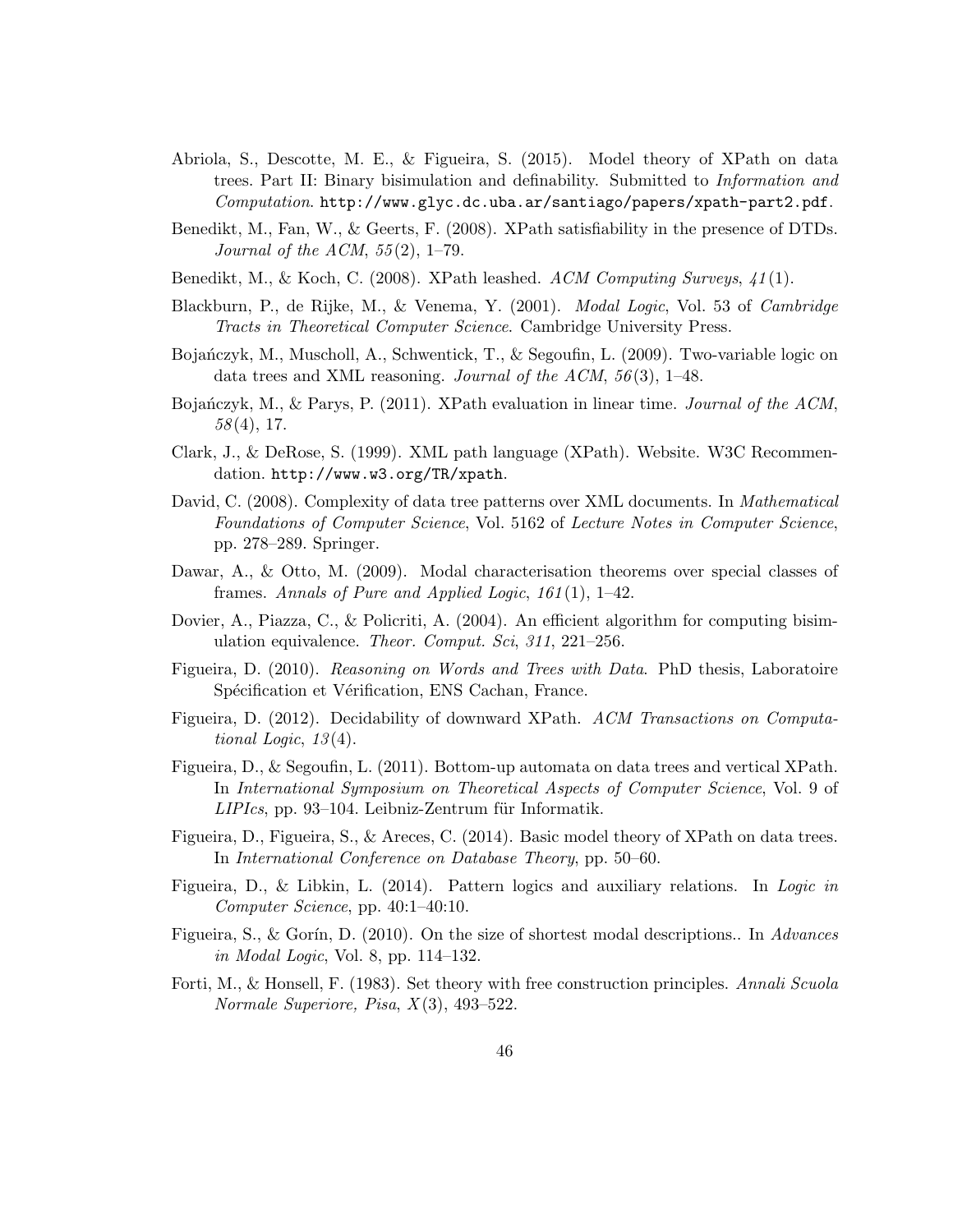Abriola, S., Descotte, M. E., & Figueira, S. (2015). Model theory of XPath on data trees. Part II: Binary bisimulation and definability. Submitted to *Information and Computation*. `http://www.glyc.dc.uba.ar/santiago/papers/xpath-part2.pdf`.

Benedikt, M., Fan, W., & Geerts, F. (2008). XPath satisfiability in the presence of DTDs. *Journal of the ACM*, *55*(2), 1–79.

Benedikt, M., & Koch, C. (2008). XPath leashed. *ACM Computing Surveys*, *41*(1).

Blackburn, P., de Rijke, M., & Venema, Y. (2001). *Modal Logic*, Vol. 53 of *Cambridge Tracts in Theoretical Computer Science*. Cambridge University Press.

Bojańczyk, M., Muscholl, A., Schwentick, T., & Segoufin, L. (2009). Two-variable logic on data trees and XML reasoning. *Journal of the ACM*, *56*(3), 1–48.

Bojańczyk, M., & Parys, P. (2011). XPath evaluation in linear time. *Journal of the ACM*, *58*(4), 17.

Clark, J., & DeRose, S. (1999). XML path language (XPath). Website. W3C Recommendation. `http://www.w3.org/TR/xpath`.

David, C. (2008). Complexity of data tree patterns over XML documents. In *Mathematical Foundations of Computer Science*, Vol. 5162 of *Lecture Notes in Computer Science*, pp. 278–289. Springer.

Dawar, A., & Otto, M. (2009). Modal characterisation theorems over special classes of frames. *Annals of Pure and Applied Logic*, *161*(1), 1–42.

Dovier, A., Piazza, C., & Policriti, A. (2004). An efficient algorithm for computing bisimulation equivalence. *Theor. Comput. Sci*, *311*, 221–256.

Figueira, D. (2010). *Reasoning on Words and Trees with Data*. PhD thesis, Laboratoire Spécification et Vérification, ENS Cachan, France.

Figueira, D. (2012). Decidability of downward XPath. *ACM Transactions on Computational Logic*, *13*(4).

Figueira, D., & Segoufin, L. (2011). Bottom-up automata on data trees and vertical XPath. In *International Symposium on Theoretical Aspects of Computer Science*, Vol. 9 of *LIPIcs*, pp. 93–104. Leibniz-Zentrum für Informatik.

Figueira, D., Figueira, S., & Areces, C. (2014). Basic model theory of XPath on data trees. In *International Conference on Database Theory*, pp. 50–60.

Figueira, D., & Libkin, L. (2014). Pattern logics and auxiliary relations. In *Logic in Computer Science*, pp. 40:1–40:10.

Figueira, S., & Gorín, D. (2010). On the size of shortest modal descriptions.. In *Advances in Modal Logic*, Vol. 8, pp. 114–132.

Forti, M., & Honsell, F. (1983). Set theory with free construction principles. *Annali Scuola Normale Superiore, Pisa*, *X*(3), 493–522.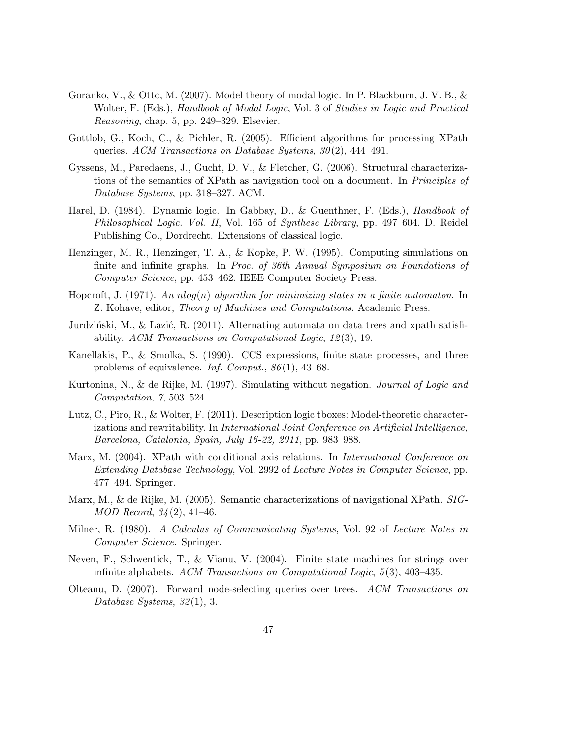Goranko, V., & Otto, M. (2007). Model theory of modal logic. In P. Blackburn, J. V. B., & Wolter, F. (Eds.), *Handbook of Modal Logic*, Vol. 3 of *Studies in Logic and Practical Reasoning*, chap. 5, pp. 249–329. Elsevier.

Gottlob, G., Koch, C., & Pichler, R. (2005). Efficient algorithms for processing XPath queries. *ACM Transactions on Database Systems*, *30*(2), 444–491.

Gyssens, M., Paredaens, J., Gucht, D. V., & Fletcher, G. (2006). Structural characterizations of the semantics of XPath as navigation tool on a document. In *Principles of Database Systems*, pp. 318–327. ACM.

Harel, D. (1984). Dynamic logic. In Gabbay, D., & Guenthner, F. (Eds.), *Handbook of Philosophical Logic. Vol. II*, Vol. 165 of *Synthese Library*, pp. 497–604. D. Reidel Publishing Co., Dordrecht. Extensions of classical logic.

Henzinger, M. R., Henzinger, T. A., & Kopke, P. W. (1995). Computing simulations on finite and infinite graphs. In *Proc. of 36th Annual Symposium on Foundations of Computer Science*, pp. 453–462. IEEE Computer Society Press.

Hopcroft, J. (1971). *An nlog(n) algorithm for minimizing states in a finite automaton*. In Z. Kohave, editor, *Theory of Machines and Computations*. Academic Press.

Jurdziński, M., & Lazić, R. (2011). Alternating automata on data trees and xpath satisfiability. *ACM Transactions on Computational Logic*, *12*(3), 19.

Kanellakis, P., & Smolka, S. (1990). CCS expressions, finite state processes, and three problems of equivalence. *Inf. Comput.*, *86*(1), 43–68.

Kurtonina, N., & de Rijke, M. (1997). Simulating without negation. *Journal of Logic and Computation*, *7*, 503–524.

Lutz, C., Piro, R., & Wolter, F. (2011). Description logic tboxes: Model-theoretic characterizations and rewritability. In *International Joint Conference on Artificial Intelligence, Barcelona, Catalonia, Spain, July 16-22, 2011*, pp. 983–988.

Marx, M. (2004). XPath with conditional axis relations. In *International Conference on Extending Database Technology*, Vol. 2992 of *Lecture Notes in Computer Science*, pp. 477–494. Springer.

Marx, M., & de Rijke, M. (2005). Semantic characterizations of navigational XPath. *SIGMOD Record*, *34*(2), 41–46.

Milner, R. (1980). *A Calculus of Communicating Systems*, Vol. 92 of *Lecture Notes in Computer Science*. Springer.

Neven, F., Schwentick, T., & Vianu, V. (2004). Finite state machines for strings over infinite alphabets. *ACM Transactions on Computational Logic*, *5*(3), 403–435.

Olteanu, D. (2007). Forward node-selecting queries over trees. *ACM Transactions on Database Systems*, *32*(1), 3.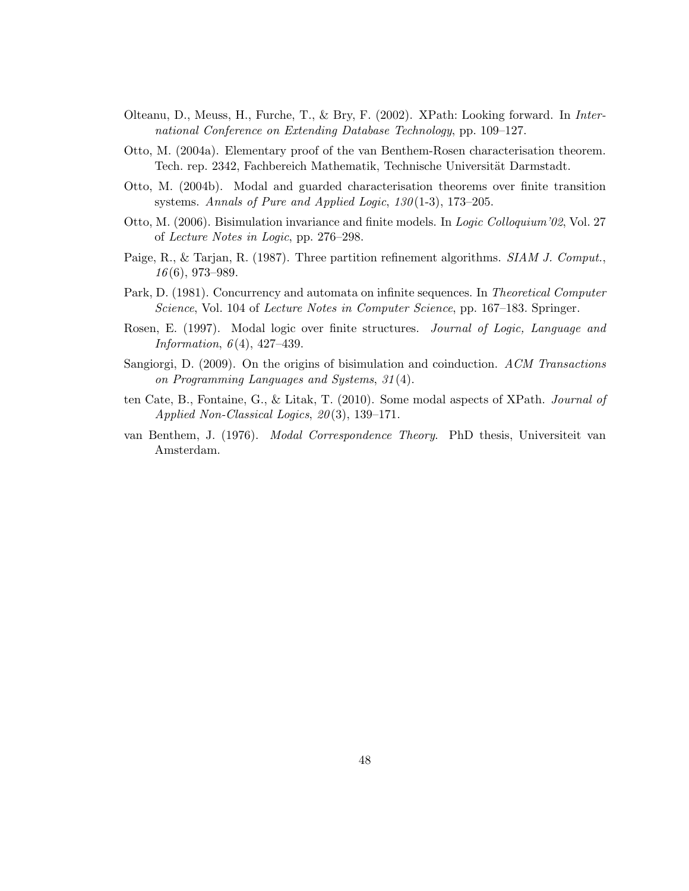Olteanu, D., Meuss, H., Furche, T., & Bry, F. (2002). XPath: Looking forward. In *International Conference on Extending Database Technology*, pp. 109–127.

Otto, M. (2004a). Elementary proof of the van Benthem-Rosen characterisation theorem. Tech. rep. 2342, Fachbereich Mathematik, Technische Universität Darmstadt.

Otto, M. (2004b). Modal and guarded characterisation theorems over finite transition systems. *Annals of Pure and Applied Logic*, *130*(1-3), 173–205.

Otto, M. (2006). Bisimulation invariance and finite models. In *Logic Colloquium'02*, Vol. 27 of *Lecture Notes in Logic*, pp. 276–298.

Paige, R., & Tarjan, R. (1987). Three partition refinement algorithms. *SIAM J. Comput.*, *16*(6), 973–989.

Park, D. (1981). Concurrency and automata on infinite sequences. In *Theoretical Computer Science*, Vol. 104 of *Lecture Notes in Computer Science*, pp. 167–183. Springer.

Rosen, E. (1997). Modal logic over finite structures. *Journal of Logic, Language and Information*, *6*(4), 427–439.

Sangiorgi, D. (2009). On the origins of bisimulation and coinduction. *ACM Transactions on Programming Languages and Systems*, *31*(4).

ten Cate, B., Fontaine, G., & Litak, T. (2010). Some modal aspects of XPath. *Journal of Applied Non-Classical Logics*, *20*(3), 139–171.

van Benthem, J. (1976). *Modal Correspondence Theory*. PhD thesis, Universiteit van Amsterdam.